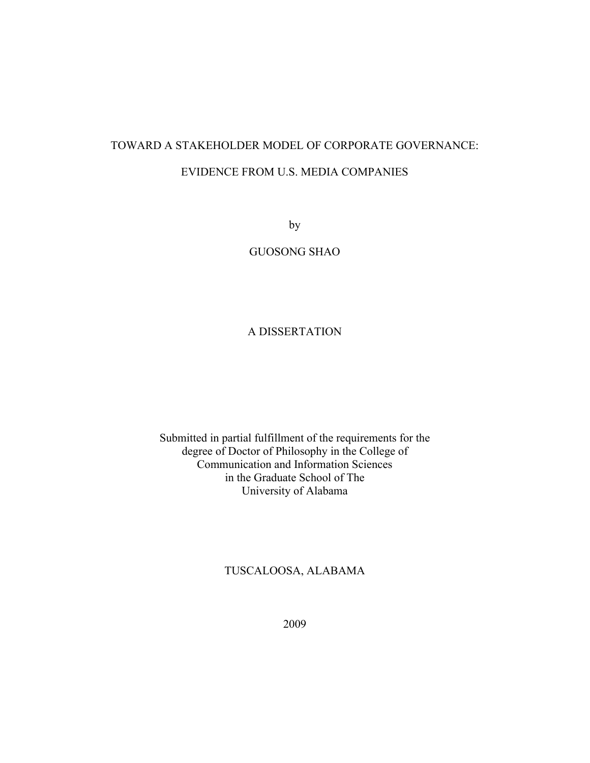# TOWARD A STAKEHOLDER MODEL OF CORPORATE GOVERNANCE:

# EVIDENCE FROM U.S. MEDIA COMPANIES

by

GUOSONG SHAO

A DISSERTATION

Submitted in partial fulfillment of the requirements for the degree of Doctor of Philosophy in the College of Communication and Information Sciences in the Graduate School of The University of Alabama

TUSCALOOSA, ALABAMA

2009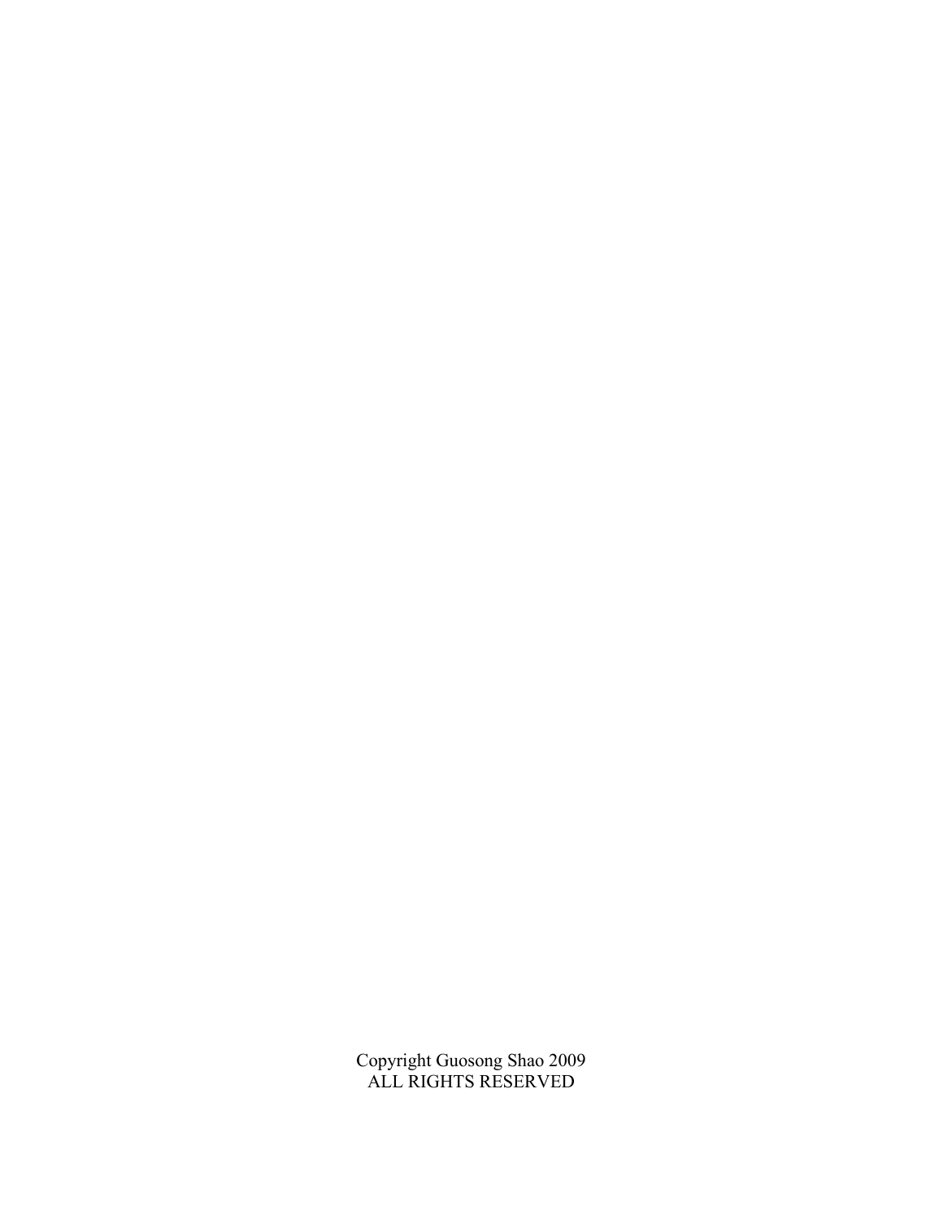Copyright Guosong Shao 2009
ALL RIGHTS RESERVED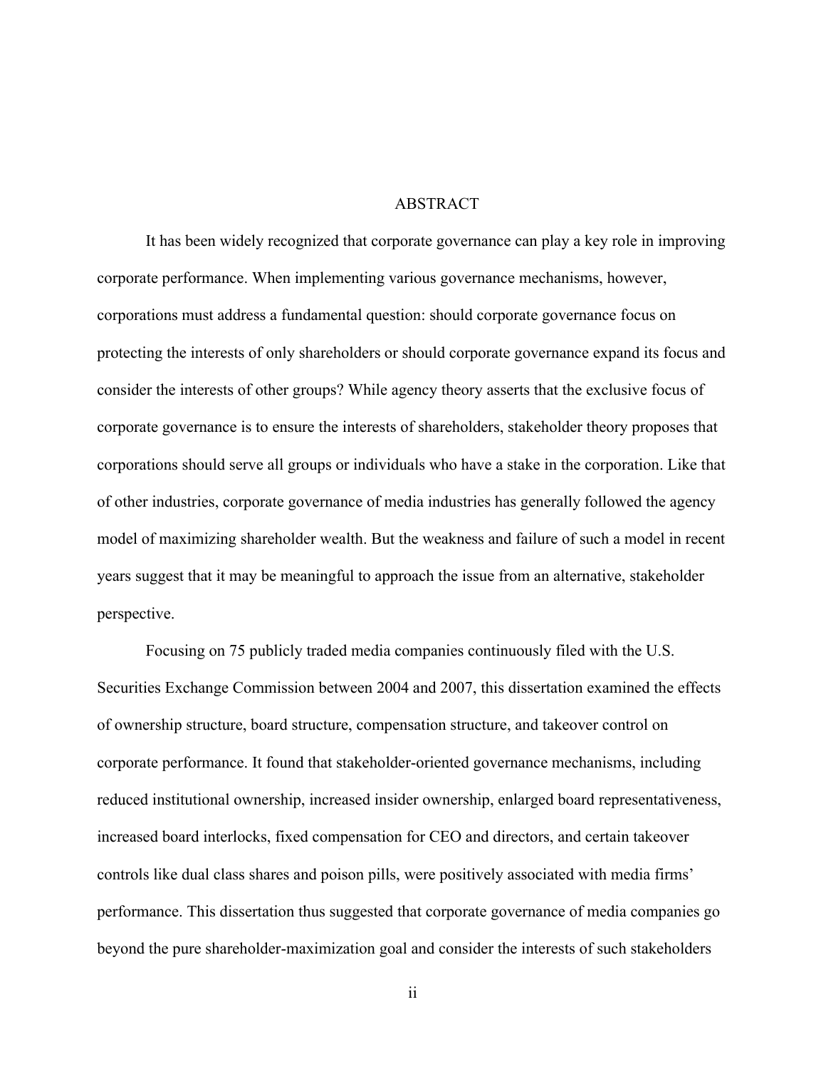# ABSTRACT

It has been widely recognized that corporate governance can play a key role in improving corporate performance. When implementing various governance mechanisms, however, corporations must address a fundamental question: should corporate governance focus on protecting the interests of only shareholders or should corporate governance expand its focus and consider the interests of other groups? While agency theory asserts that the exclusive focus of corporate governance is to ensure the interests of shareholders, stakeholder theory proposes that corporations should serve all groups or individuals who have a stake in the corporation. Like that of other industries, corporate governance of media industries has generally followed the agency model of maximizing shareholder wealth. But the weakness and failure of such a model in recent years suggest that it may be meaningful to approach the issue from an alternative, stakeholder perspective.

Focusing on 75 publicly traded media companies continuously filed with the U.S. Securities Exchange Commission between 2004 and 2007, this dissertation examined the effects of ownership structure, board structure, compensation structure, and takeover control on corporate performance. It found that stakeholder-oriented governance mechanisms, including reduced institutional ownership, increased insider ownership, enlarged board representativeness, increased board interlocks, fixed compensation for CEO and directors, and certain takeover controls like dual class shares and poison pills, were positively associated with media firms' performance. This dissertation thus suggested that corporate governance of media companies go beyond the pure shareholder-maximization goal and consider the interests of such stakeholders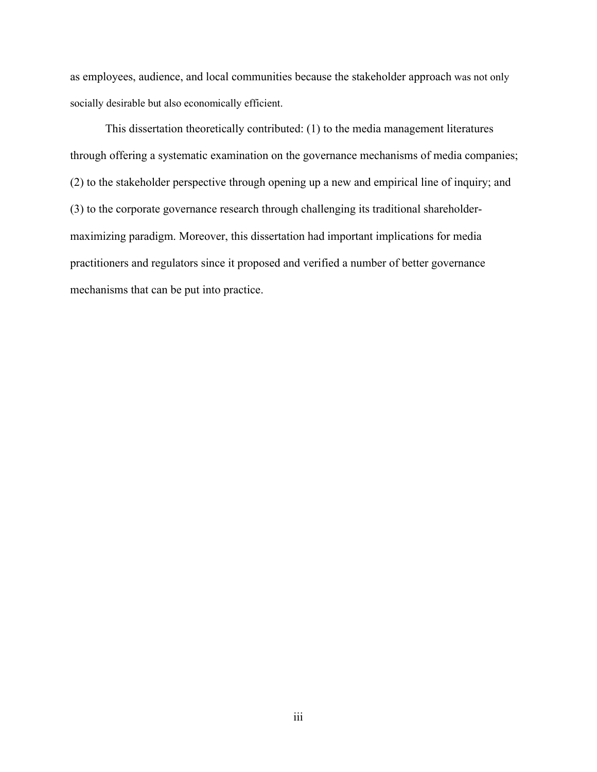as employees, audience, and local communities because the stakeholder approach was not only socially desirable but also economically efficient.

This dissertation theoretically contributed: (1) to the media management literatures through offering a systematic examination on the governance mechanisms of media companies; (2) to the stakeholder perspective through opening up a new and empirical line of inquiry; and (3) to the corporate governance research through challenging its traditional shareholder-maximizing paradigm. Moreover, this dissertation had important implications for media practitioners and regulators since it proposed and verified a number of better governance mechanisms that can be put into practice.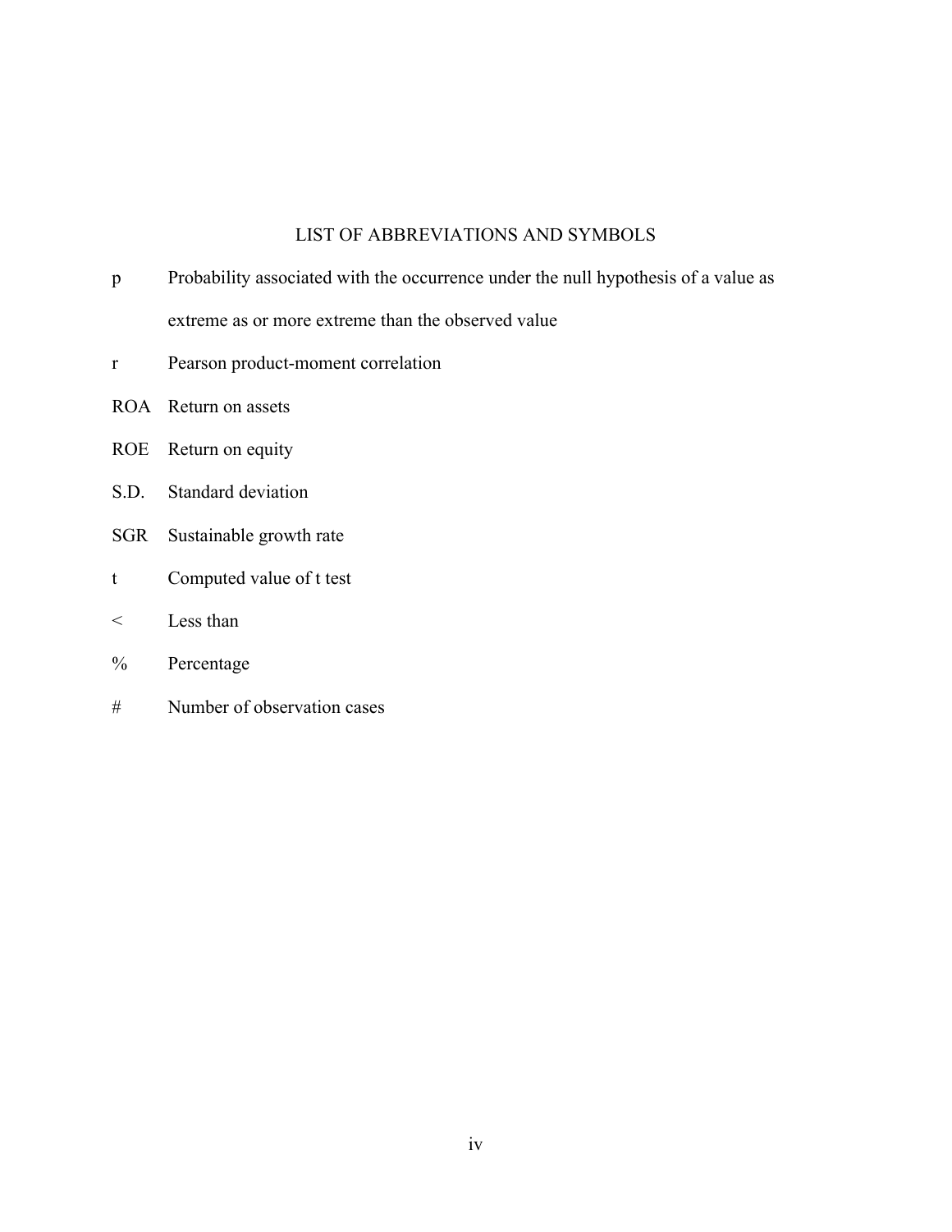# LIST OF ABBREVIATIONS AND SYMBOLS

| | |
|---|---|
| p | Probability associated with the occurrence under the null hypothesis of a value as extreme as or more extreme than the observed value |
| r | Pearson product-moment correlation |
| ROA | Return on assets |
| ROE | Return on equity |
| S.D. | Standard deviation |
| SGR | Sustainable growth rate |
| t | Computed value of t test |
| < | Less than |
| % | Percentage |
| # | Number of observation cases |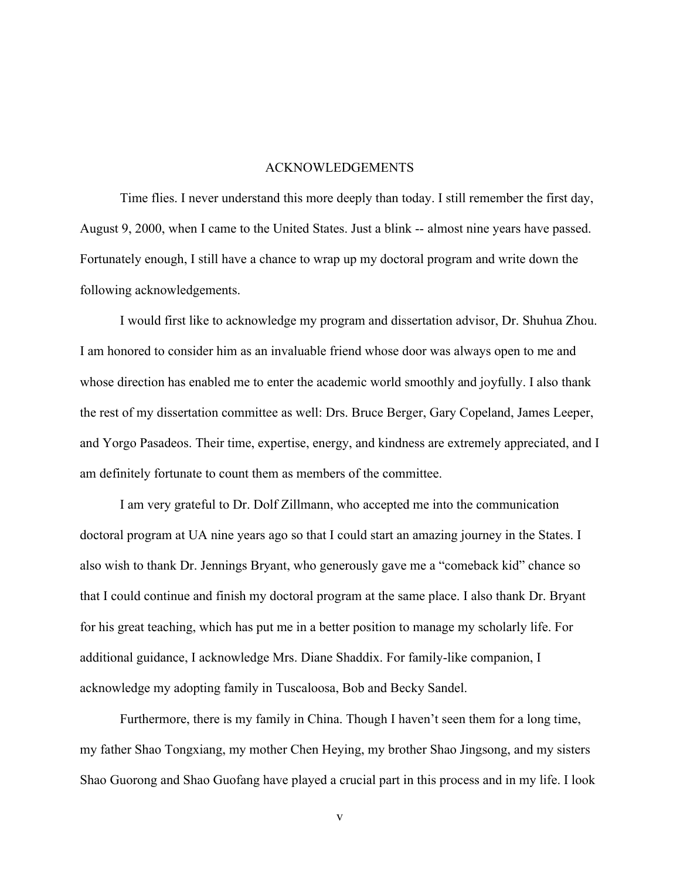# ACKNOWLEDGEMENTS

Time flies. I never understand this more deeply than today. I still remember the first day, August 9, 2000, when I came to the United States. Just a blink -- almost nine years have passed. Fortunately enough, I still have a chance to wrap up my doctoral program and write down the following acknowledgements.

I would first like to acknowledge my program and dissertation advisor, Dr. Shuhua Zhou. I am honored to consider him as an invaluable friend whose door was always open to me and whose direction has enabled me to enter the academic world smoothly and joyfully. I also thank the rest of my dissertation committee as well: Drs. Bruce Berger, Gary Copeland, James Leeper, and Yorgo Pasadeos. Their time, expertise, energy, and kindness are extremely appreciated, and I am definitely fortunate to count them as members of the committee.

I am very grateful to Dr. Dolf Zillmann, who accepted me into the communication doctoral program at UA nine years ago so that I could start an amazing journey in the States. I also wish to thank Dr. Jennings Bryant, who generously gave me a "comeback kid" chance so that I could continue and finish my doctoral program at the same place. I also thank Dr. Bryant for his great teaching, which has put me in a better position to manage my scholarly life. For additional guidance, I acknowledge Mrs. Diane Shaddix. For family-like companion, I acknowledge my adopting family in Tuscaloosa, Bob and Becky Sandel.

Furthermore, there is my family in China. Though I haven't seen them for a long time, my father Shao Tongxiang, my mother Chen Heying, my brother Shao Jingsong, and my sisters Shao Guorong and Shao Guofang have played a crucial part in this process and in my life. I look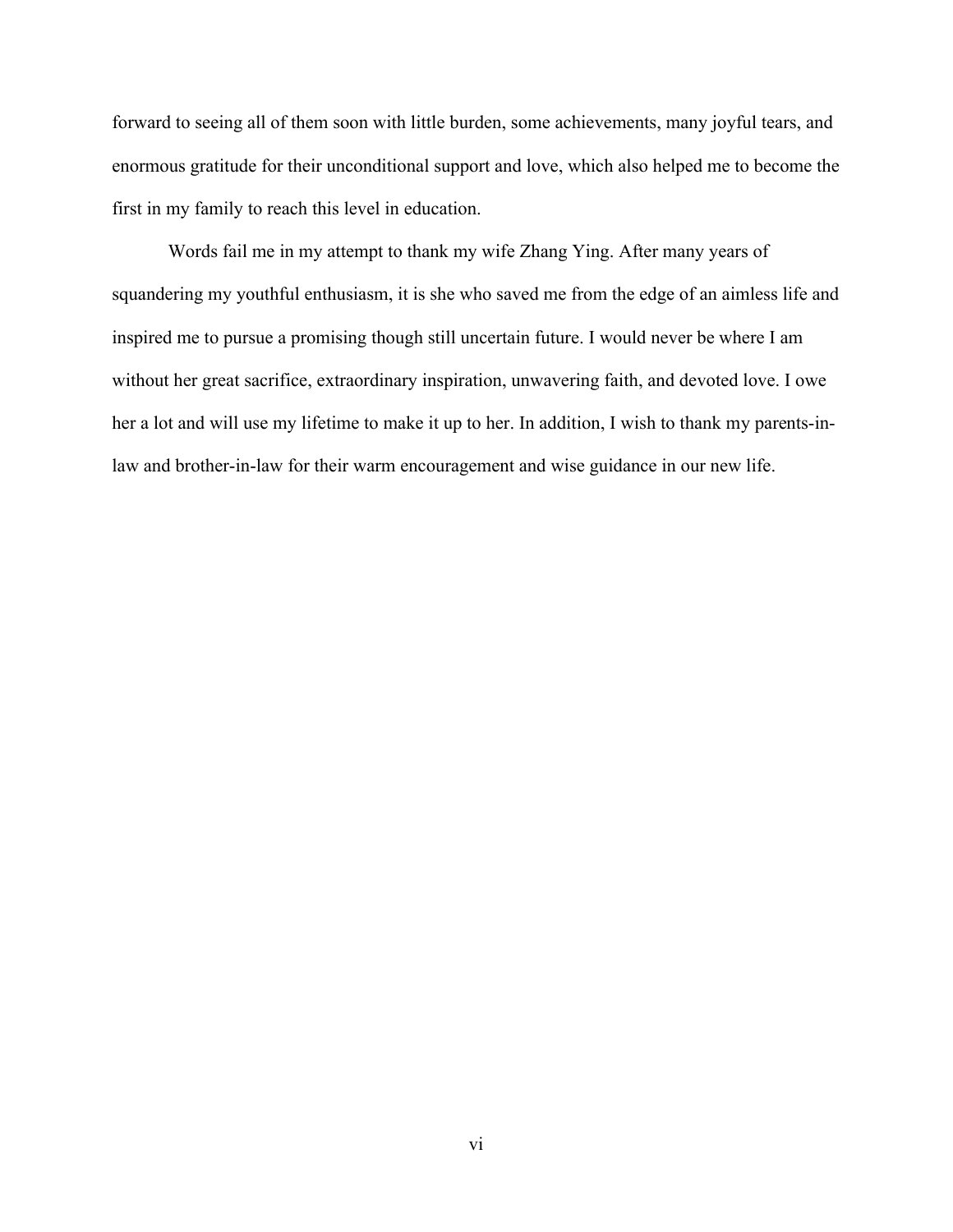forward to seeing all of them soon with little burden, some achievements, many joyful tears, and enormous gratitude for their unconditional support and love, which also helped me to become the first in my family to reach this level in education.

Words fail me in my attempt to thank my wife Zhang Ying. After many years of squandering my youthful enthusiasm, it is she who saved me from the edge of an aimless life and inspired me to pursue a promising though still uncertain future. I would never be where I am without her great sacrifice, extraordinary inspiration, unwavering faith, and devoted love. I owe her a lot and will use my lifetime to make it up to her. In addition, I wish to thank my parents-in-law and brother-in-law for their warm encouragement and wise guidance in our new life.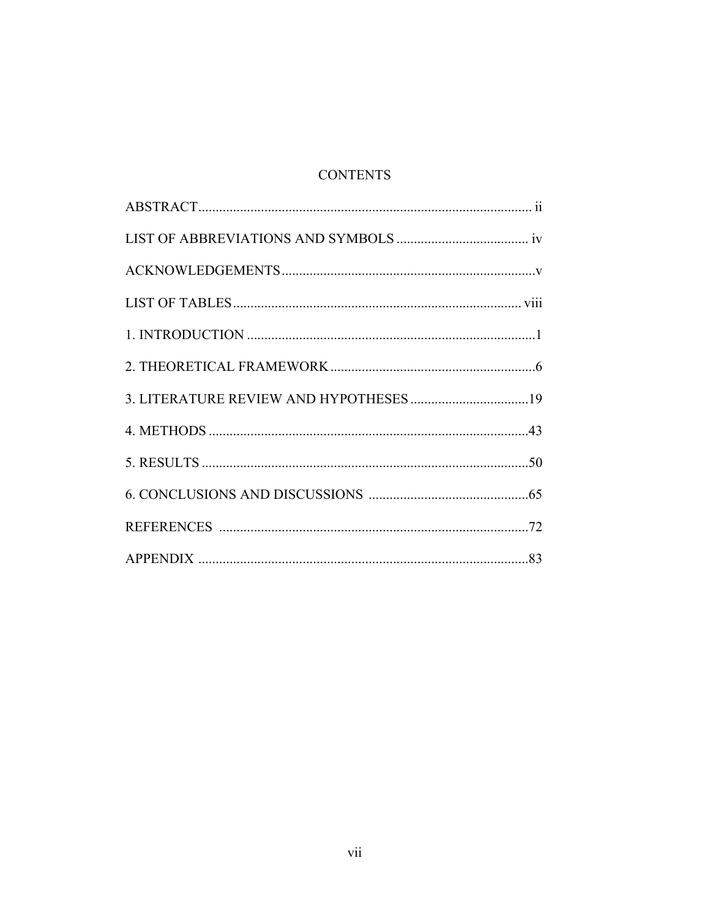# CONTENTS

ABSTRACT ........................................................................................ ii

LIST OF ABBREVIATIONS AND SYMBOLS ...................................... iv

ACKNOWLEDGEMENTS ......................................................................... v

LIST OF TABLES .................................................................................. viii

1. INTRODUCTION .................................................................................. 1

2. THEORETICAL FRAMEWORK ........................................................... 6

3. LITERATURE REVIEW AND HYPOTHESES .................................. 19

4. METHODS ............................................................................................ 43

5. RESULTS .............................................................................................. 50

6. CONCLUSIONS AND DISCUSSIONS .............................................. 65

REFERENCES ......................................................................................... 72

APPENDIX .............................................................................................. 83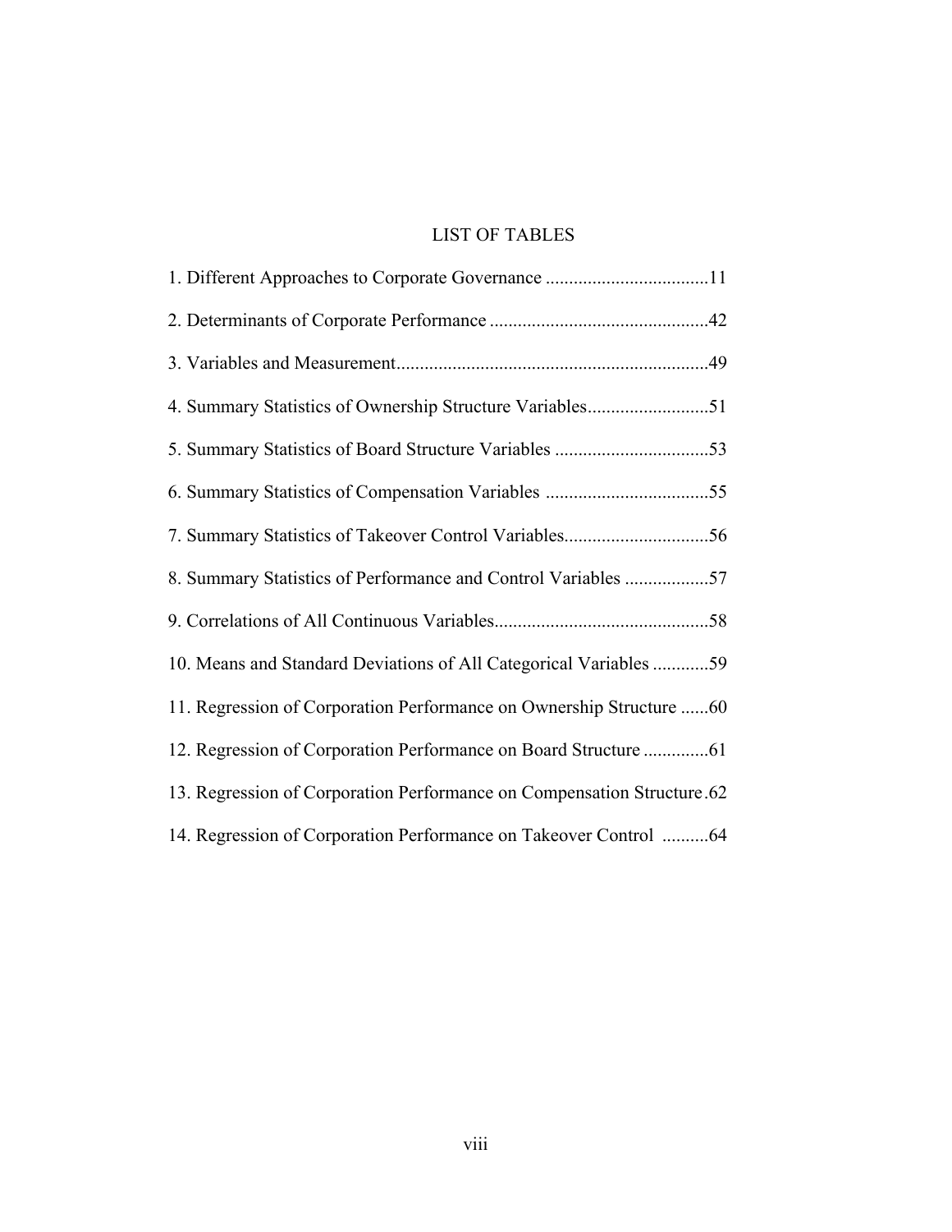# LIST OF TABLES

1. Different Approaches to Corporate Governance ...................................11

2. Determinants of Corporate Performance ...............................................42

3. Variables and Measurement...................................................................49

4. Summary Statistics of Ownership Structure Variables..........................51

5. Summary Statistics of Board Structure Variables .................................53

6. Summary Statistics of Compensation Variables ...................................55

7. Summary Statistics of Takeover Control Variables...............................56

8. Summary Statistics of Performance and Control Variables ..................57

9. Correlations of All Continuous Variables..............................................58

10. Means and Standard Deviations of All Categorical Variables ............59

11. Regression of Corporation Performance on Ownership Structure ......60

12. Regression of Corporation Performance on Board Structure ..............61

13. Regression of Corporation Performance on Compensation Structure .62

14. Regression of Corporation Performance on Takeover Control ..........64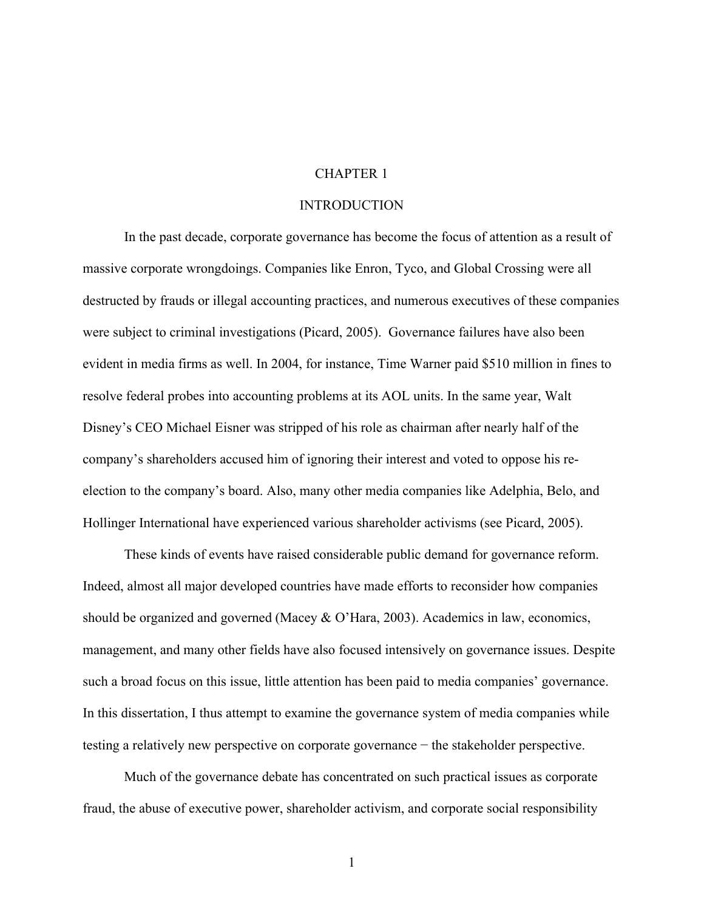# CHAPTER 1

# INTRODUCTION

In the past decade, corporate governance has become the focus of attention as a result of massive corporate wrongdoings. Companies like Enron, Tyco, and Global Crossing were all destructed by frauds or illegal accounting practices, and numerous executives of these companies were subject to criminal investigations (Picard, 2005). Governance failures have also been evident in media firms as well. In 2004, for instance, Time Warner paid $510 million in fines to resolve federal probes into accounting problems at its AOL units. In the same year, Walt Disney's CEO Michael Eisner was stripped of his role as chairman after nearly half of the company's shareholders accused him of ignoring their interest and voted to oppose his re-election to the company's board. Also, many other media companies like Adelphia, Belo, and Hollinger International have experienced various shareholder activisms (see Picard, 2005).

These kinds of events have raised considerable public demand for governance reform. Indeed, almost all major developed countries have made efforts to reconsider how companies should be organized and governed (Macey & O'Hara, 2003). Academics in law, economics, management, and many other fields have also focused intensively on governance issues. Despite such a broad focus on this issue, little attention has been paid to media companies' governance. In this dissertation, I thus attempt to examine the governance system of media companies while testing a relatively new perspective on corporate governance − the stakeholder perspective.

Much of the governance debate has concentrated on such practical issues as corporate fraud, the abuse of executive power, shareholder activism, and corporate social responsibility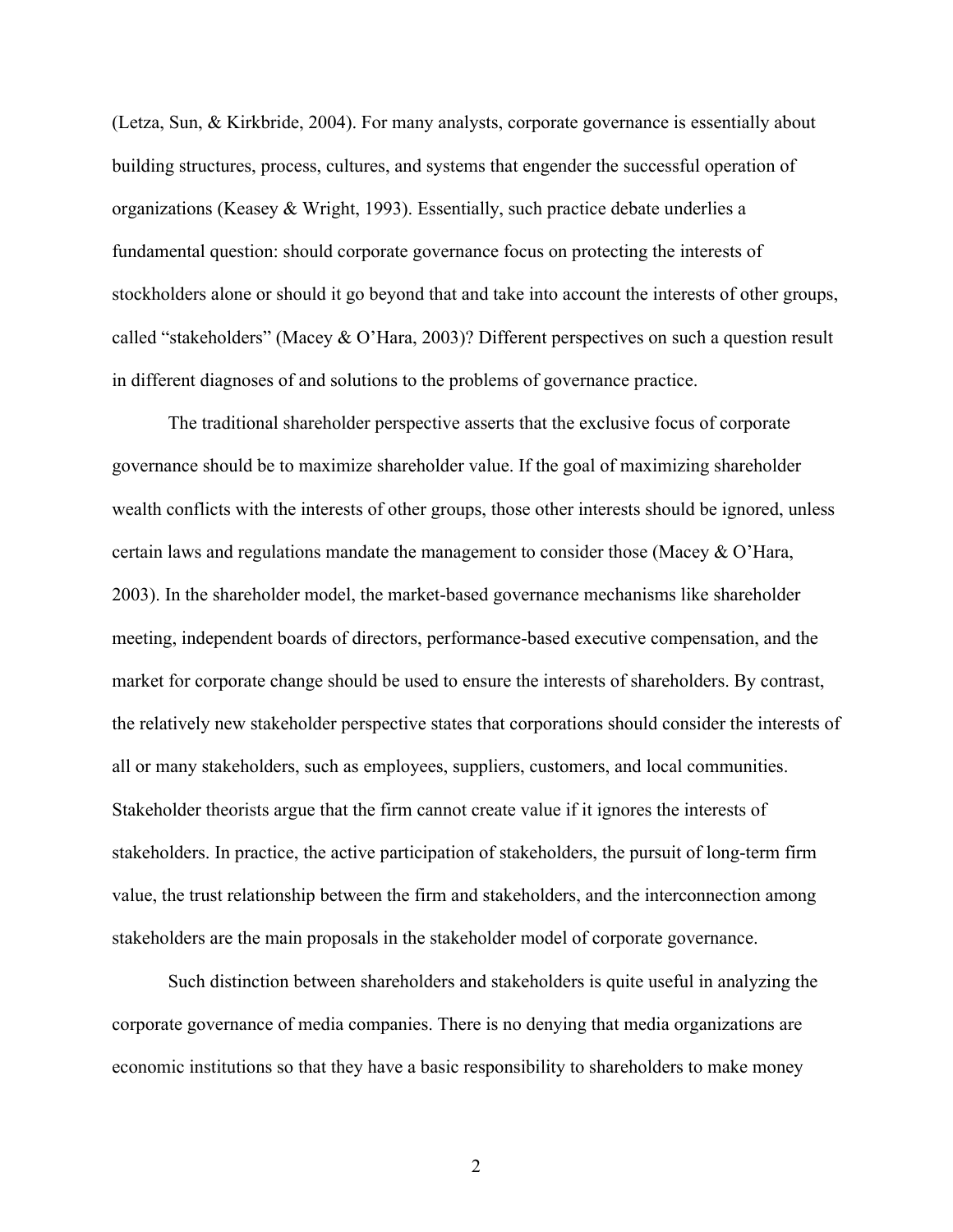(Letza, Sun, & Kirkbride, 2004). For many analysts, corporate governance is essentially about building structures, process, cultures, and systems that engender the successful operation of organizations (Keasey & Wright, 1993). Essentially, such practice debate underlies a fundamental question: should corporate governance focus on protecting the interests of stockholders alone or should it go beyond that and take into account the interests of other groups, called "stakeholders" (Macey & O'Hara, 2003)? Different perspectives on such a question result in different diagnoses of and solutions to the problems of governance practice.

The traditional shareholder perspective asserts that the exclusive focus of corporate governance should be to maximize shareholder value. If the goal of maximizing shareholder wealth conflicts with the interests of other groups, those other interests should be ignored, unless certain laws and regulations mandate the management to consider those (Macey & O'Hara, 2003). In the shareholder model, the market-based governance mechanisms like shareholder meeting, independent boards of directors, performance-based executive compensation, and the market for corporate change should be used to ensure the interests of shareholders. By contrast, the relatively new stakeholder perspective states that corporations should consider the interests of all or many stakeholders, such as employees, suppliers, customers, and local communities. Stakeholder theorists argue that the firm cannot create value if it ignores the interests of stakeholders. In practice, the active participation of stakeholders, the pursuit of long-term firm value, the trust relationship between the firm and stakeholders, and the interconnection among stakeholders are the main proposals in the stakeholder model of corporate governance.

Such distinction between shareholders and stakeholders is quite useful in analyzing the corporate governance of media companies. There is no denying that media organizations are economic institutions so that they have a basic responsibility to shareholders to make money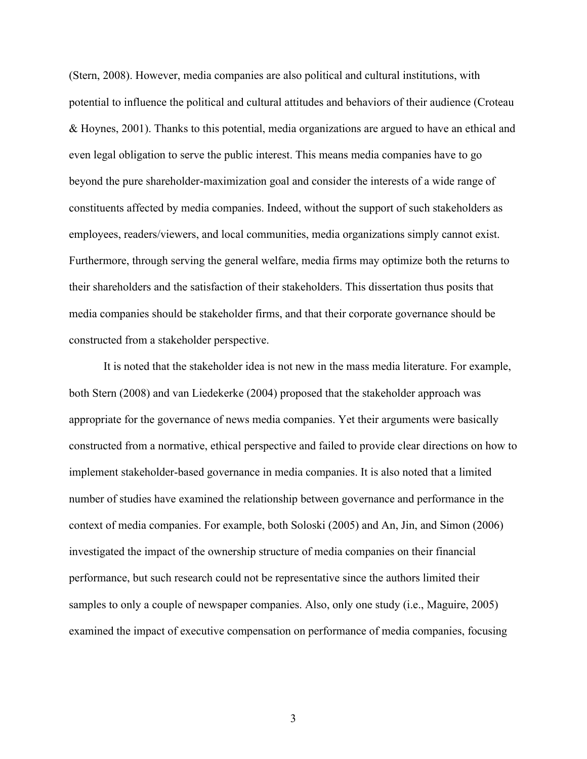(Stern, 2008). However, media companies are also political and cultural institutions, with potential to influence the political and cultural attitudes and behaviors of their audience (Croteau & Hoynes, 2001). Thanks to this potential, media organizations are argued to have an ethical and even legal obligation to serve the public interest. This means media companies have to go beyond the pure shareholder-maximization goal and consider the interests of a wide range of constituents affected by media companies. Indeed, without the support of such stakeholders as employees, readers/viewers, and local communities, media organizations simply cannot exist. Furthermore, through serving the general welfare, media firms may optimize both the returns to their shareholders and the satisfaction of their stakeholders. This dissertation thus posits that media companies should be stakeholder firms, and that their corporate governance should be constructed from a stakeholder perspective.

It is noted that the stakeholder idea is not new in the mass media literature. For example, both Stern (2008) and van Liedekerke (2004) proposed that the stakeholder approach was appropriate for the governance of news media companies. Yet their arguments were basically constructed from a normative, ethical perspective and failed to provide clear directions on how to implement stakeholder-based governance in media companies. It is also noted that a limited number of studies have examined the relationship between governance and performance in the context of media companies. For example, both Soloski (2005) and An, Jin, and Simon (2006) investigated the impact of the ownership structure of media companies on their financial performance, but such research could not be representative since the authors limited their samples to only a couple of newspaper companies. Also, only one study (i.e., Maguire, 2005) examined the impact of executive compensation on performance of media companies, focusing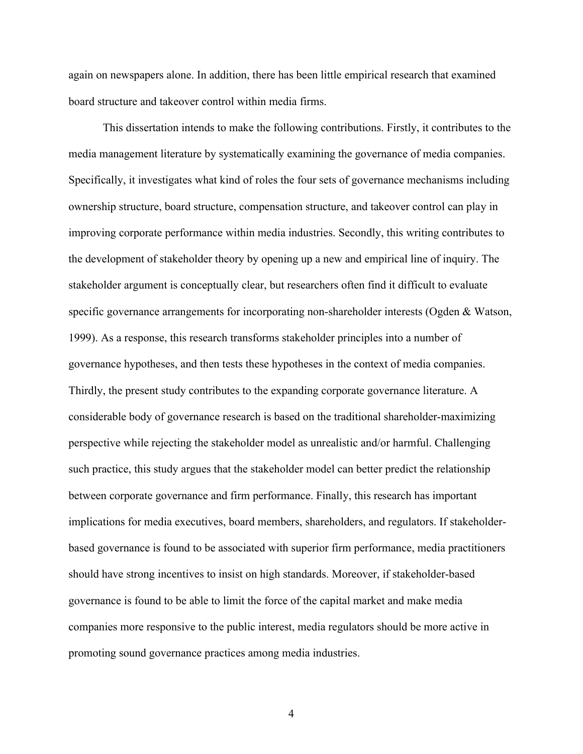again on newspapers alone. In addition, there has been little empirical research that examined board structure and takeover control within media firms.

This dissertation intends to make the following contributions. Firstly, it contributes to the media management literature by systematically examining the governance of media companies. Specifically, it investigates what kind of roles the four sets of governance mechanisms including ownership structure, board structure, compensation structure, and takeover control can play in improving corporate performance within media industries. Secondly, this writing contributes to the development of stakeholder theory by opening up a new and empirical line of inquiry. The stakeholder argument is conceptually clear, but researchers often find it difficult to evaluate specific governance arrangements for incorporating non-shareholder interests (Ogden & Watson, 1999). As a response, this research transforms stakeholder principles into a number of governance hypotheses, and then tests these hypotheses in the context of media companies. Thirdly, the present study contributes to the expanding corporate governance literature. A considerable body of governance research is based on the traditional shareholder-maximizing perspective while rejecting the stakeholder model as unrealistic and/or harmful. Challenging such practice, this study argues that the stakeholder model can better predict the relationship between corporate governance and firm performance. Finally, this research has important implications for media executives, board members, shareholders, and regulators. If stakeholder-based governance is found to be associated with superior firm performance, media practitioners should have strong incentives to insist on high standards. Moreover, if stakeholder-based governance is found to be able to limit the force of the capital market and make media companies more responsive to the public interest, media regulators should be more active in promoting sound governance practices among media industries.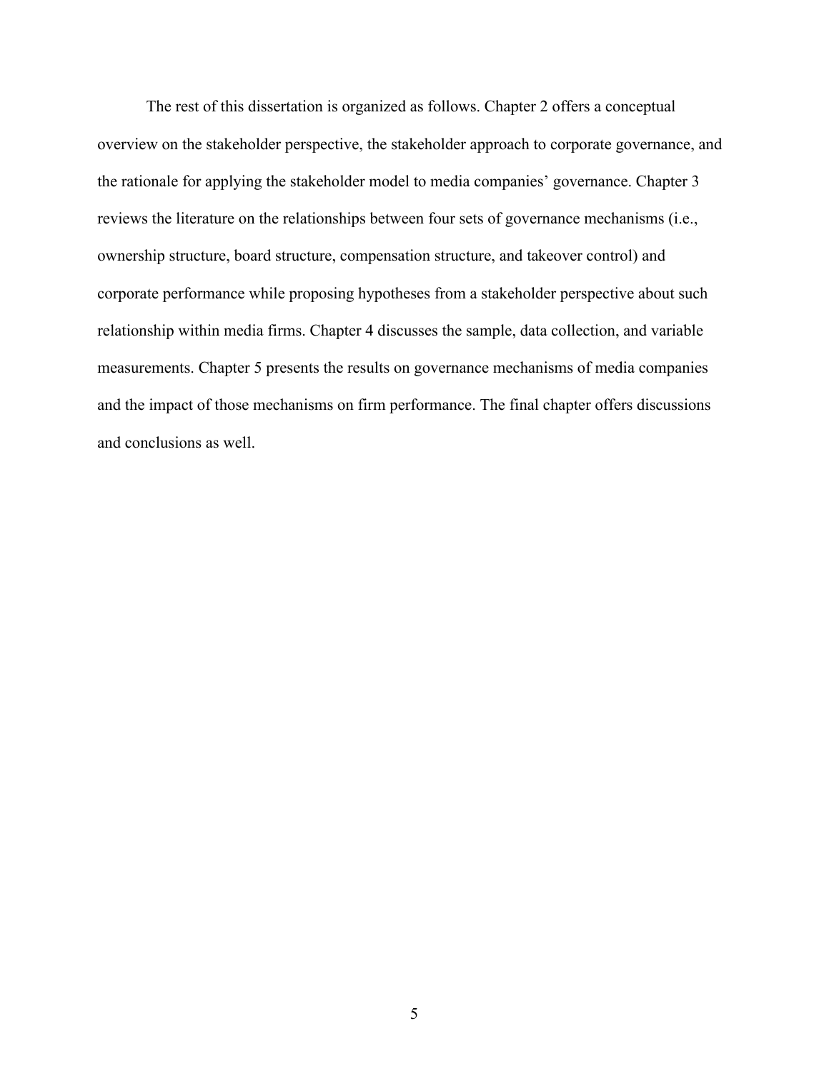The rest of this dissertation is organized as follows. Chapter 2 offers a conceptual overview on the stakeholder perspective, the stakeholder approach to corporate governance, and the rationale for applying the stakeholder model to media companies' governance. Chapter 3 reviews the literature on the relationships between four sets of governance mechanisms (i.e., ownership structure, board structure, compensation structure, and takeover control) and corporate performance while proposing hypotheses from a stakeholder perspective about such relationship within media firms. Chapter 4 discusses the sample, data collection, and variable measurements. Chapter 5 presents the results on governance mechanisms of media companies and the impact of those mechanisms on firm performance. The final chapter offers discussions and conclusions as well.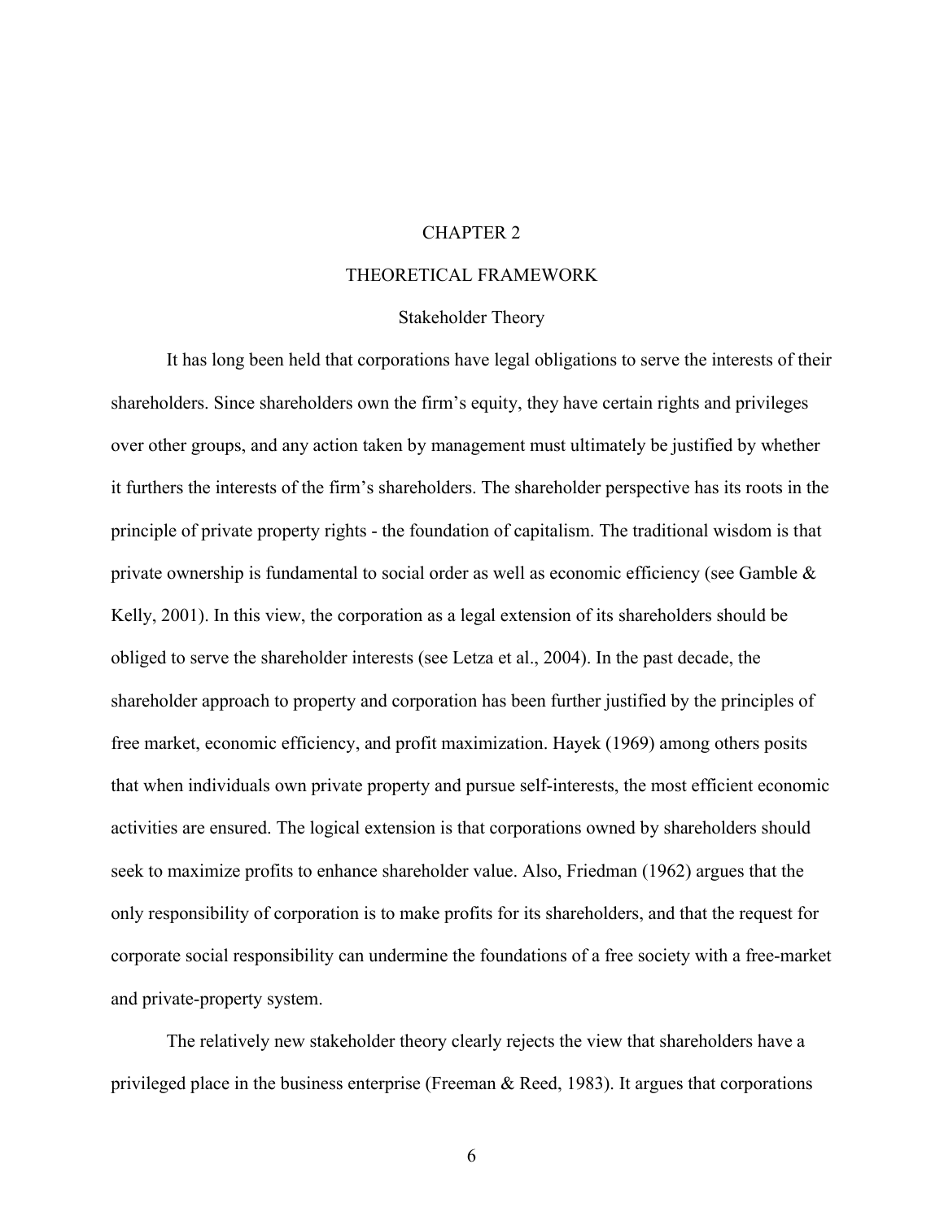# CHAPTER 2

# THEORETICAL FRAMEWORK

## Stakeholder Theory

It has long been held that corporations have legal obligations to serve the interests of their shareholders. Since shareholders own the firm's equity, they have certain rights and privileges over other groups, and any action taken by management must ultimately be justified by whether it furthers the interests of the firm's shareholders. The shareholder perspective has its roots in the principle of private property rights - the foundation of capitalism. The traditional wisdom is that private ownership is fundamental to social order as well as economic efficiency (see Gamble & Kelly, 2001). In this view, the corporation as a legal extension of its shareholders should be obliged to serve the shareholder interests (see Letza et al., 2004). In the past decade, the shareholder approach to property and corporation has been further justified by the principles of free market, economic efficiency, and profit maximization. Hayek (1969) among others posits that when individuals own private property and pursue self-interests, the most efficient economic activities are ensured. The logical extension is that corporations owned by shareholders should seek to maximize profits to enhance shareholder value. Also, Friedman (1962) argues that the only responsibility of corporation is to make profits for its shareholders, and that the request for corporate social responsibility can undermine the foundations of a free society with a free-market and private-property system.

The relatively new stakeholder theory clearly rejects the view that shareholders have a privileged place in the business enterprise (Freeman & Reed, 1983). It argues that corporations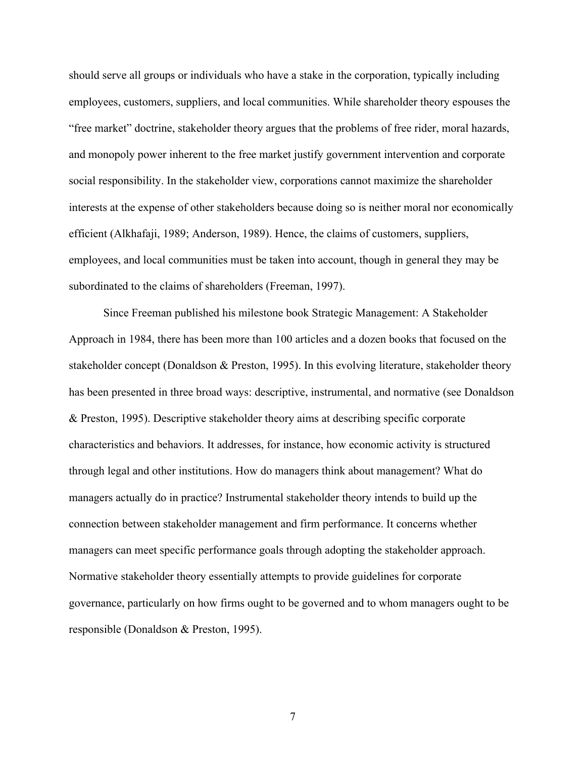should serve all groups or individuals who have a stake in the corporation, typically including employees, customers, suppliers, and local communities. While shareholder theory espouses the "free market" doctrine, stakeholder theory argues that the problems of free rider, moral hazards, and monopoly power inherent to the free market justify government intervention and corporate social responsibility. In the stakeholder view, corporations cannot maximize the shareholder interests at the expense of other stakeholders because doing so is neither moral nor economically efficient (Alkhafaji, 1989; Anderson, 1989). Hence, the claims of customers, suppliers, employees, and local communities must be taken into account, though in general they may be subordinated to the claims of shareholders (Freeman, 1997).

Since Freeman published his milestone book Strategic Management: A Stakeholder Approach in 1984, there has been more than 100 articles and a dozen books that focused on the stakeholder concept (Donaldson & Preston, 1995). In this evolving literature, stakeholder theory has been presented in three broad ways: descriptive, instrumental, and normative (see Donaldson & Preston, 1995). Descriptive stakeholder theory aims at describing specific corporate characteristics and behaviors. It addresses, for instance, how economic activity is structured through legal and other institutions. How do managers think about management? What do managers actually do in practice? Instrumental stakeholder theory intends to build up the connection between stakeholder management and firm performance. It concerns whether managers can meet specific performance goals through adopting the stakeholder approach. Normative stakeholder theory essentially attempts to provide guidelines for corporate governance, particularly on how firms ought to be governed and to whom managers ought to be responsible (Donaldson & Preston, 1995).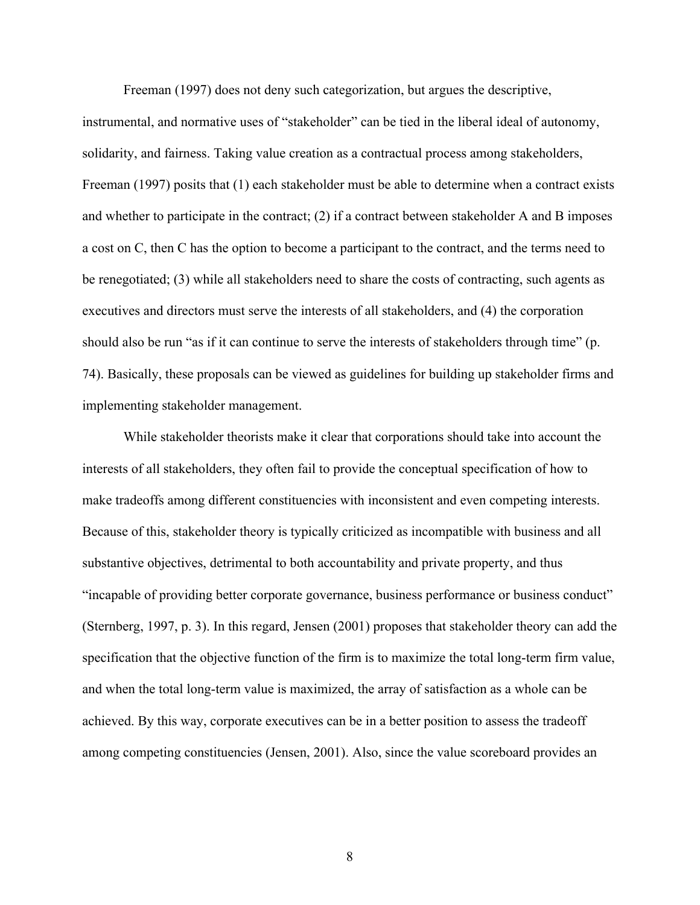Freeman (1997) does not deny such categorization, but argues the descriptive, instrumental, and normative uses of "stakeholder" can be tied in the liberal ideal of autonomy, solidarity, and fairness. Taking value creation as a contractual process among stakeholders, Freeman (1997) posits that (1) each stakeholder must be able to determine when a contract exists and whether to participate in the contract; (2) if a contract between stakeholder A and B imposes a cost on C, then C has the option to become a participant to the contract, and the terms need to be renegotiated; (3) while all stakeholders need to share the costs of contracting, such agents as executives and directors must serve the interests of all stakeholders, and (4) the corporation should also be run "as if it can continue to serve the interests of stakeholders through time" (p. 74). Basically, these proposals can be viewed as guidelines for building up stakeholder firms and implementing stakeholder management.

While stakeholder theorists make it clear that corporations should take into account the interests of all stakeholders, they often fail to provide the conceptual specification of how to make tradeoffs among different constituencies with inconsistent and even competing interests. Because of this, stakeholder theory is typically criticized as incompatible with business and all substantive objectives, detrimental to both accountability and private property, and thus "incapable of providing better corporate governance, business performance or business conduct" (Sternberg, 1997, p. 3). In this regard, Jensen (2001) proposes that stakeholder theory can add the specification that the objective function of the firm is to maximize the total long-term firm value, and when the total long-term value is maximized, the array of satisfaction as a whole can be achieved. By this way, corporate executives can be in a better position to assess the tradeoff among competing constituencies (Jensen, 2001). Also, since the value scoreboard provides an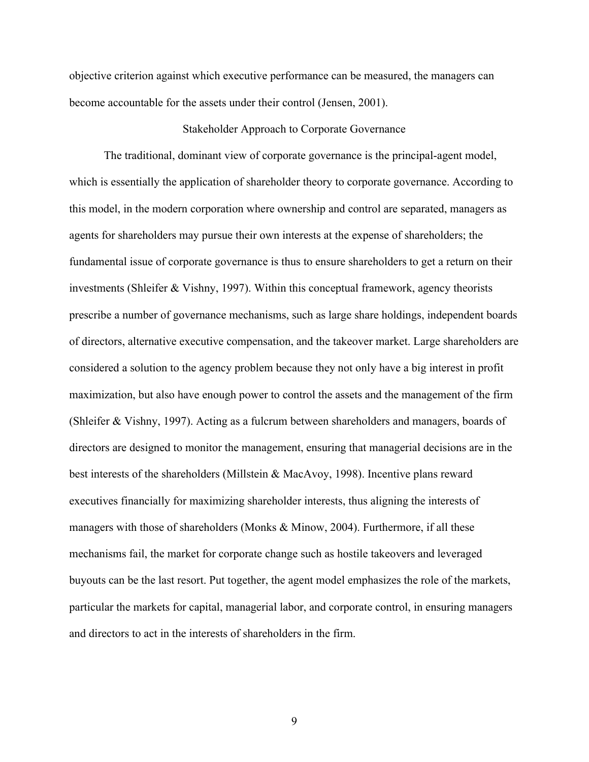objective criterion against which executive performance can be measured, the managers can become accountable for the assets under their control (Jensen, 2001).

## Stakeholder Approach to Corporate Governance

The traditional, dominant view of corporate governance is the principal-agent model, which is essentially the application of shareholder theory to corporate governance. According to this model, in the modern corporation where ownership and control are separated, managers as agents for shareholders may pursue their own interests at the expense of shareholders; the fundamental issue of corporate governance is thus to ensure shareholders to get a return on their investments (Shleifer & Vishny, 1997). Within this conceptual framework, agency theorists prescribe a number of governance mechanisms, such as large share holdings, independent boards of directors, alternative executive compensation, and the takeover market. Large shareholders are considered a solution to the agency problem because they not only have a big interest in profit maximization, but also have enough power to control the assets and the management of the firm (Shleifer & Vishny, 1997). Acting as a fulcrum between shareholders and managers, boards of directors are designed to monitor the management, ensuring that managerial decisions are in the best interests of the shareholders (Millstein & MacAvoy, 1998). Incentive plans reward executives financially for maximizing shareholder interests, thus aligning the interests of managers with those of shareholders (Monks & Minow, 2004). Furthermore, if all these mechanisms fail, the market for corporate change such as hostile takeovers and leveraged buyouts can be the last resort. Put together, the agent model emphasizes the role of the markets, particular the markets for capital, managerial labor, and corporate control, in ensuring managers and directors to act in the interests of shareholders in the firm.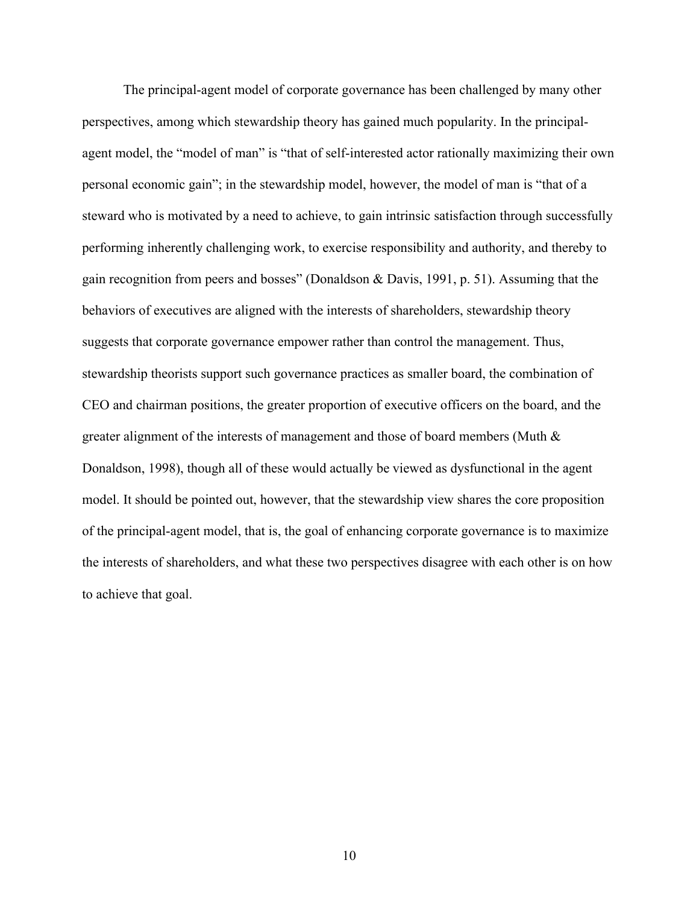The principal-agent model of corporate governance has been challenged by many other perspectives, among which stewardship theory has gained much popularity. In the principal-agent model, the "model of man" is "that of self-interested actor rationally maximizing their own personal economic gain"; in the stewardship model, however, the model of man is "that of a steward who is motivated by a need to achieve, to gain intrinsic satisfaction through successfully performing inherently challenging work, to exercise responsibility and authority, and thereby to gain recognition from peers and bosses" (Donaldson & Davis, 1991, p. 51). Assuming that the behaviors of executives are aligned with the interests of shareholders, stewardship theory suggests that corporate governance empower rather than control the management. Thus, stewardship theorists support such governance practices as smaller board, the combination of CEO and chairman positions, the greater proportion of executive officers on the board, and the greater alignment of the interests of management and those of board members (Muth & Donaldson, 1998), though all of these would actually be viewed as dysfunctional in the agent model. It should be pointed out, however, that the stewardship view shares the core proposition of the principal-agent model, that is, the goal of enhancing corporate governance is to maximize the interests of shareholders, and what these two perspectives disagree with each other is on how to achieve that goal.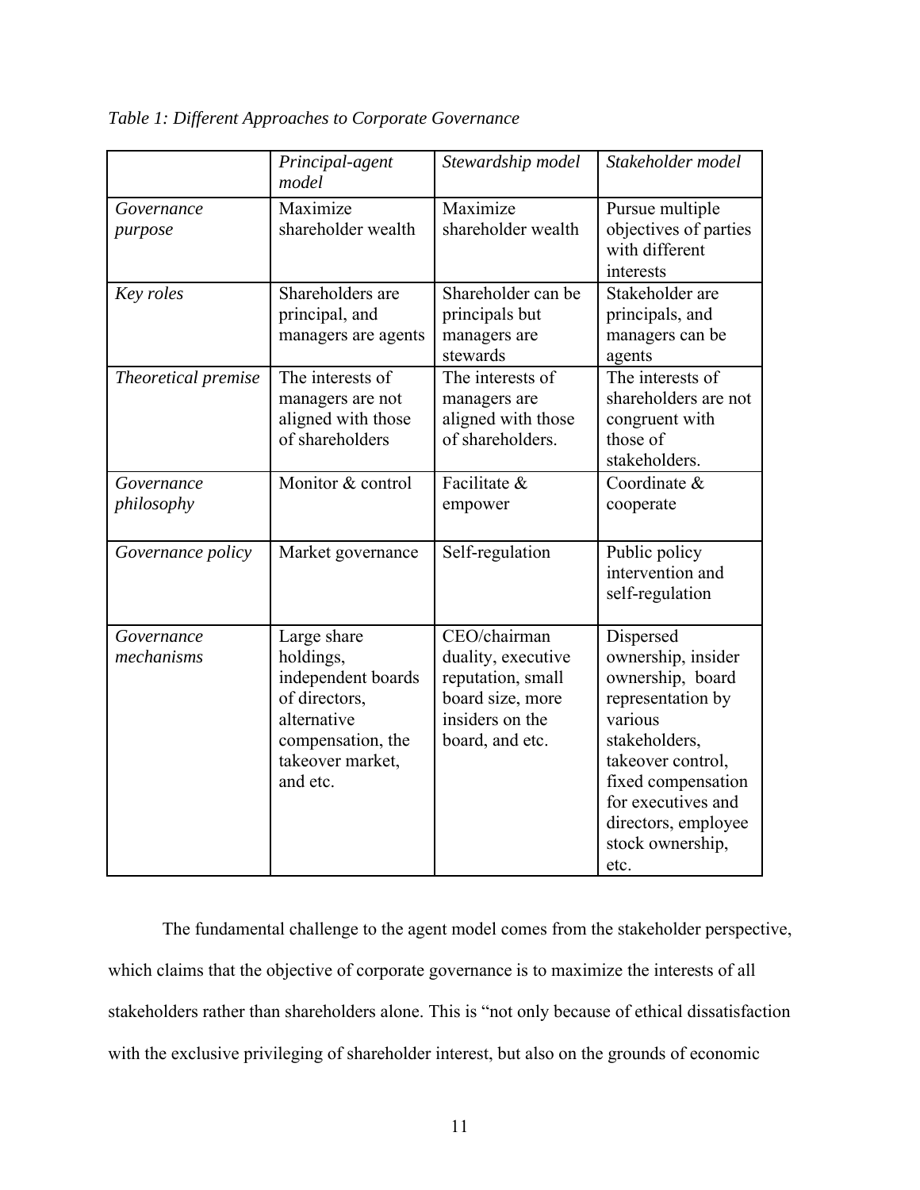*Table 1: Different Approaches to Corporate Governance*

| | *Principal-agent model* | *Stewardship model* | *Stakeholder model* |
|---|---|---|---|
| *Governance purpose* | Maximize shareholder wealth | Maximize shareholder wealth | Pursue multiple objectives of parties with different interests |
| *Key roles* | Shareholders are principal, and managers are agents | Shareholder can be principals but managers are stewards | Stakeholder are principals, and managers can be agents |
| *Theoretical premise* | The interests of managers are not aligned with those of shareholders | The interests of managers are aligned with those of shareholders. | The interests of shareholders are not congruent with those of stakeholders. |
| *Governance philosophy* | Monitor & control | Facilitate & empower | Coordinate & cooperate |
| *Governance policy* | Market governance | Self-regulation | Public policy intervention and self-regulation |
| *Governance mechanisms* | Large share holdings, independent boards of directors, alternative compensation, the takeover market, and etc. | CEO/chairman duality, executive reputation, small board size, more insiders on the board, and etc. | Dispersed ownership, insider ownership, board representation by various stakeholders, takeover control, fixed compensation for executives and directors, employee stock ownership, etc. |

The fundamental challenge to the agent model comes from the stakeholder perspective, which claims that the objective of corporate governance is to maximize the interests of all stakeholders rather than shareholders alone. This is "not only because of ethical dissatisfaction with the exclusive privileging of shareholder interest, but also on the grounds of economic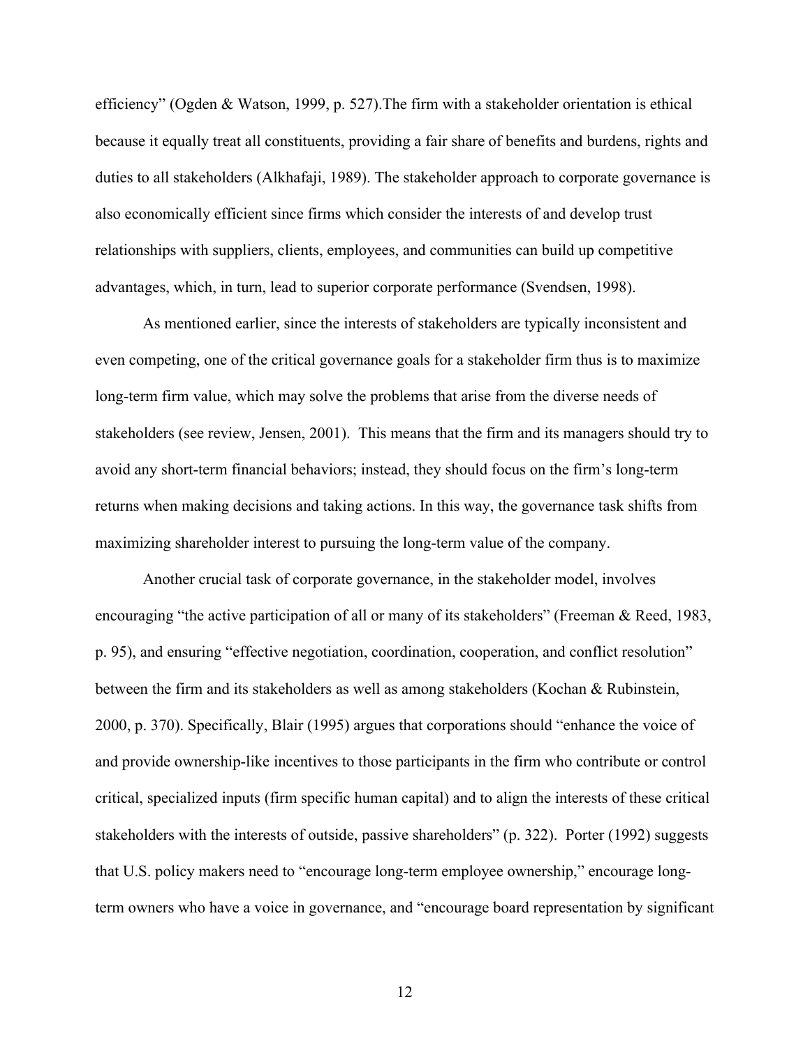efficiency" (Ogden & Watson, 1999, p. 527).The firm with a stakeholder orientation is ethical because it equally treat all constituents, providing a fair share of benefits and burdens, rights and duties to all stakeholders (Alkhafaji, 1989). The stakeholder approach to corporate governance is also economically efficient since firms which consider the interests of and develop trust relationships with suppliers, clients, employees, and communities can build up competitive advantages, which, in turn, lead to superior corporate performance (Svendsen, 1998).

As mentioned earlier, since the interests of stakeholders are typically inconsistent and even competing, one of the critical governance goals for a stakeholder firm thus is to maximize long-term firm value, which may solve the problems that arise from the diverse needs of stakeholders (see review, Jensen, 2001). This means that the firm and its managers should try to avoid any short-term financial behaviors; instead, they should focus on the firm's long-term returns when making decisions and taking actions. In this way, the governance task shifts from maximizing shareholder interest to pursuing the long-term value of the company.

Another crucial task of corporate governance, in the stakeholder model, involves encouraging "the active participation of all or many of its stakeholders" (Freeman & Reed, 1983, p. 95), and ensuring "effective negotiation, coordination, cooperation, and conflict resolution" between the firm and its stakeholders as well as among stakeholders (Kochan & Rubinstein, 2000, p. 370). Specifically, Blair (1995) argues that corporations should "enhance the voice of and provide ownership-like incentives to those participants in the firm who contribute or control critical, specialized inputs (firm specific human capital) and to align the interests of these critical stakeholders with the interests of outside, passive shareholders" (p. 322). Porter (1992) suggests that U.S. policy makers need to "encourage long-term employee ownership," encourage long-term owners who have a voice in governance, and "encourage board representation by significant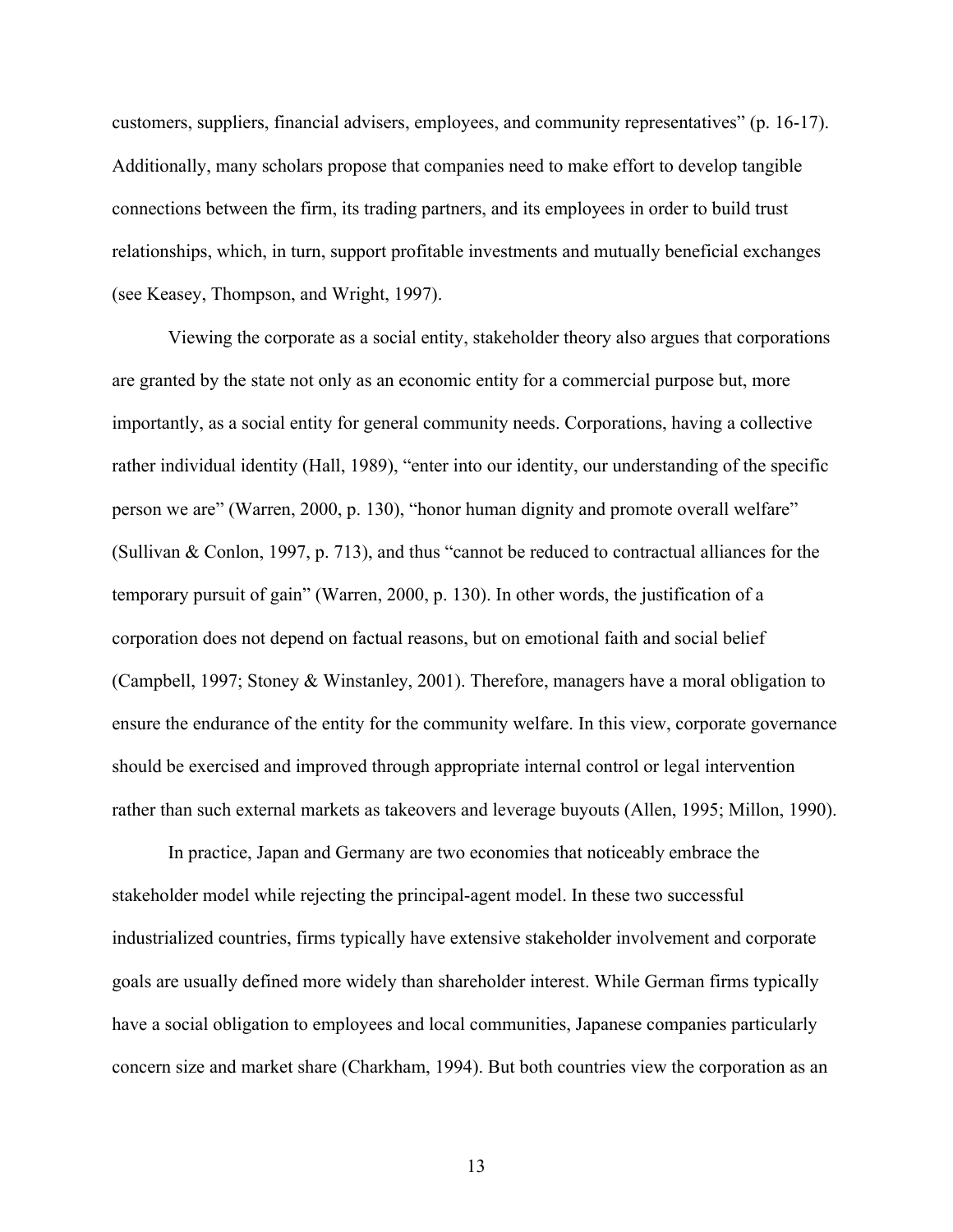customers, suppliers, financial advisers, employees, and community representatives" (p. 16-17). Additionally, many scholars propose that companies need to make effort to develop tangible connections between the firm, its trading partners, and its employees in order to build trust relationships, which, in turn, support profitable investments and mutually beneficial exchanges (see Keasey, Thompson, and Wright, 1997).

Viewing the corporate as a social entity, stakeholder theory also argues that corporations are granted by the state not only as an economic entity for a commercial purpose but, more importantly, as a social entity for general community needs. Corporations, having a collective rather individual identity (Hall, 1989), "enter into our identity, our understanding of the specific person we are" (Warren, 2000, p. 130), "honor human dignity and promote overall welfare" (Sullivan & Conlon, 1997, p. 713), and thus "cannot be reduced to contractual alliances for the temporary pursuit of gain" (Warren, 2000, p. 130). In other words, the justification of a corporation does not depend on factual reasons, but on emotional faith and social belief (Campbell, 1997; Stoney & Winstanley, 2001). Therefore, managers have a moral obligation to ensure the endurance of the entity for the community welfare. In this view, corporate governance should be exercised and improved through appropriate internal control or legal intervention rather than such external markets as takeovers and leverage buyouts (Allen, 1995; Millon, 1990).

In practice, Japan and Germany are two economies that noticeably embrace the stakeholder model while rejecting the principal-agent model. In these two successful industrialized countries, firms typically have extensive stakeholder involvement and corporate goals are usually defined more widely than shareholder interest. While German firms typically have a social obligation to employees and local communities, Japanese companies particularly concern size and market share (Charkham, 1994). But both countries view the corporation as an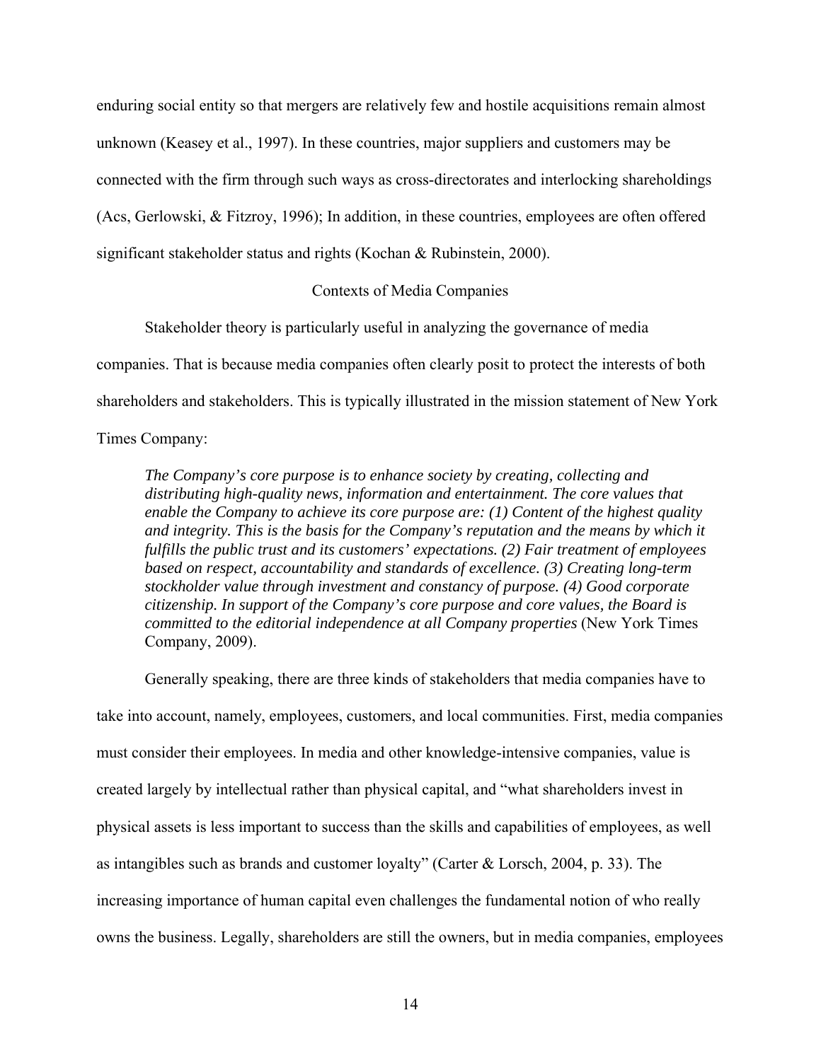enduring social entity so that mergers are relatively few and hostile acquisitions remain almost unknown (Keasey et al., 1997). In these countries, major suppliers and customers may be connected with the firm through such ways as cross-directorates and interlocking shareholdings (Acs, Gerlowski, & Fitzroy, 1996); In addition, in these countries, employees are often offered significant stakeholder status and rights (Kochan & Rubinstein, 2000).

## Contexts of Media Companies

Stakeholder theory is particularly useful in analyzing the governance of media companies. That is because media companies often clearly posit to protect the interests of both shareholders and stakeholders. This is typically illustrated in the mission statement of New York Times Company:

> *The Company's core purpose is to enhance society by creating, collecting and distributing high-quality news, information and entertainment. The core values that enable the Company to achieve its core purpose are: (1) Content of the highest quality and integrity. This is the basis for the Company's reputation and the means by which it fulfills the public trust and its customers' expectations. (2) Fair treatment of employees based on respect, accountability and standards of excellence. (3) Creating long-term stockholder value through investment and constancy of purpose. (4) Good corporate citizenship. In support of the Company's core purpose and core values, the Board is committed to the editorial independence at all Company properties* (New York Times Company, 2009).

Generally speaking, there are three kinds of stakeholders that media companies have to take into account, namely, employees, customers, and local communities. First, media companies must consider their employees. In media and other knowledge-intensive companies, value is created largely by intellectual rather than physical capital, and "what shareholders invest in physical assets is less important to success than the skills and capabilities of employees, as well as intangibles such as brands and customer loyalty" (Carter & Lorsch, 2004, p. 33). The increasing importance of human capital even challenges the fundamental notion of who really owns the business. Legally, shareholders are still the owners, but in media companies, employees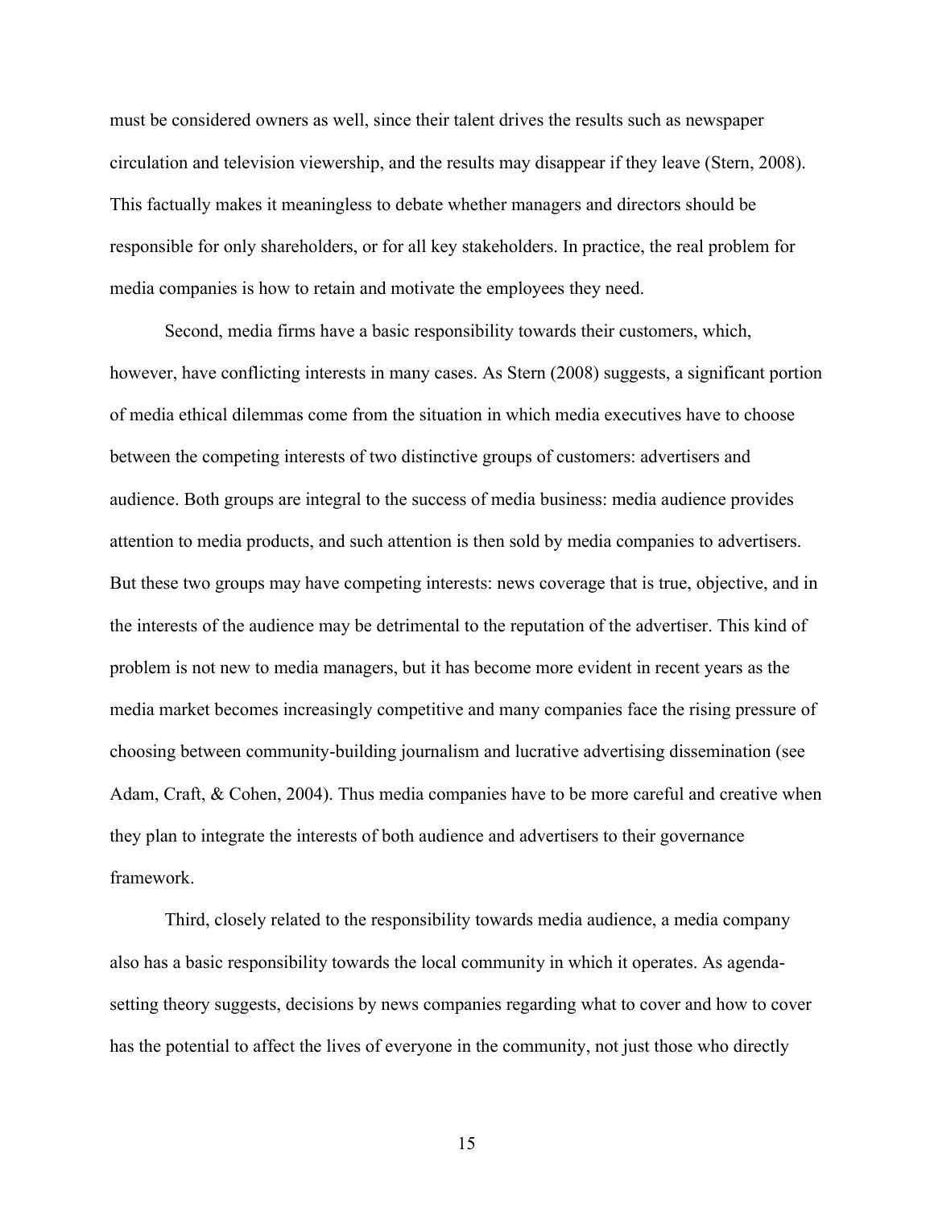must be considered owners as well, since their talent drives the results such as newspaper circulation and television viewership, and the results may disappear if they leave (Stern, 2008). This factually makes it meaningless to debate whether managers and directors should be responsible for only shareholders, or for all key stakeholders. In practice, the real problem for media companies is how to retain and motivate the employees they need.

Second, media firms have a basic responsibility towards their customers, which, however, have conflicting interests in many cases. As Stern (2008) suggests, a significant portion of media ethical dilemmas come from the situation in which media executives have to choose between the competing interests of two distinctive groups of customers: advertisers and audience. Both groups are integral to the success of media business: media audience provides attention to media products, and such attention is then sold by media companies to advertisers. But these two groups may have competing interests: news coverage that is true, objective, and in the interests of the audience may be detrimental to the reputation of the advertiser. This kind of problem is not new to media managers, but it has become more evident in recent years as the media market becomes increasingly competitive and many companies face the rising pressure of choosing between community-building journalism and lucrative advertising dissemination (see Adam, Craft, & Cohen, 2004). Thus media companies have to be more careful and creative when they plan to integrate the interests of both audience and advertisers to their governance framework.

Third, closely related to the responsibility towards media audience, a media company also has a basic responsibility towards the local community in which it operates. As agenda-setting theory suggests, decisions by news companies regarding what to cover and how to cover has the potential to affect the lives of everyone in the community, not just those who directly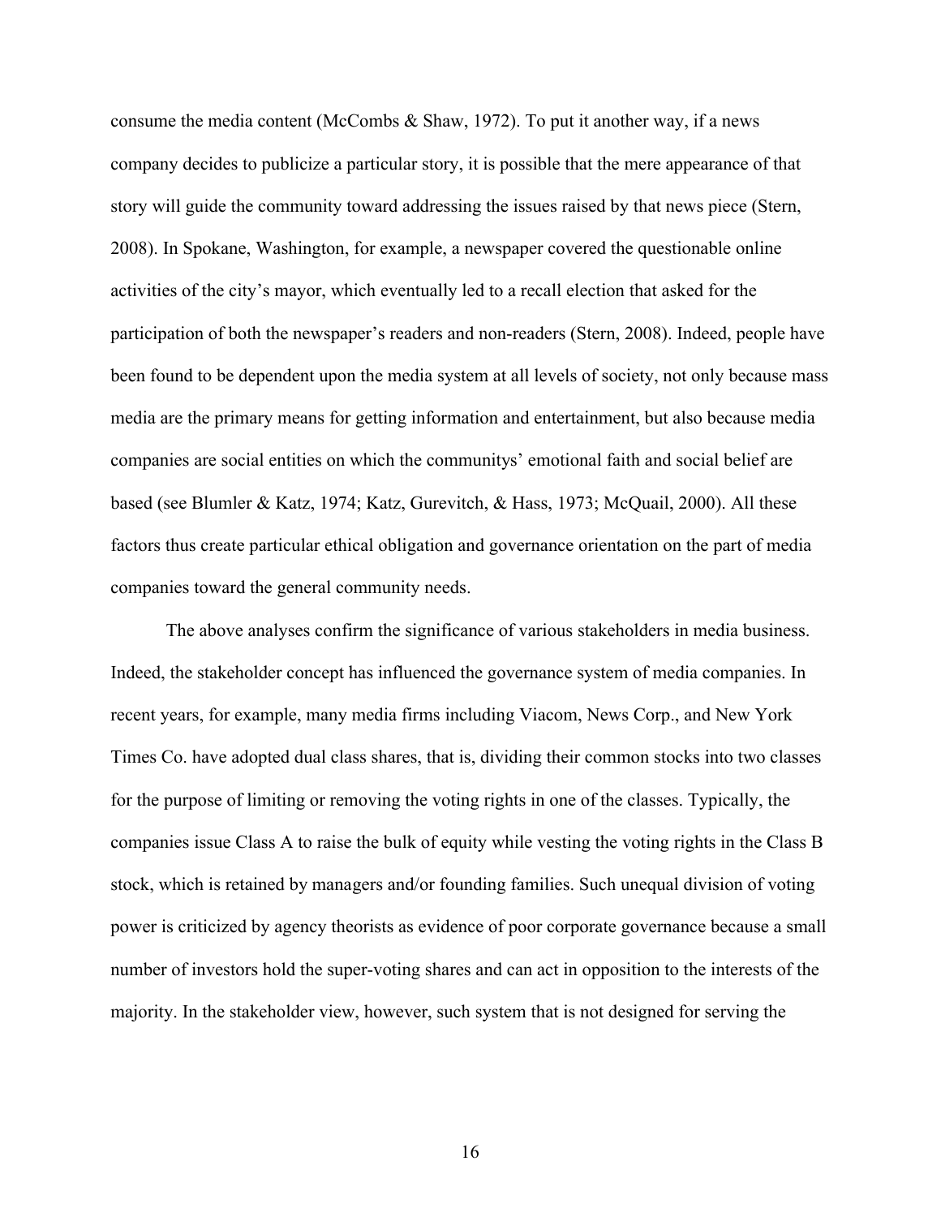consume the media content (McCombs & Shaw, 1972). To put it another way, if a news company decides to publicize a particular story, it is possible that the mere appearance of that story will guide the community toward addressing the issues raised by that news piece (Stern, 2008). In Spokane, Washington, for example, a newspaper covered the questionable online activities of the city's mayor, which eventually led to a recall election that asked for the participation of both the newspaper's readers and non-readers (Stern, 2008). Indeed, people have been found to be dependent upon the media system at all levels of society, not only because mass media are the primary means for getting information and entertainment, but also because media companies are social entities on which the communitys' emotional faith and social belief are based (see Blumler & Katz, 1974; Katz, Gurevitch, & Hass, 1973; McQuail, 2000). All these factors thus create particular ethical obligation and governance orientation on the part of media companies toward the general community needs.

The above analyses confirm the significance of various stakeholders in media business. Indeed, the stakeholder concept has influenced the governance system of media companies. In recent years, for example, many media firms including Viacom, News Corp., and New York Times Co. have adopted dual class shares, that is, dividing their common stocks into two classes for the purpose of limiting or removing the voting rights in one of the classes. Typically, the companies issue Class A to raise the bulk of equity while vesting the voting rights in the Class B stock, which is retained by managers and/or founding families. Such unequal division of voting power is criticized by agency theorists as evidence of poor corporate governance because a small number of investors hold the super-voting shares and can act in opposition to the interests of the majority. In the stakeholder view, however, such system that is not designed for serving the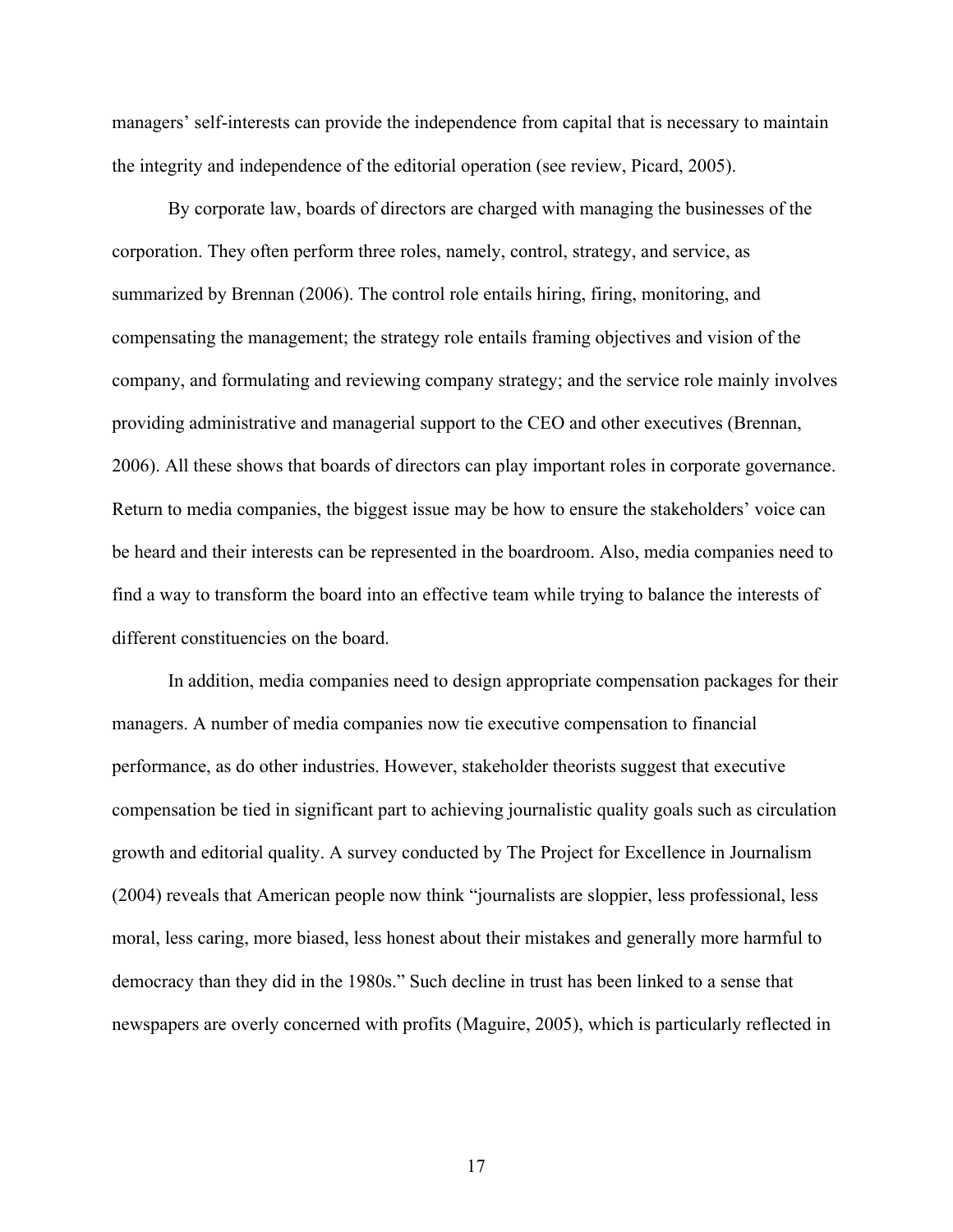managers' self-interests can provide the independence from capital that is necessary to maintain the integrity and independence of the editorial operation (see review, Picard, 2005).

By corporate law, boards of directors are charged with managing the businesses of the corporation. They often perform three roles, namely, control, strategy, and service, as summarized by Brennan (2006). The control role entails hiring, firing, monitoring, and compensating the management; the strategy role entails framing objectives and vision of the company, and formulating and reviewing company strategy; and the service role mainly involves providing administrative and managerial support to the CEO and other executives (Brennan, 2006). All these shows that boards of directors can play important roles in corporate governance. Return to media companies, the biggest issue may be how to ensure the stakeholders' voice can be heard and their interests can be represented in the boardroom. Also, media companies need to find a way to transform the board into an effective team while trying to balance the interests of different constituencies on the board.

In addition, media companies need to design appropriate compensation packages for their managers. A number of media companies now tie executive compensation to financial performance, as do other industries. However, stakeholder theorists suggest that executive compensation be tied in significant part to achieving journalistic quality goals such as circulation growth and editorial quality. A survey conducted by The Project for Excellence in Journalism (2004) reveals that American people now think "journalists are sloppier, less professional, less moral, less caring, more biased, less honest about their mistakes and generally more harmful to democracy than they did in the 1980s." Such decline in trust has been linked to a sense that newspapers are overly concerned with profits (Maguire, 2005), which is particularly reflected in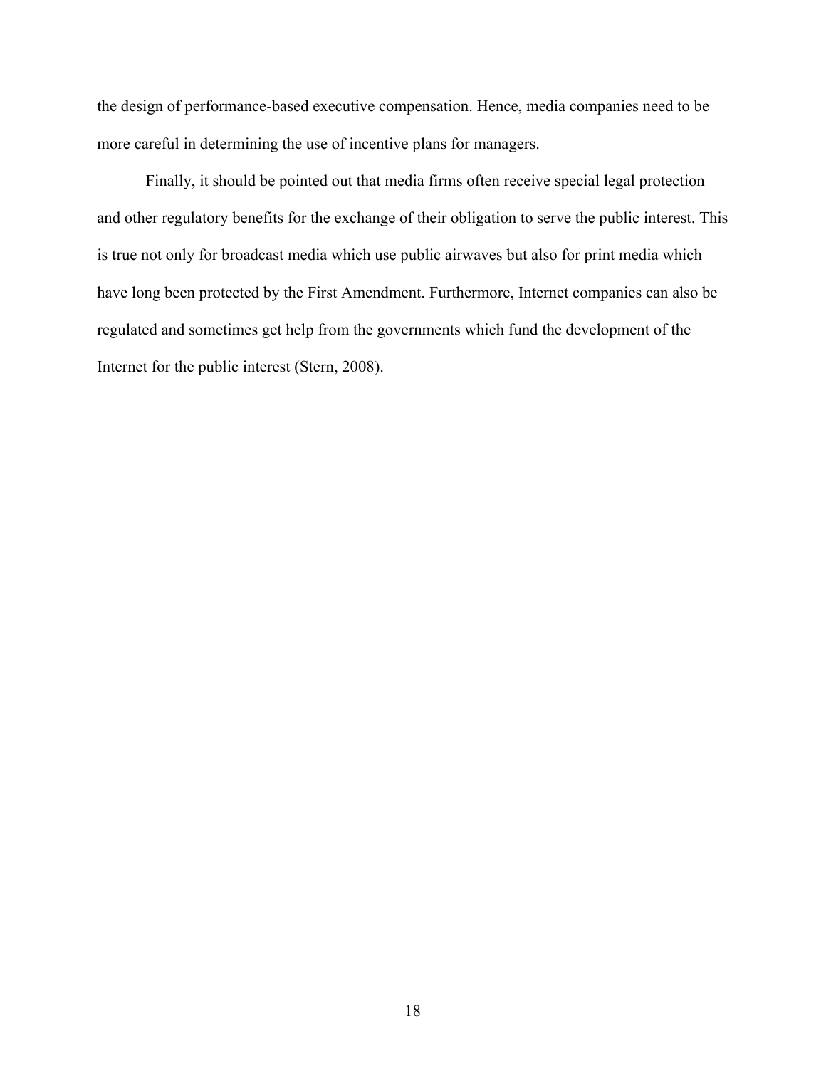the design of performance-based executive compensation. Hence, media companies need to be more careful in determining the use of incentive plans for managers.

Finally, it should be pointed out that media firms often receive special legal protection and other regulatory benefits for the exchange of their obligation to serve the public interest. This is true not only for broadcast media which use public airwaves but also for print media which have long been protected by the First Amendment. Furthermore, Internet companies can also be regulated and sometimes get help from the governments which fund the development of the Internet for the public interest (Stern, 2008).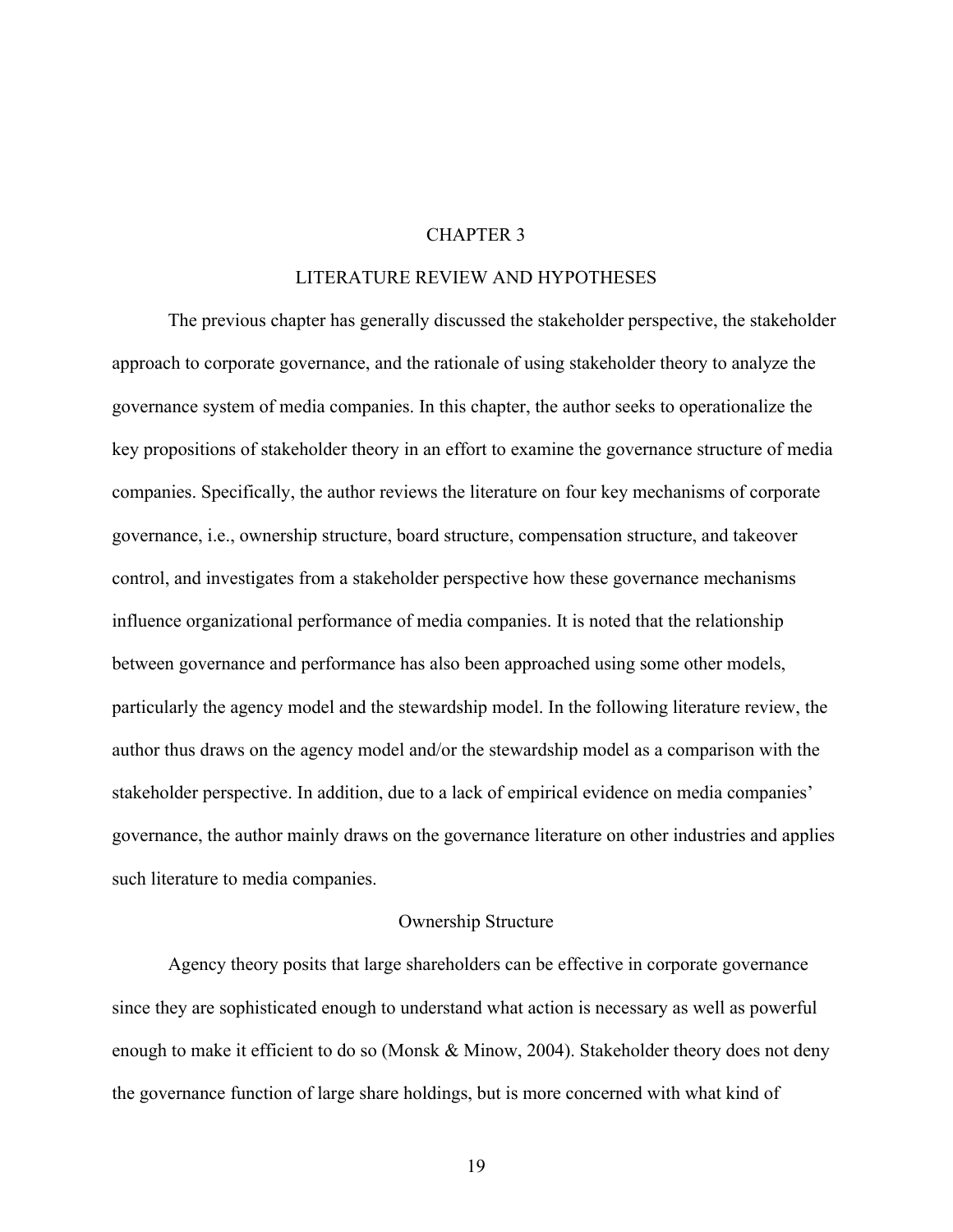# CHAPTER 3

# LITERATURE REVIEW AND HYPOTHESES

The previous chapter has generally discussed the stakeholder perspective, the stakeholder approach to corporate governance, and the rationale of using stakeholder theory to analyze the governance system of media companies. In this chapter, the author seeks to operationalize the key propositions of stakeholder theory in an effort to examine the governance structure of media companies. Specifically, the author reviews the literature on four key mechanisms of corporate governance, i.e., ownership structure, board structure, compensation structure, and takeover control, and investigates from a stakeholder perspective how these governance mechanisms influence organizational performance of media companies. It is noted that the relationship between governance and performance has also been approached using some other models, particularly the agency model and the stewardship model. In the following literature review, the author thus draws on the agency model and/or the stewardship model as a comparison with the stakeholder perspective. In addition, due to a lack of empirical evidence on media companies' governance, the author mainly draws on the governance literature on other industries and applies such literature to media companies.

## Ownership Structure

Agency theory posits that large shareholders can be effective in corporate governance since they are sophisticated enough to understand what action is necessary as well as powerful enough to make it efficient to do so (Monsk & Minow, 2004). Stakeholder theory does not deny the governance function of large share holdings, but is more concerned with what kind of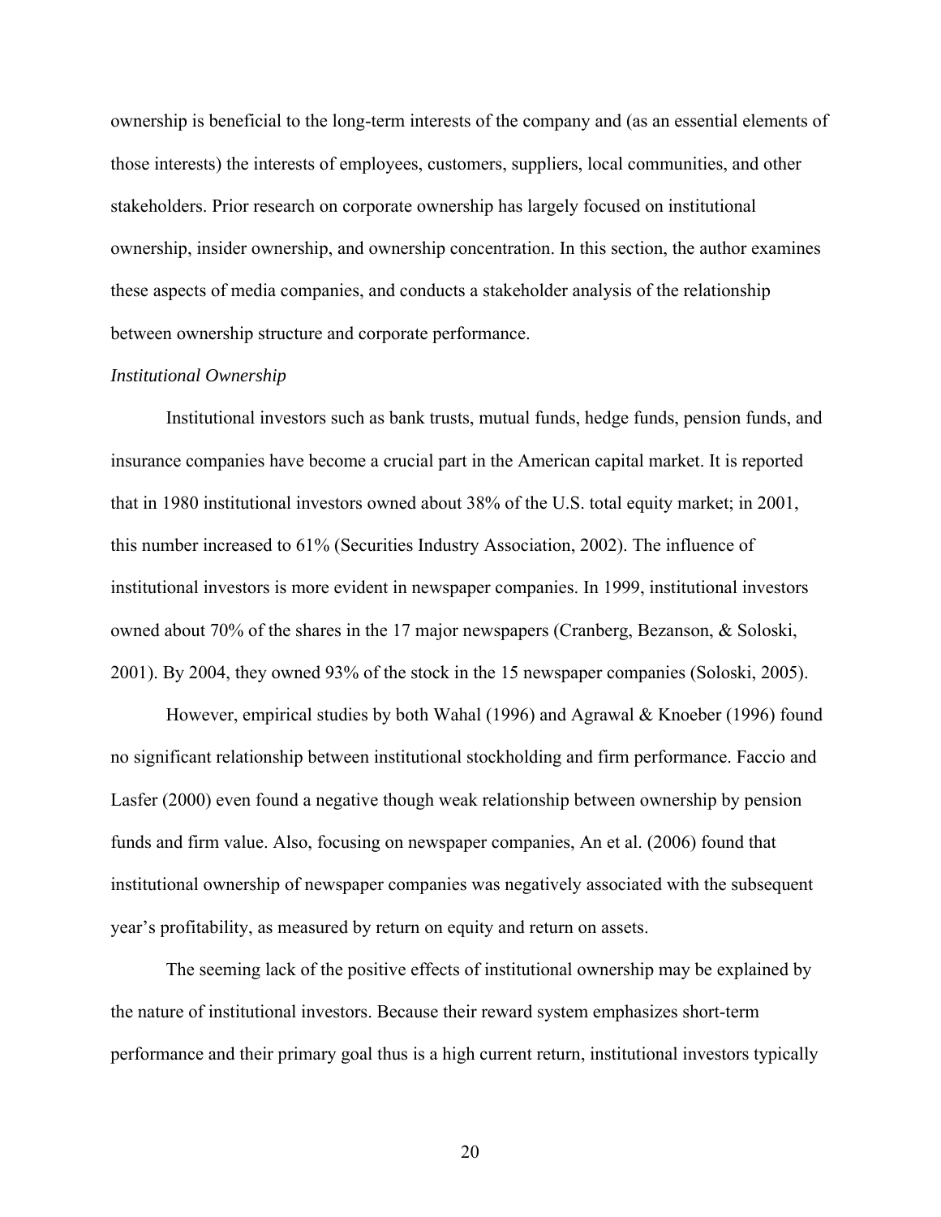ownership is beneficial to the long-term interests of the company and (as an essential elements of those interests) the interests of employees, customers, suppliers, local communities, and other stakeholders. Prior research on corporate ownership has largely focused on institutional ownership, insider ownership, and ownership concentration. In this section, the author examines these aspects of media companies, and conducts a stakeholder analysis of the relationship between ownership structure and corporate performance.

*Institutional Ownership*

Institutional investors such as bank trusts, mutual funds, hedge funds, pension funds, and insurance companies have become a crucial part in the American capital market. It is reported that in 1980 institutional investors owned about 38% of the U.S. total equity market; in 2001, this number increased to 61% (Securities Industry Association, 2002). The influence of institutional investors is more evident in newspaper companies. In 1999, institutional investors owned about 70% of the shares in the 17 major newspapers (Cranberg, Bezanson, & Soloski, 2001). By 2004, they owned 93% of the stock in the 15 newspaper companies (Soloski, 2005).

However, empirical studies by both Wahal (1996) and Agrawal & Knoeber (1996) found no significant relationship between institutional stockholding and firm performance. Faccio and Lasfer (2000) even found a negative though weak relationship between ownership by pension funds and firm value. Also, focusing on newspaper companies, An et al. (2006) found that institutional ownership of newspaper companies was negatively associated with the subsequent year's profitability, as measured by return on equity and return on assets.

The seeming lack of the positive effects of institutional ownership may be explained by the nature of institutional investors. Because their reward system emphasizes short-term performance and their primary goal thus is a high current return, institutional investors typically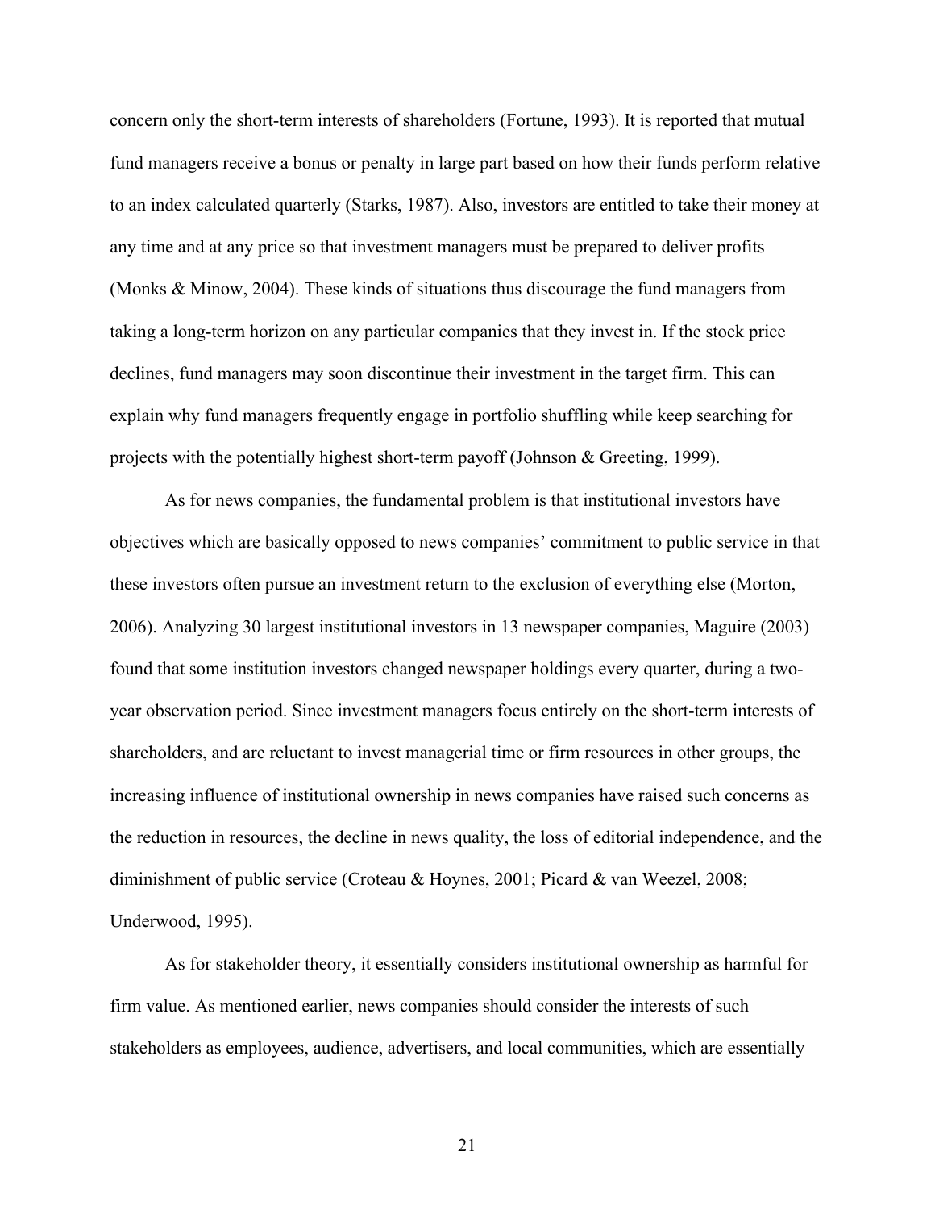concern only the short-term interests of shareholders (Fortune, 1993). It is reported that mutual fund managers receive a bonus or penalty in large part based on how their funds perform relative to an index calculated quarterly (Starks, 1987). Also, investors are entitled to take their money at any time and at any price so that investment managers must be prepared to deliver profits (Monks & Minow, 2004). These kinds of situations thus discourage the fund managers from taking a long-term horizon on any particular companies that they invest in. If the stock price declines, fund managers may soon discontinue their investment in the target firm. This can explain why fund managers frequently engage in portfolio shuffling while keep searching for projects with the potentially highest short-term payoff (Johnson & Greeting, 1999).

As for news companies, the fundamental problem is that institutional investors have objectives which are basically opposed to news companies' commitment to public service in that these investors often pursue an investment return to the exclusion of everything else (Morton, 2006). Analyzing 30 largest institutional investors in 13 newspaper companies, Maguire (2003) found that some institution investors changed newspaper holdings every quarter, during a two-year observation period. Since investment managers focus entirely on the short-term interests of shareholders, and are reluctant to invest managerial time or firm resources in other groups, the increasing influence of institutional ownership in news companies have raised such concerns as the reduction in resources, the decline in news quality, the loss of editorial independence, and the diminishment of public service (Croteau & Hoynes, 2001; Picard & van Weezel, 2008; Underwood, 1995).

As for stakeholder theory, it essentially considers institutional ownership as harmful for firm value. As mentioned earlier, news companies should consider the interests of such stakeholders as employees, audience, advertisers, and local communities, which are essentially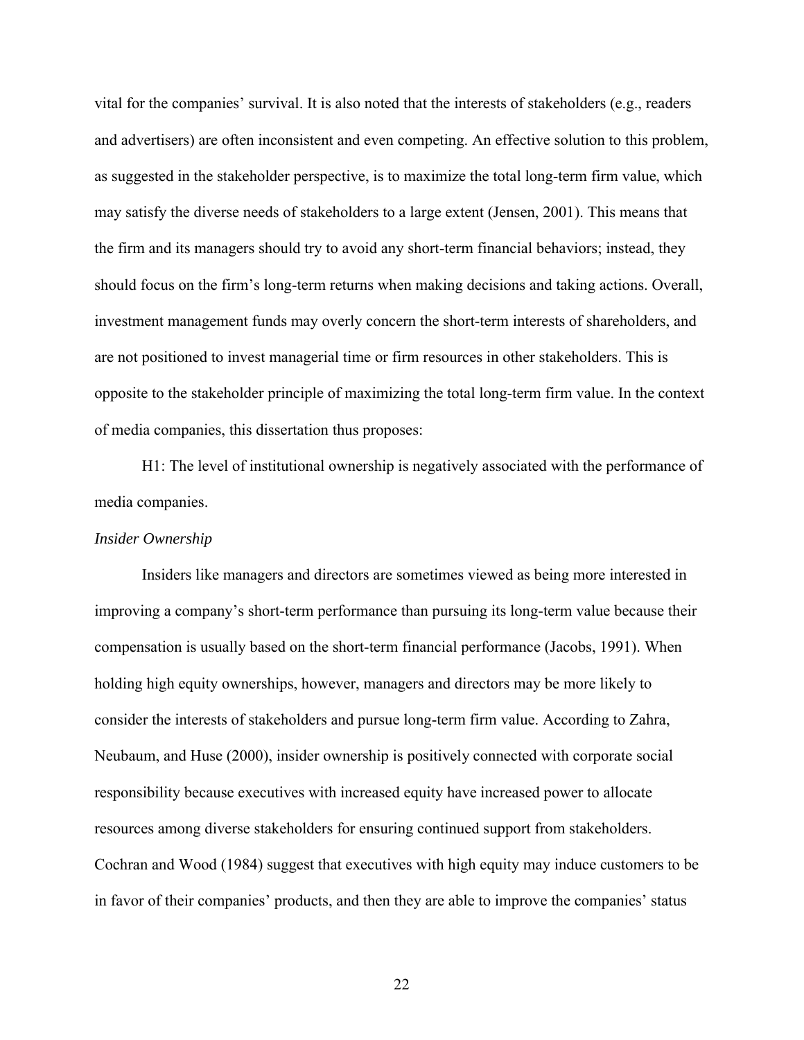vital for the companies' survival. It is also noted that the interests of stakeholders (e.g., readers and advertisers) are often inconsistent and even competing. An effective solution to this problem, as suggested in the stakeholder perspective, is to maximize the total long-term firm value, which may satisfy the diverse needs of stakeholders to a large extent (Jensen, 2001). This means that the firm and its managers should try to avoid any short-term financial behaviors; instead, they should focus on the firm's long-term returns when making decisions and taking actions. Overall, investment management funds may overly concern the short-term interests of shareholders, and are not positioned to invest managerial time or firm resources in other stakeholders. This is opposite to the stakeholder principle of maximizing the total long-term firm value. In the context of media companies, this dissertation thus proposes:

H1: The level of institutional ownership is negatively associated with the performance of media companies.

*Insider Ownership*

Insiders like managers and directors are sometimes viewed as being more interested in improving a company's short-term performance than pursuing its long-term value because their compensation is usually based on the short-term financial performance (Jacobs, 1991). When holding high equity ownerships, however, managers and directors may be more likely to consider the interests of stakeholders and pursue long-term firm value. According to Zahra, Neubaum, and Huse (2000), insider ownership is positively connected with corporate social responsibility because executives with increased equity have increased power to allocate resources among diverse stakeholders for ensuring continued support from stakeholders. Cochran and Wood (1984) suggest that executives with high equity may induce customers to be in favor of their companies' products, and then they are able to improve the companies' status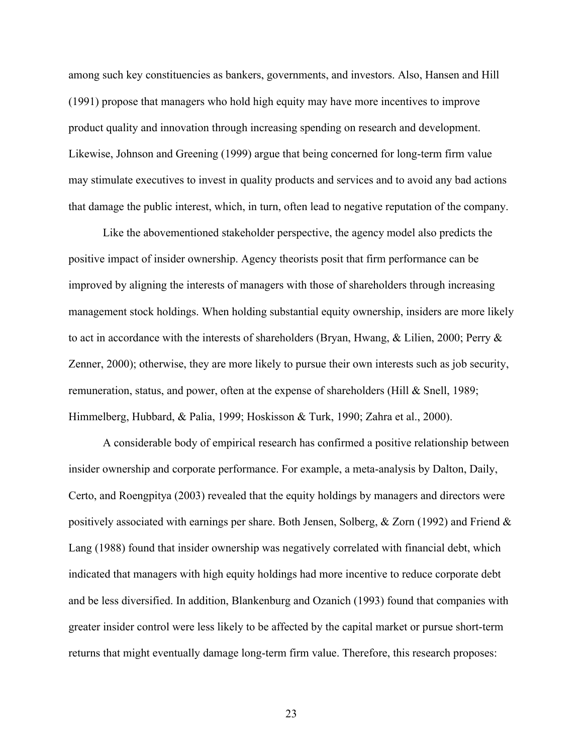among such key constituencies as bankers, governments, and investors. Also, Hansen and Hill (1991) propose that managers who hold high equity may have more incentives to improve product quality and innovation through increasing spending on research and development. Likewise, Johnson and Greening (1999) argue that being concerned for long-term firm value may stimulate executives to invest in quality products and services and to avoid any bad actions that damage the public interest, which, in turn, often lead to negative reputation of the company.

Like the abovementioned stakeholder perspective, the agency model also predicts the positive impact of insider ownership. Agency theorists posit that firm performance can be improved by aligning the interests of managers with those of shareholders through increasing management stock holdings. When holding substantial equity ownership, insiders are more likely to act in accordance with the interests of shareholders (Bryan, Hwang, & Lilien, 2000; Perry & Zenner, 2000); otherwise, they are more likely to pursue their own interests such as job security, remuneration, status, and power, often at the expense of shareholders (Hill & Snell, 1989; Himmelberg, Hubbard, & Palia, 1999; Hoskisson & Turk, 1990; Zahra et al., 2000).

A considerable body of empirical research has confirmed a positive relationship between insider ownership and corporate performance. For example, a meta-analysis by Dalton, Daily, Certo, and Roengpitya (2003) revealed that the equity holdings by managers and directors were positively associated with earnings per share. Both Jensen, Solberg, & Zorn (1992) and Friend & Lang (1988) found that insider ownership was negatively correlated with financial debt, which indicated that managers with high equity holdings had more incentive to reduce corporate debt and be less diversified. In addition, Blankenburg and Ozanich (1993) found that companies with greater insider control were less likely to be affected by the capital market or pursue short-term returns that might eventually damage long-term firm value. Therefore, this research proposes: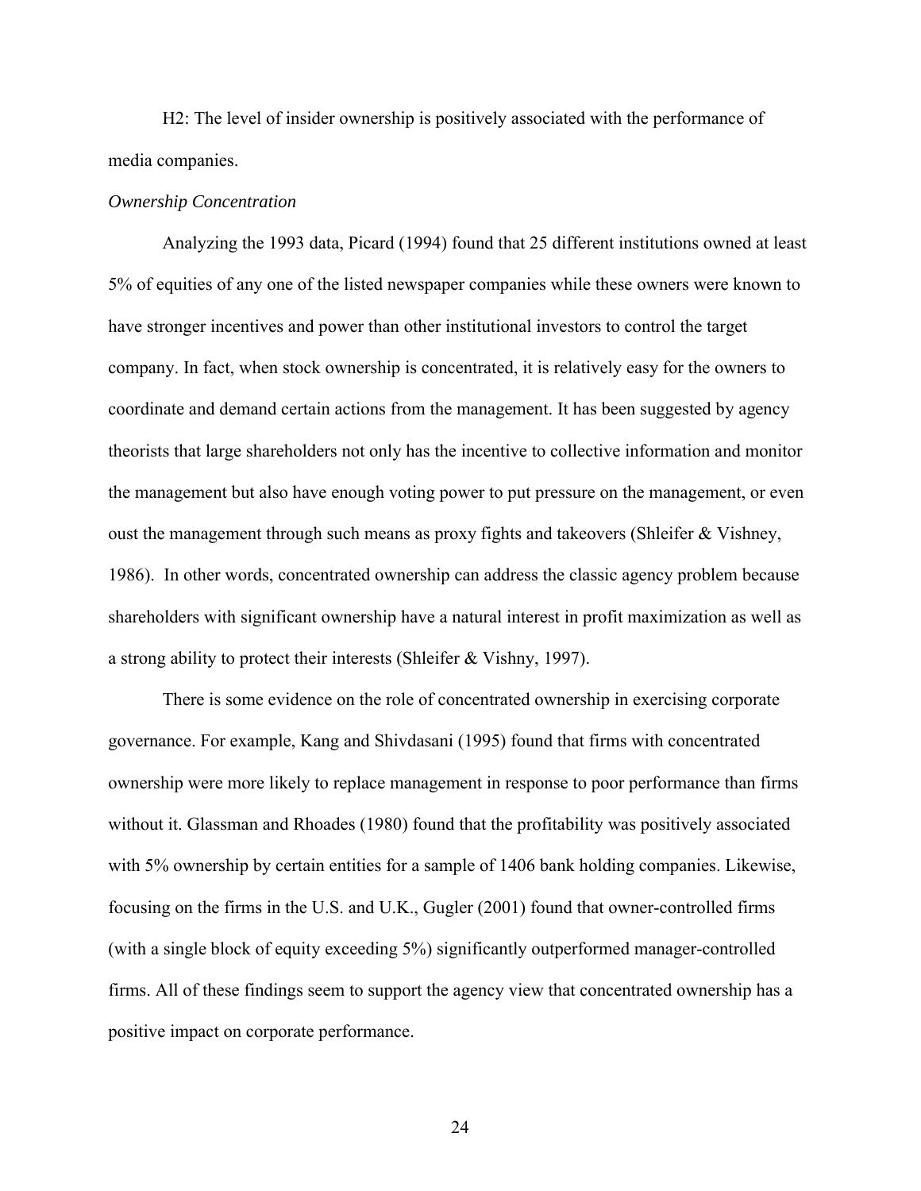H2: The level of insider ownership is positively associated with the performance of media companies.

*Ownership Concentration*

Analyzing the 1993 data, Picard (1994) found that 25 different institutions owned at least 5% of equities of any one of the listed newspaper companies while these owners were known to have stronger incentives and power than other institutional investors to control the target company. In fact, when stock ownership is concentrated, it is relatively easy for the owners to coordinate and demand certain actions from the management. It has been suggested by agency theorists that large shareholders not only has the incentive to collective information and monitor the management but also have enough voting power to put pressure on the management, or even oust the management through such means as proxy fights and takeovers (Shleifer & Vishney, 1986). In other words, concentrated ownership can address the classic agency problem because shareholders with significant ownership have a natural interest in profit maximization as well as a strong ability to protect their interests (Shleifer & Vishny, 1997).

There is some evidence on the role of concentrated ownership in exercising corporate governance. For example, Kang and Shivdasani (1995) found that firms with concentrated ownership were more likely to replace management in response to poor performance than firms without it. Glassman and Rhoades (1980) found that the profitability was positively associated with 5% ownership by certain entities for a sample of 1406 bank holding companies. Likewise, focusing on the firms in the U.S. and U.K., Gugler (2001) found that owner-controlled firms (with a single block of equity exceeding 5%) significantly outperformed manager-controlled firms. All of these findings seem to support the agency view that concentrated ownership has a positive impact on corporate performance.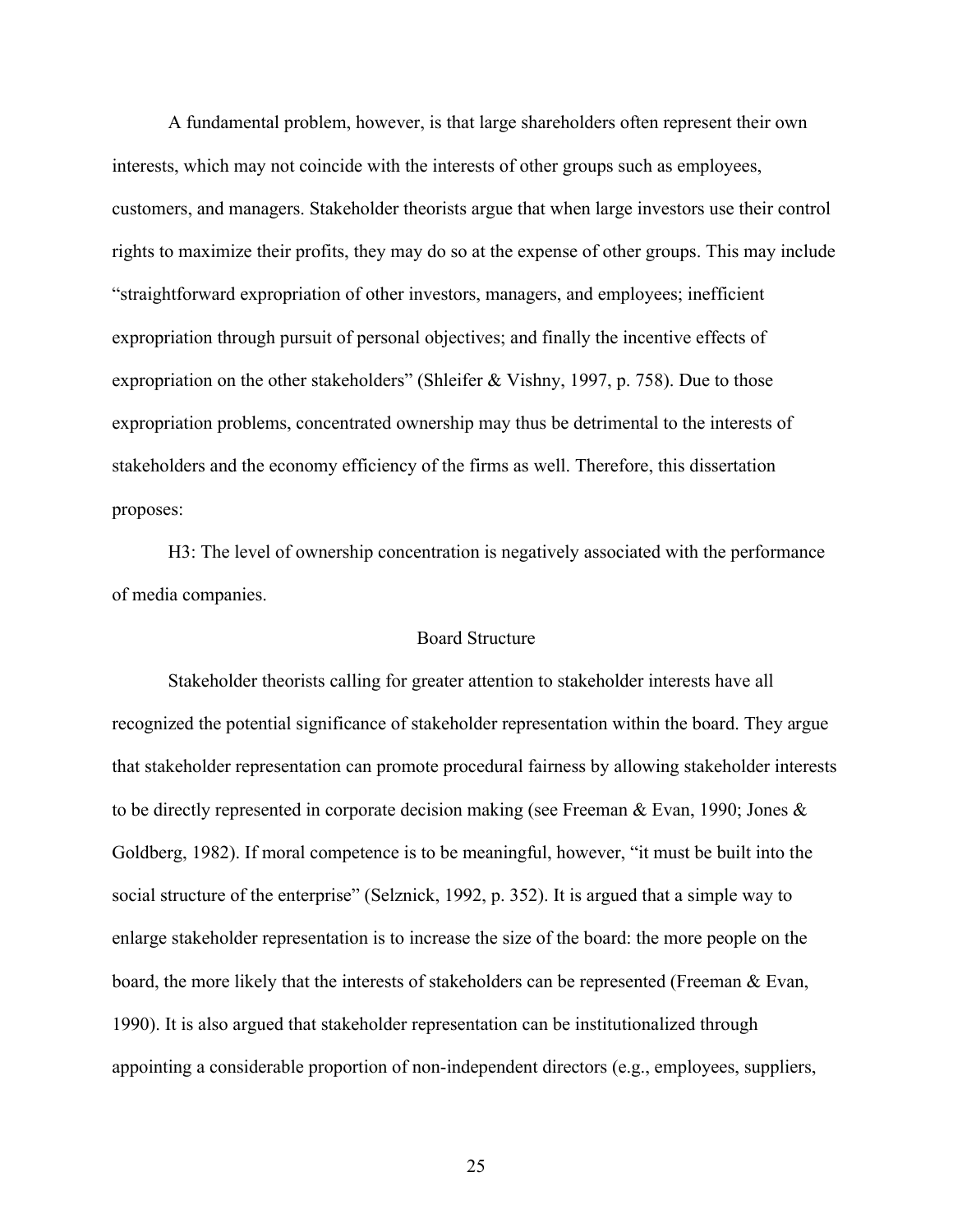A fundamental problem, however, is that large shareholders often represent their own interests, which may not coincide with the interests of other groups such as employees, customers, and managers. Stakeholder theorists argue that when large investors use their control rights to maximize their profits, they may do so at the expense of other groups. This may include "straightforward expropriation of other investors, managers, and employees; inefficient expropriation through pursuit of personal objectives; and finally the incentive effects of expropriation on the other stakeholders" (Shleifer & Vishny, 1997, p. 758). Due to those expropriation problems, concentrated ownership may thus be detrimental to the interests of stakeholders and the economy efficiency of the firms as well. Therefore, this dissertation proposes:

H3: The level of ownership concentration is negatively associated with the performance of media companies.

## Board Structure

Stakeholder theorists calling for greater attention to stakeholder interests have all recognized the potential significance of stakeholder representation within the board. They argue that stakeholder representation can promote procedural fairness by allowing stakeholder interests to be directly represented in corporate decision making (see Freeman & Evan, 1990; Jones & Goldberg, 1982). If moral competence is to be meaningful, however, "it must be built into the social structure of the enterprise" (Selznick, 1992, p. 352). It is argued that a simple way to enlarge stakeholder representation is to increase the size of the board: the more people on the board, the more likely that the interests of stakeholders can be represented (Freeman & Evan, 1990). It is also argued that stakeholder representation can be institutionalized through appointing a considerable proportion of non-independent directors (e.g., employees, suppliers,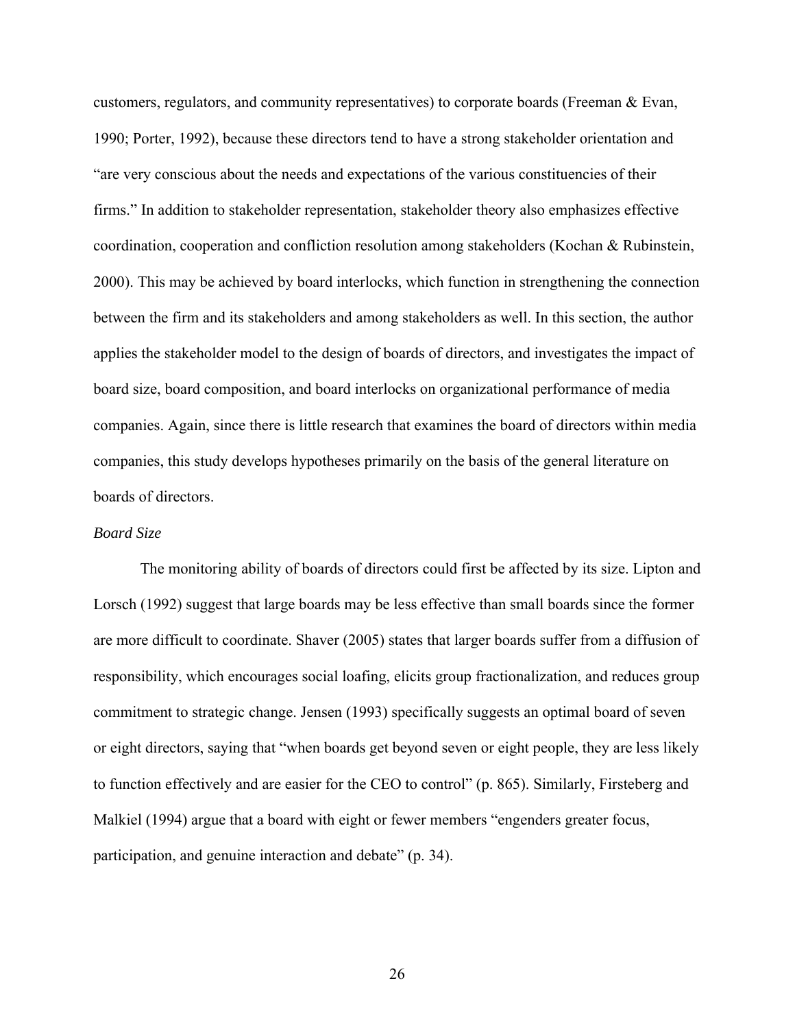customers, regulators, and community representatives) to corporate boards (Freeman & Evan, 1990; Porter, 1992), because these directors tend to have a strong stakeholder orientation and "are very conscious about the needs and expectations of the various constituencies of their firms." In addition to stakeholder representation, stakeholder theory also emphasizes effective coordination, cooperation and confliction resolution among stakeholders (Kochan & Rubinstein, 2000). This may be achieved by board interlocks, which function in strengthening the connection between the firm and its stakeholders and among stakeholders as well. In this section, the author applies the stakeholder model to the design of boards of directors, and investigates the impact of board size, board composition, and board interlocks on organizational performance of media companies. Again, since there is little research that examines the board of directors within media companies, this study develops hypotheses primarily on the basis of the general literature on boards of directors.

*Board Size*

The monitoring ability of boards of directors could first be affected by its size. Lipton and Lorsch (1992) suggest that large boards may be less effective than small boards since the former are more difficult to coordinate. Shaver (2005) states that larger boards suffer from a diffusion of responsibility, which encourages social loafing, elicits group fractionalization, and reduces group commitment to strategic change. Jensen (1993) specifically suggests an optimal board of seven or eight directors, saying that "when boards get beyond seven or eight people, they are less likely to function effectively and are easier for the CEO to control" (p. 865). Similarly, Firsteberg and Malkiel (1994) argue that a board with eight or fewer members "engenders greater focus, participation, and genuine interaction and debate" (p. 34).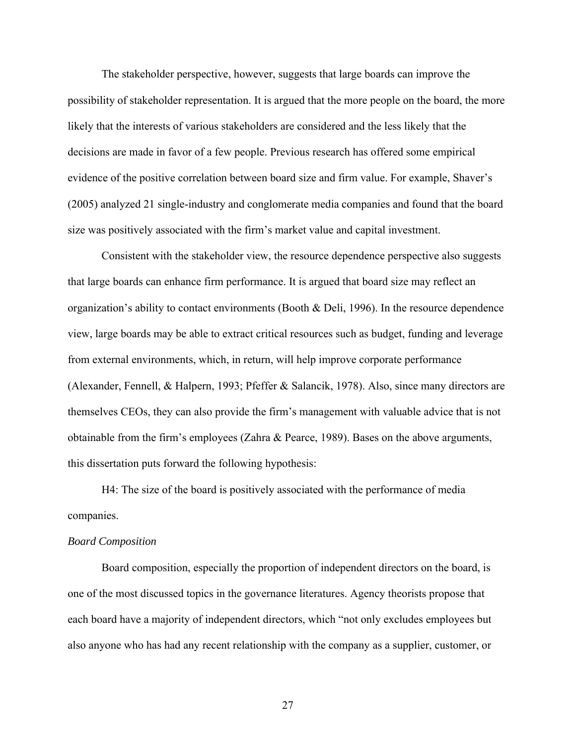The stakeholder perspective, however, suggests that large boards can improve the possibility of stakeholder representation. It is argued that the more people on the board, the more likely that the interests of various stakeholders are considered and the less likely that the decisions are made in favor of a few people. Previous research has offered some empirical evidence of the positive correlation between board size and firm value. For example, Shaver's (2005) analyzed 21 single-industry and conglomerate media companies and found that the board size was positively associated with the firm's market value and capital investment.

Consistent with the stakeholder view, the resource dependence perspective also suggests that large boards can enhance firm performance. It is argued that board size may reflect an organization's ability to contact environments (Booth & Deli, 1996). In the resource dependence view, large boards may be able to extract critical resources such as budget, funding and leverage from external environments, which, in return, will help improve corporate performance (Alexander, Fennell, & Halpern, 1993; Pfeffer & Salancik, 1978). Also, since many directors are themselves CEOs, they can also provide the firm's management with valuable advice that is not obtainable from the firm's employees (Zahra & Pearce, 1989). Bases on the above arguments, this dissertation puts forward the following hypothesis:

H4: The size of the board is positively associated with the performance of media companies.

*Board Composition*

Board composition, especially the proportion of independent directors on the board, is one of the most discussed topics in the governance literatures. Agency theorists propose that each board have a majority of independent directors, which "not only excludes employees but also anyone who has had any recent relationship with the company as a supplier, customer, or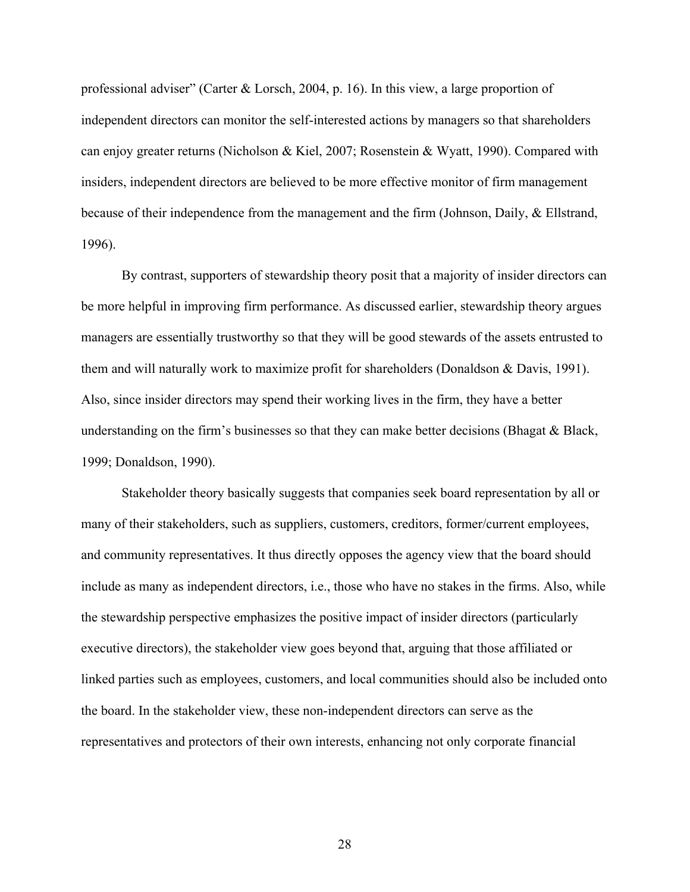professional adviser" (Carter & Lorsch, 2004, p. 16). In this view, a large proportion of independent directors can monitor the self-interested actions by managers so that shareholders can enjoy greater returns (Nicholson & Kiel, 2007; Rosenstein & Wyatt, 1990). Compared with insiders, independent directors are believed to be more effective monitor of firm management because of their independence from the management and the firm (Johnson, Daily, & Ellstrand, 1996).

By contrast, supporters of stewardship theory posit that a majority of insider directors can be more helpful in improving firm performance. As discussed earlier, stewardship theory argues managers are essentially trustworthy so that they will be good stewards of the assets entrusted to them and will naturally work to maximize profit for shareholders (Donaldson & Davis, 1991). Also, since insider directors may spend their working lives in the firm, they have a better understanding on the firm's businesses so that they can make better decisions (Bhagat & Black, 1999; Donaldson, 1990).

Stakeholder theory basically suggests that companies seek board representation by all or many of their stakeholders, such as suppliers, customers, creditors, former/current employees, and community representatives. It thus directly opposes the agency view that the board should include as many as independent directors, i.e., those who have no stakes in the firms. Also, while the stewardship perspective emphasizes the positive impact of insider directors (particularly executive directors), the stakeholder view goes beyond that, arguing that those affiliated or linked parties such as employees, customers, and local communities should also be included onto the board. In the stakeholder view, these non-independent directors can serve as the representatives and protectors of their own interests, enhancing not only corporate financial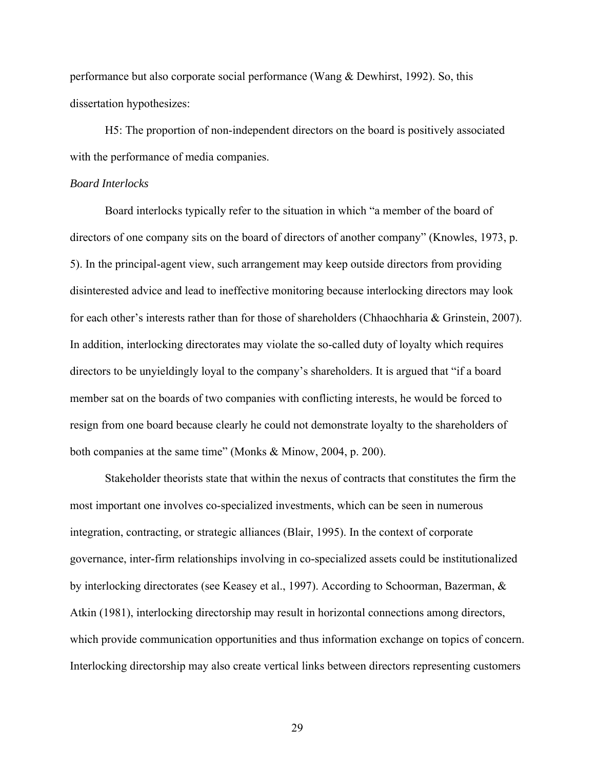performance but also corporate social performance (Wang & Dewhirst, 1992). So, this dissertation hypothesizes:

H5: The proportion of non-independent directors on the board is positively associated with the performance of media companies.

*Board Interlocks*

Board interlocks typically refer to the situation in which "a member of the board of directors of one company sits on the board of directors of another company" (Knowles, 1973, p. 5). In the principal-agent view, such arrangement may keep outside directors from providing disinterested advice and lead to ineffective monitoring because interlocking directors may look for each other's interests rather than for those of shareholders (Chhaochharia & Grinstein, 2007). In addition, interlocking directorates may violate the so-called duty of loyalty which requires directors to be unyieldingly loyal to the company's shareholders. It is argued that "if a board member sat on the boards of two companies with conflicting interests, he would be forced to resign from one board because clearly he could not demonstrate loyalty to the shareholders of both companies at the same time" (Monks & Minow, 2004, p. 200).

Stakeholder theorists state that within the nexus of contracts that constitutes the firm the most important one involves co-specialized investments, which can be seen in numerous integration, contracting, or strategic alliances (Blair, 1995). In the context of corporate governance, inter-firm relationships involving in co-specialized assets could be institutionalized by interlocking directorates (see Keasey et al., 1997). According to Schoorman, Bazerman, & Atkin (1981), interlocking directorship may result in horizontal connections among directors, which provide communication opportunities and thus information exchange on topics of concern. Interlocking directorship may also create vertical links between directors representing customers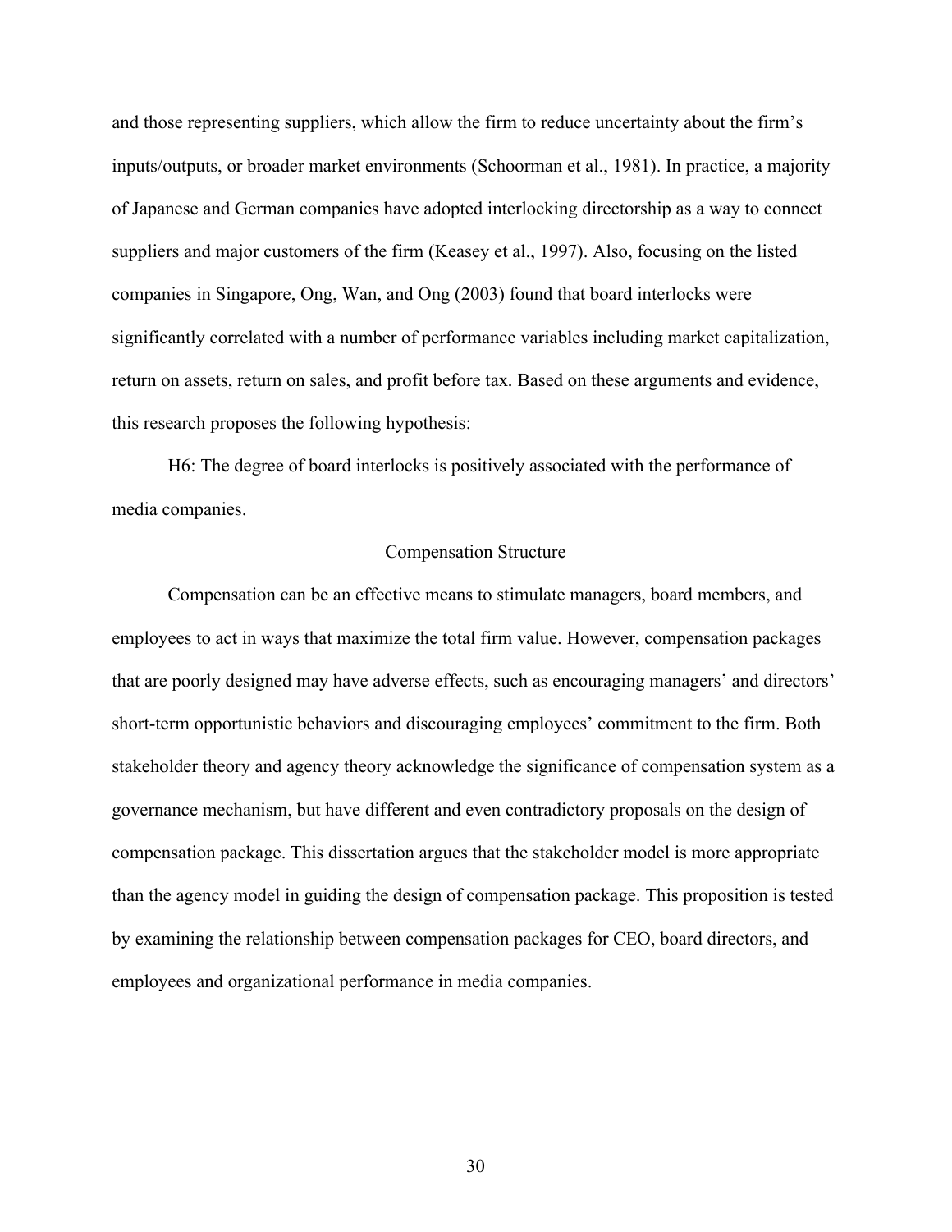and those representing suppliers, which allow the firm to reduce uncertainty about the firm's inputs/outputs, or broader market environments (Schoorman et al., 1981). In practice, a majority of Japanese and German companies have adopted interlocking directorship as a way to connect suppliers and major customers of the firm (Keasey et al., 1997). Also, focusing on the listed companies in Singapore, Ong, Wan, and Ong (2003) found that board interlocks were significantly correlated with a number of performance variables including market capitalization, return on assets, return on sales, and profit before tax. Based on these arguments and evidence, this research proposes the following hypothesis:

H6: The degree of board interlocks is positively associated with the performance of media companies.

### Compensation Structure

Compensation can be an effective means to stimulate managers, board members, and employees to act in ways that maximize the total firm value. However, compensation packages that are poorly designed may have adverse effects, such as encouraging managers' and directors' short-term opportunistic behaviors and discouraging employees' commitment to the firm. Both stakeholder theory and agency theory acknowledge the significance of compensation system as a governance mechanism, but have different and even contradictory proposals on the design of compensation package. This dissertation argues that the stakeholder model is more appropriate than the agency model in guiding the design of compensation package. This proposition is tested by examining the relationship between compensation packages for CEO, board directors, and employees and organizational performance in media companies.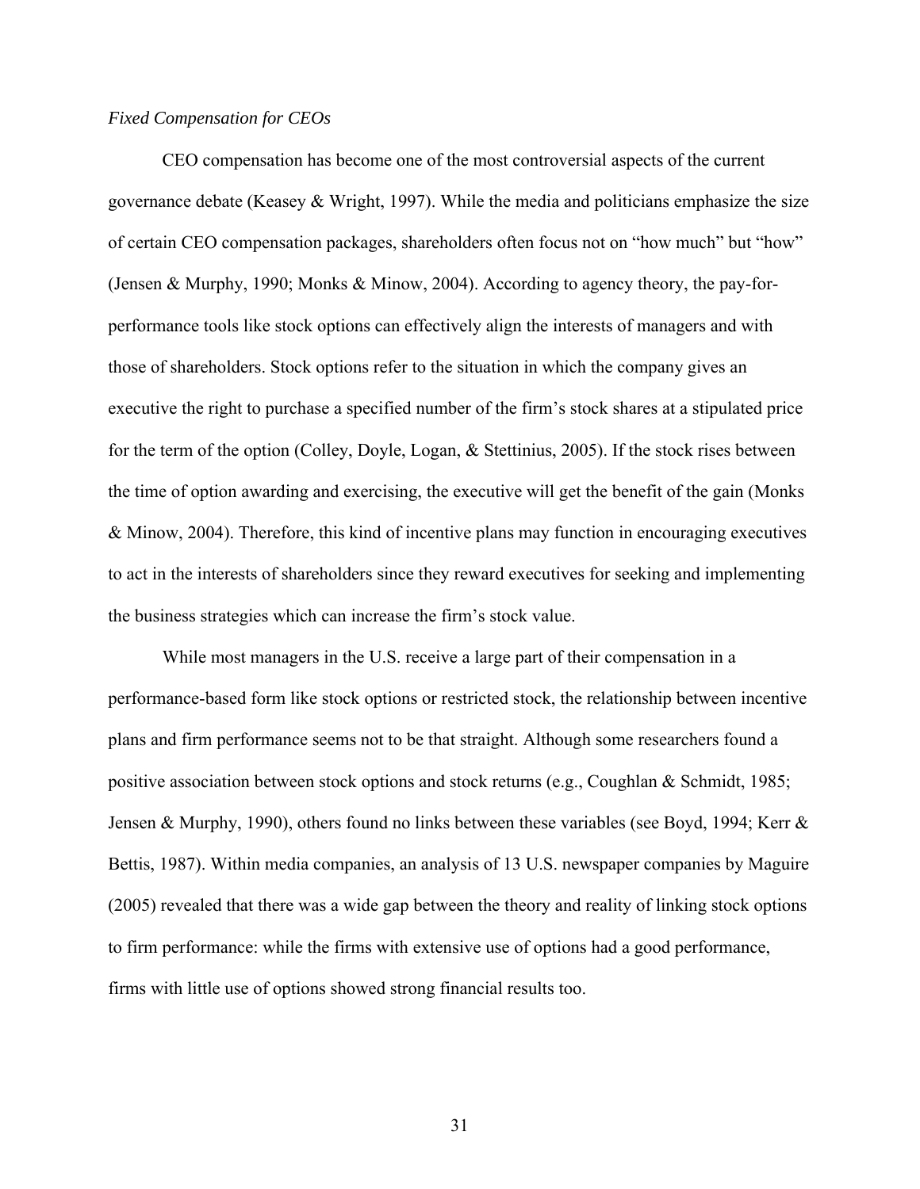*Fixed Compensation for CEOs*

CEO compensation has become one of the most controversial aspects of the current governance debate (Keasey & Wright, 1997). While the media and politicians emphasize the size of certain CEO compensation packages, shareholders often focus not on "how much" but "how" (Jensen & Murphy, 1990; Monks & Minow, 2004). According to agency theory, the pay-for-performance tools like stock options can effectively align the interests of managers and with those of shareholders. Stock options refer to the situation in which the company gives an executive the right to purchase a specified number of the firm's stock shares at a stipulated price for the term of the option (Colley, Doyle, Logan, & Stettinius, 2005). If the stock rises between the time of option awarding and exercising, the executive will get the benefit of the gain (Monks & Minow, 2004). Therefore, this kind of incentive plans may function in encouraging executives to act in the interests of shareholders since they reward executives for seeking and implementing the business strategies which can increase the firm's stock value.

While most managers in the U.S. receive a large part of their compensation in a performance-based form like stock options or restricted stock, the relationship between incentive plans and firm performance seems not to be that straight. Although some researchers found a positive association between stock options and stock returns (e.g., Coughlan & Schmidt, 1985; Jensen & Murphy, 1990), others found no links between these variables (see Boyd, 1994; Kerr & Bettis, 1987). Within media companies, an analysis of 13 U.S. newspaper companies by Maguire (2005) revealed that there was a wide gap between the theory and reality of linking stock options to firm performance: while the firms with extensive use of options had a good performance, firms with little use of options showed strong financial results too.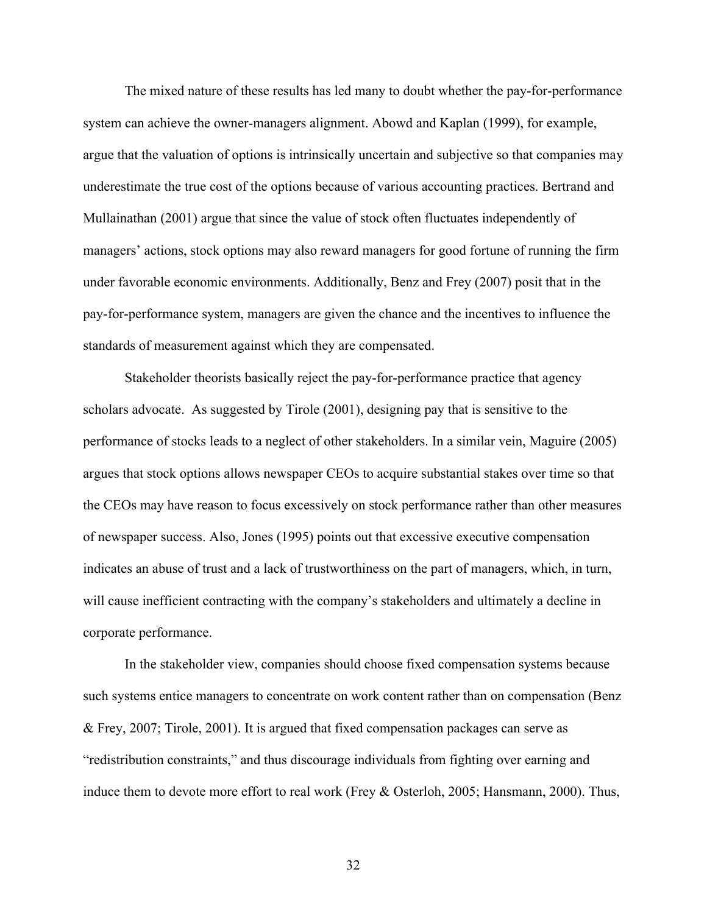The mixed nature of these results has led many to doubt whether the pay-for-performance system can achieve the owner-managers alignment. Abowd and Kaplan (1999), for example, argue that the valuation of options is intrinsically uncertain and subjective so that companies may underestimate the true cost of the options because of various accounting practices. Bertrand and Mullainathan (2001) argue that since the value of stock often fluctuates independently of managers' actions, stock options may also reward managers for good fortune of running the firm under favorable economic environments. Additionally, Benz and Frey (2007) posit that in the pay-for-performance system, managers are given the chance and the incentives to influence the standards of measurement against which they are compensated.

Stakeholder theorists basically reject the pay-for-performance practice that agency scholars advocate. As suggested by Tirole (2001), designing pay that is sensitive to the performance of stocks leads to a neglect of other stakeholders. In a similar vein, Maguire (2005) argues that stock options allows newspaper CEOs to acquire substantial stakes over time so that the CEOs may have reason to focus excessively on stock performance rather than other measures of newspaper success. Also, Jones (1995) points out that excessive executive compensation indicates an abuse of trust and a lack of trustworthiness on the part of managers, which, in turn, will cause inefficient contracting with the company's stakeholders and ultimately a decline in corporate performance.

In the stakeholder view, companies should choose fixed compensation systems because such systems entice managers to concentrate on work content rather than on compensation (Benz & Frey, 2007; Tirole, 2001). It is argued that fixed compensation packages can serve as "redistribution constraints," and thus discourage individuals from fighting over earning and induce them to devote more effort to real work (Frey & Osterloh, 2005; Hansmann, 2000). Thus,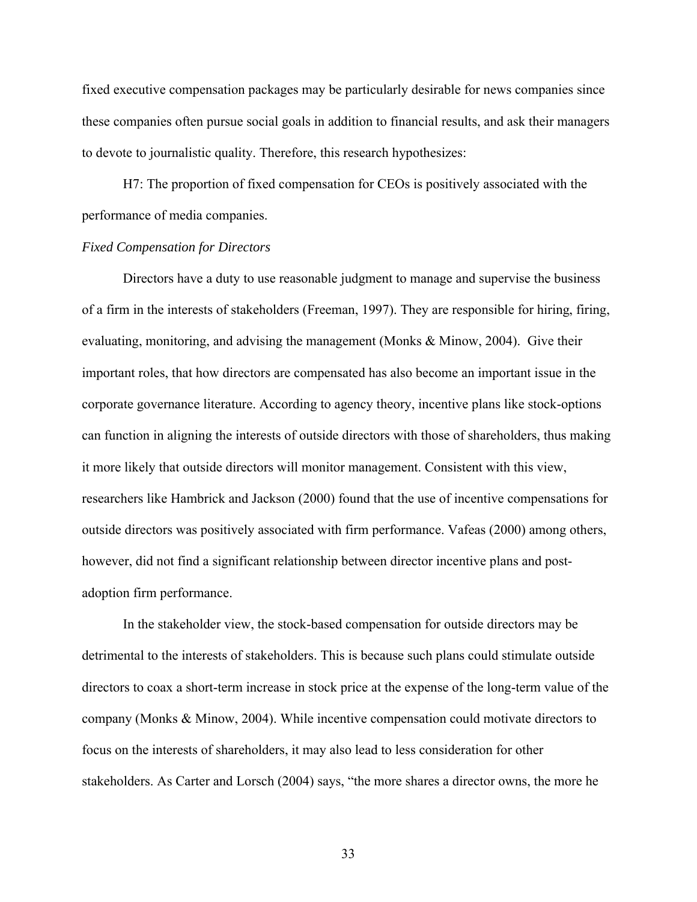fixed executive compensation packages may be particularly desirable for news companies since these companies often pursue social goals in addition to financial results, and ask their managers to devote to journalistic quality. Therefore, this research hypothesizes:

H7: The proportion of fixed compensation for CEOs is positively associated with the performance of media companies.

*Fixed Compensation for Directors*

Directors have a duty to use reasonable judgment to manage and supervise the business of a firm in the interests of stakeholders (Freeman, 1997). They are responsible for hiring, firing, evaluating, monitoring, and advising the management (Monks & Minow, 2004). Give their important roles, that how directors are compensated has also become an important issue in the corporate governance literature. According to agency theory, incentive plans like stock-options can function in aligning the interests of outside directors with those of shareholders, thus making it more likely that outside directors will monitor management. Consistent with this view, researchers like Hambrick and Jackson (2000) found that the use of incentive compensations for outside directors was positively associated with firm performance. Vafeas (2000) among others, however, did not find a significant relationship between director incentive plans and post-adoption firm performance.

In the stakeholder view, the stock-based compensation for outside directors may be detrimental to the interests of stakeholders. This is because such plans could stimulate outside directors to coax a short-term increase in stock price at the expense of the long-term value of the company (Monks & Minow, 2004). While incentive compensation could motivate directors to focus on the interests of shareholders, it may also lead to less consideration for other stakeholders. As Carter and Lorsch (2004) says, "the more shares a director owns, the more he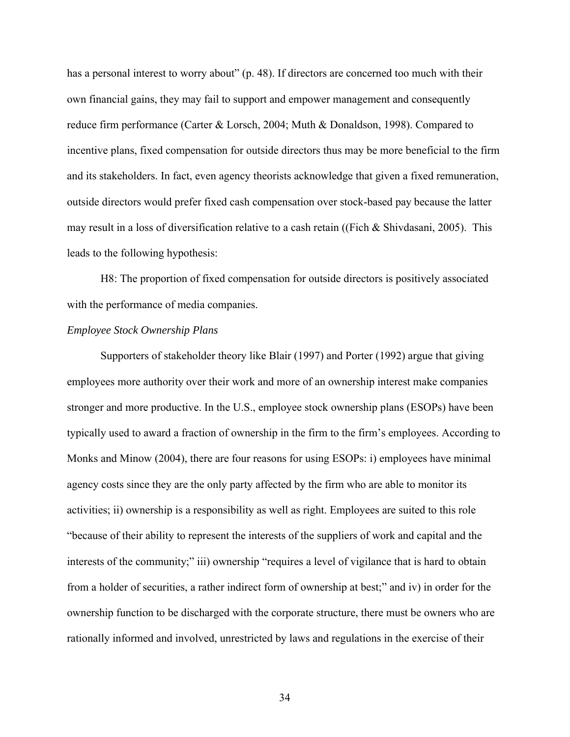has a personal interest to worry about" (p. 48). If directors are concerned too much with their own financial gains, they may fail to support and empower management and consequently reduce firm performance (Carter & Lorsch, 2004; Muth & Donaldson, 1998). Compared to incentive plans, fixed compensation for outside directors thus may be more beneficial to the firm and its stakeholders. In fact, even agency theorists acknowledge that given a fixed remuneration, outside directors would prefer fixed cash compensation over stock-based pay because the latter may result in a loss of diversification relative to a cash retain ((Fich & Shivdasani, 2005). This leads to the following hypothesis:

H8: The proportion of fixed compensation for outside directors is positively associated with the performance of media companies.

*Employee Stock Ownership Plans*

Supporters of stakeholder theory like Blair (1997) and Porter (1992) argue that giving employees more authority over their work and more of an ownership interest make companies stronger and more productive. In the U.S., employee stock ownership plans (ESOPs) have been typically used to award a fraction of ownership in the firm to the firm's employees. According to Monks and Minow (2004), there are four reasons for using ESOPs: i) employees have minimal agency costs since they are the only party affected by the firm who are able to monitor its activities; ii) ownership is a responsibility as well as right. Employees are suited to this role "because of their ability to represent the interests of the suppliers of work and capital and the interests of the community;" iii) ownership "requires a level of vigilance that is hard to obtain from a holder of securities, a rather indirect form of ownership at best;" and iv) in order for the ownership function to be discharged with the corporate structure, there must be owners who are rationally informed and involved, unrestricted by laws and regulations in the exercise of their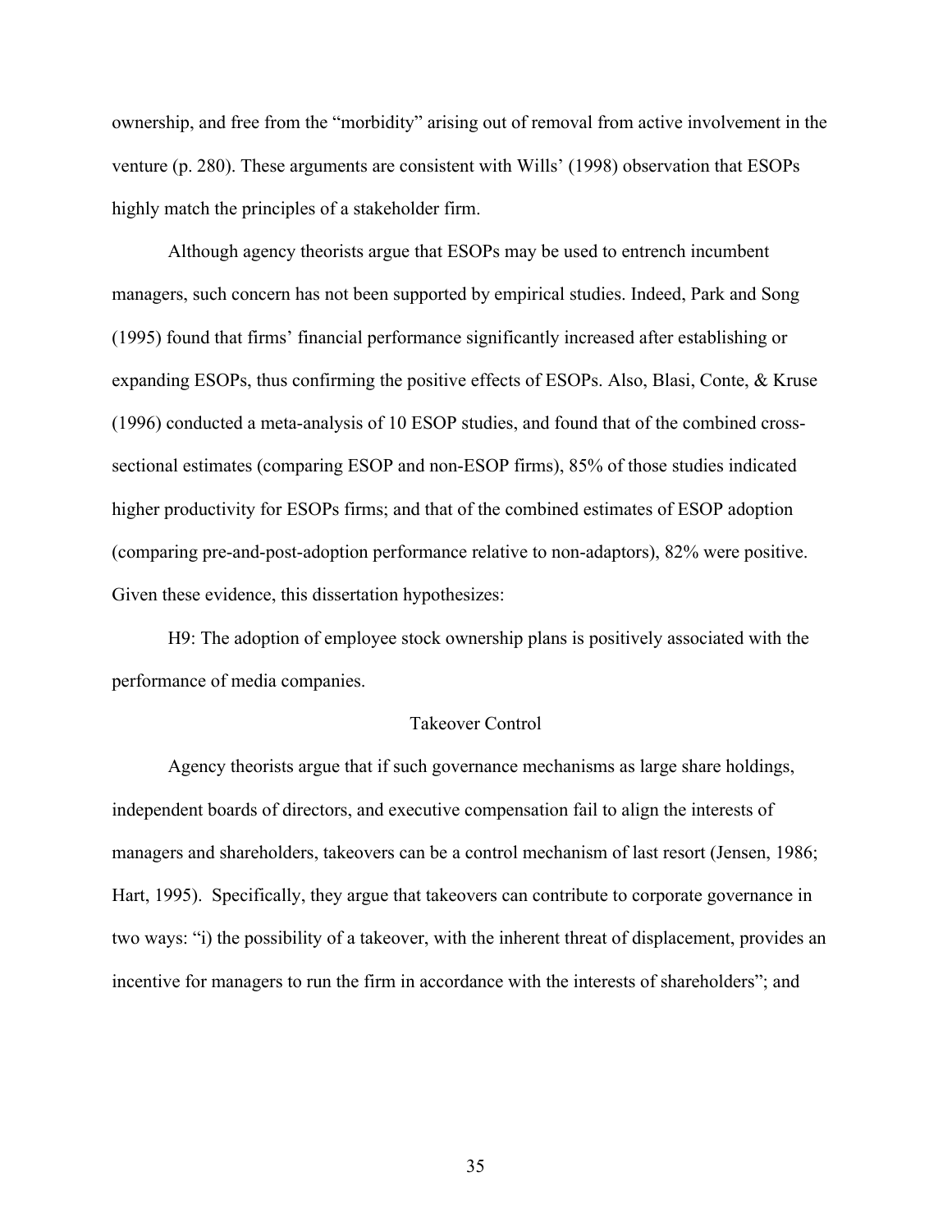ownership, and free from the "morbidity" arising out of removal from active involvement in the venture (p. 280). These arguments are consistent with Wills' (1998) observation that ESOPs highly match the principles of a stakeholder firm.

Although agency theorists argue that ESOPs may be used to entrench incumbent managers, such concern has not been supported by empirical studies. Indeed, Park and Song (1995) found that firms' financial performance significantly increased after establishing or expanding ESOPs, thus confirming the positive effects of ESOPs. Also, Blasi, Conte, & Kruse (1996) conducted a meta-analysis of 10 ESOP studies, and found that of the combined cross-sectional estimates (comparing ESOP and non-ESOP firms), 85% of those studies indicated higher productivity for ESOPs firms; and that of the combined estimates of ESOP adoption (comparing pre-and-post-adoption performance relative to non-adaptors), 82% were positive. Given these evidence, this dissertation hypothesizes:

H9: The adoption of employee stock ownership plans is positively associated with the performance of media companies.

## Takeover Control

Agency theorists argue that if such governance mechanisms as large share holdings, independent boards of directors, and executive compensation fail to align the interests of managers and shareholders, takeovers can be a control mechanism of last resort (Jensen, 1986; Hart, 1995). Specifically, they argue that takeovers can contribute to corporate governance in two ways: "i) the possibility of a takeover, with the inherent threat of displacement, provides an incentive for managers to run the firm in accordance with the interests of shareholders"; and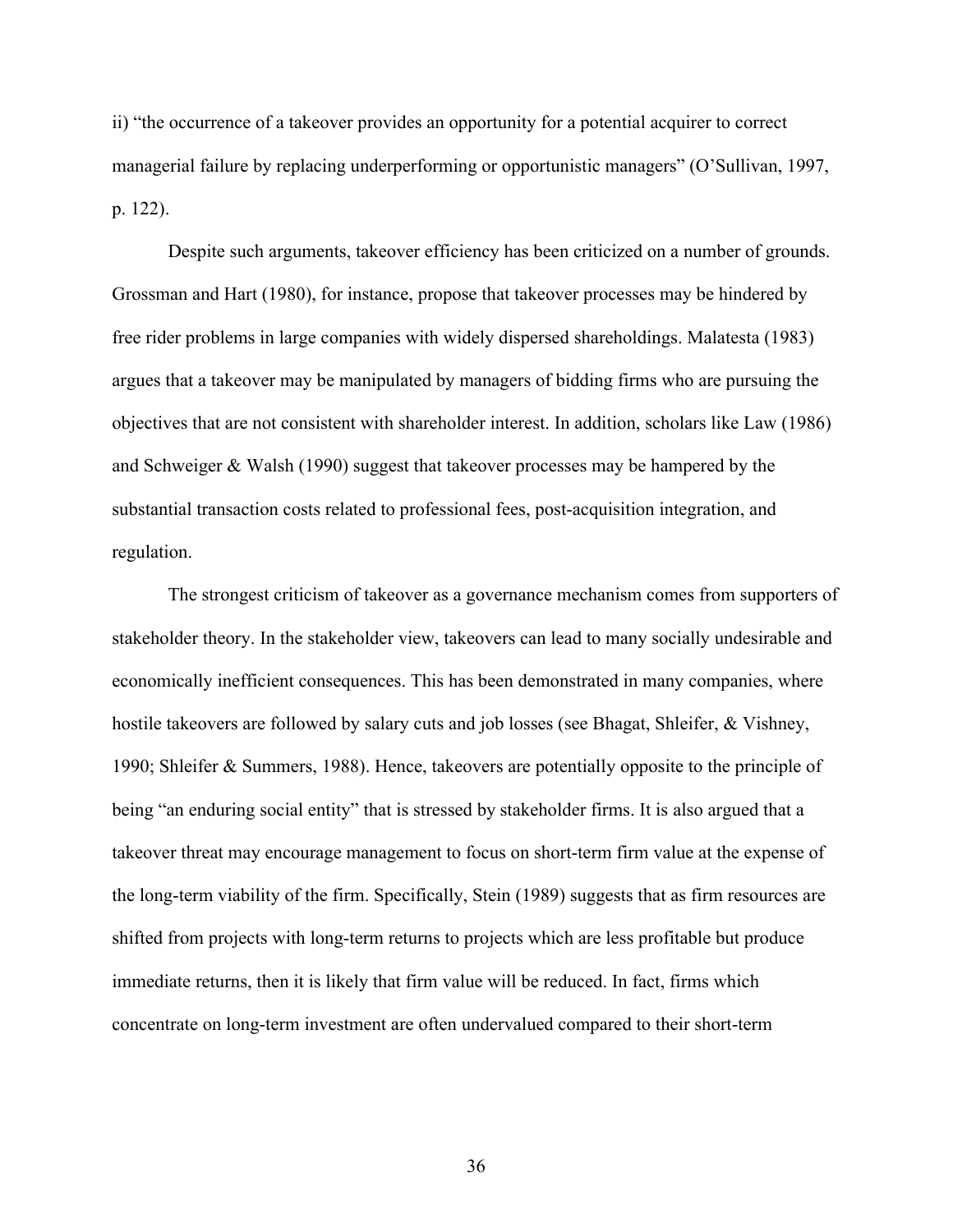ii) “the occurrence of a takeover provides an opportunity for a potential acquirer to correct managerial failure by replacing underperforming or opportunistic managers” (O’Sullivan, 1997, p. 122).

Despite such arguments, takeover efficiency has been criticized on a number of grounds. Grossman and Hart (1980), for instance, propose that takeover processes may be hindered by free rider problems in large companies with widely dispersed shareholdings. Malatesta (1983) argues that a takeover may be manipulated by managers of bidding firms who are pursuing the objectives that are not consistent with shareholder interest. In addition, scholars like Law (1986) and Schweiger & Walsh (1990) suggest that takeover processes may be hampered by the substantial transaction costs related to professional fees, post-acquisition integration, and regulation.

The strongest criticism of takeover as a governance mechanism comes from supporters of stakeholder theory. In the stakeholder view, takeovers can lead to many socially undesirable and economically inefficient consequences. This has been demonstrated in many companies, where hostile takeovers are followed by salary cuts and job losses (see Bhagat, Shleifer, & Vishney, 1990; Shleifer & Summers, 1988). Hence, takeovers are potentially opposite to the principle of being “an enduring social entity” that is stressed by stakeholder firms. It is also argued that a takeover threat may encourage management to focus on short-term firm value at the expense of the long-term viability of the firm. Specifically, Stein (1989) suggests that as firm resources are shifted from projects with long-term returns to projects which are less profitable but produce immediate returns, then it is likely that firm value will be reduced. In fact, firms which concentrate on long-term investment are often undervalued compared to their short-term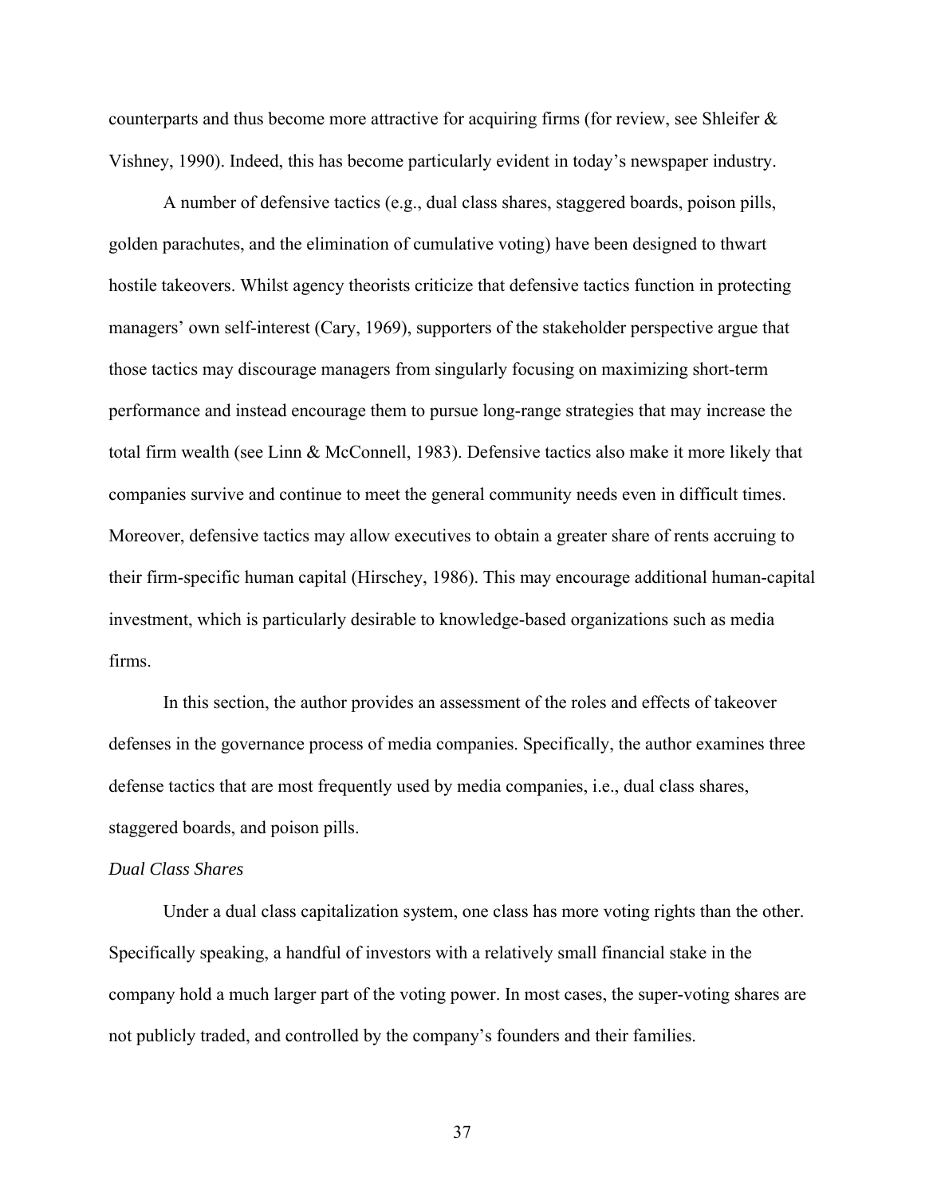counterparts and thus become more attractive for acquiring firms (for review, see Shleifer & Vishney, 1990). Indeed, this has become particularly evident in today's newspaper industry.

A number of defensive tactics (e.g., dual class shares, staggered boards, poison pills, golden parachutes, and the elimination of cumulative voting) have been designed to thwart hostile takeovers. Whilst agency theorists criticize that defensive tactics function in protecting managers' own self-interest (Cary, 1969), supporters of the stakeholder perspective argue that those tactics may discourage managers from singularly focusing on maximizing short-term performance and instead encourage them to pursue long-range strategies that may increase the total firm wealth (see Linn & McConnell, 1983). Defensive tactics also make it more likely that companies survive and continue to meet the general community needs even in difficult times. Moreover, defensive tactics may allow executives to obtain a greater share of rents accruing to their firm-specific human capital (Hirschey, 1986). This may encourage additional human-capital investment, which is particularly desirable to knowledge-based organizations such as media firms.

In this section, the author provides an assessment of the roles and effects of takeover defenses in the governance process of media companies. Specifically, the author examines three defense tactics that are most frequently used by media companies, i.e., dual class shares, staggered boards, and poison pills.

*Dual Class Shares*

Under a dual class capitalization system, one class has more voting rights than the other. Specifically speaking, a handful of investors with a relatively small financial stake in the company hold a much larger part of the voting power. In most cases, the super-voting shares are not publicly traded, and controlled by the company's founders and their families.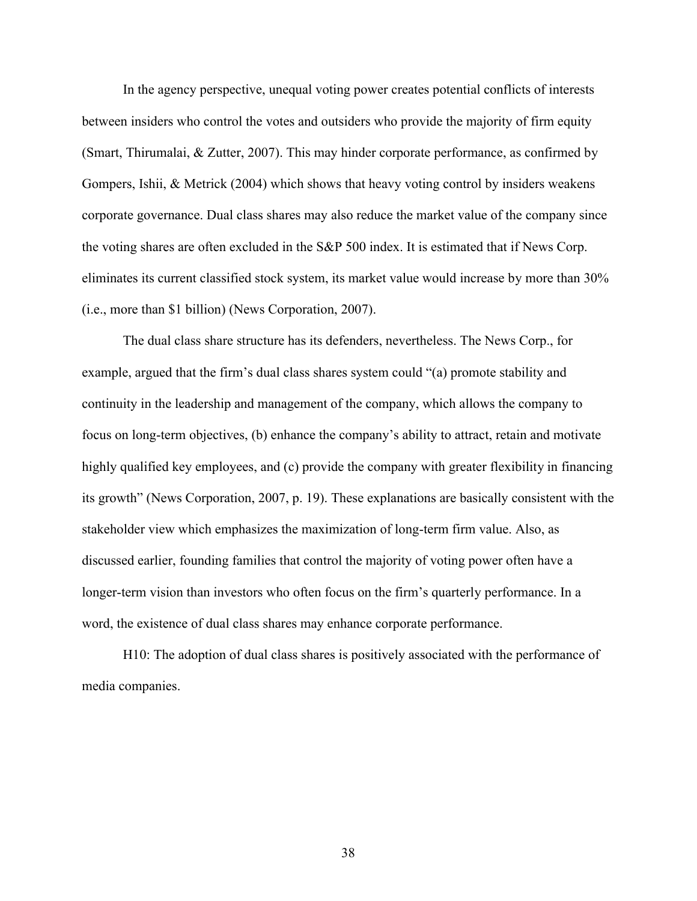In the agency perspective, unequal voting power creates potential conflicts of interests between insiders who control the votes and outsiders who provide the majority of firm equity (Smart, Thirumalai, & Zutter, 2007). This may hinder corporate performance, as confirmed by Gompers, Ishii, & Metrick (2004) which shows that heavy voting control by insiders weakens corporate governance. Dual class shares may also reduce the market value of the company since the voting shares are often excluded in the S&P 500 index. It is estimated that if News Corp. eliminates its current classified stock system, its market value would increase by more than 30% (i.e., more than $1 billion) (News Corporation, 2007).

The dual class share structure has its defenders, nevertheless. The News Corp., for example, argued that the firm's dual class shares system could "(a) promote stability and continuity in the leadership and management of the company, which allows the company to focus on long-term objectives, (b) enhance the company's ability to attract, retain and motivate highly qualified key employees, and (c) provide the company with greater flexibility in financing its growth" (News Corporation, 2007, p. 19). These explanations are basically consistent with the stakeholder view which emphasizes the maximization of long-term firm value. Also, as discussed earlier, founding families that control the majority of voting power often have a longer-term vision than investors who often focus on the firm's quarterly performance. In a word, the existence of dual class shares may enhance corporate performance.

H10: The adoption of dual class shares is positively associated with the performance of media companies.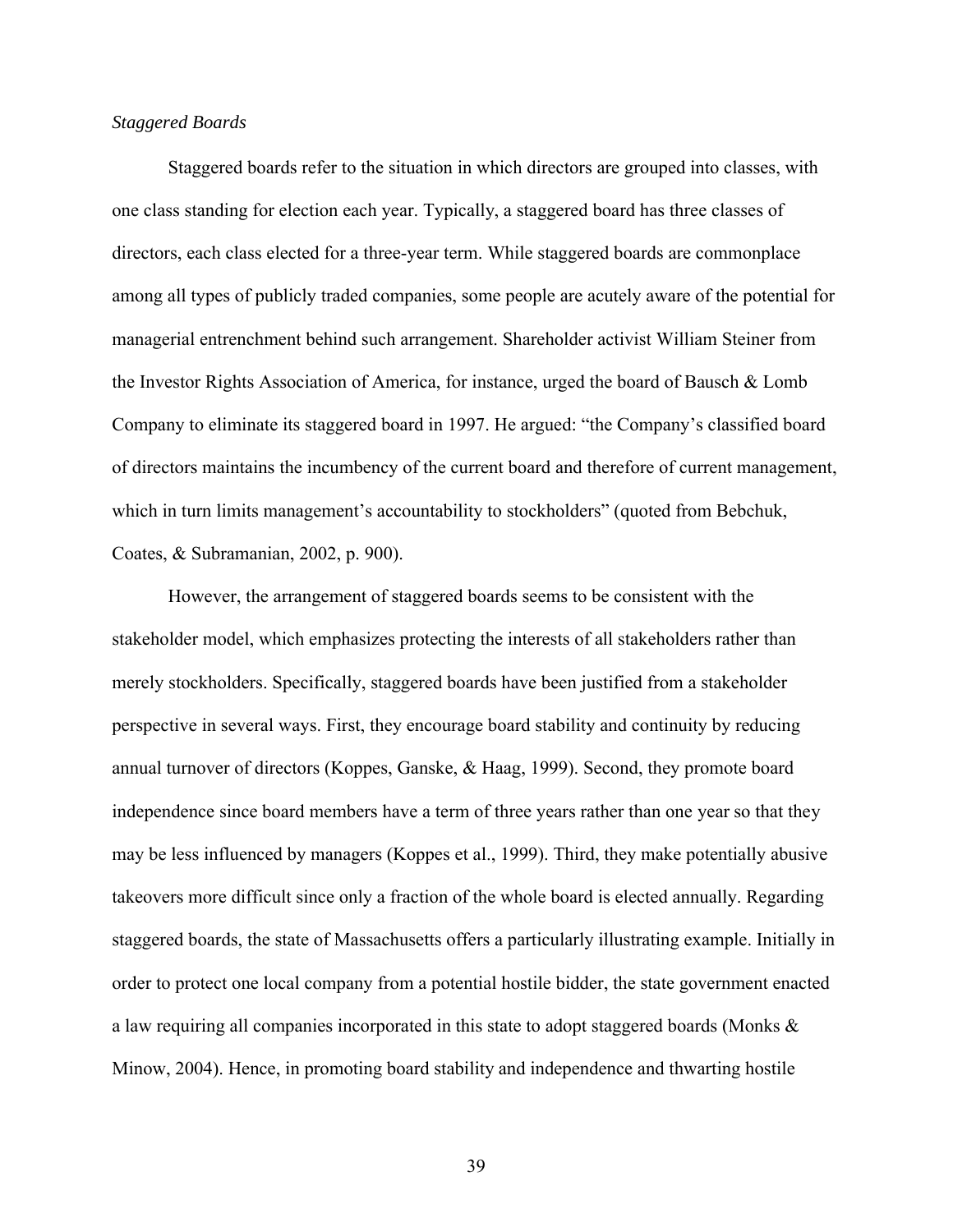*Staggered Boards*

Staggered boards refer to the situation in which directors are grouped into classes, with one class standing for election each year. Typically, a staggered board has three classes of directors, each class elected for a three-year term. While staggered boards are commonplace among all types of publicly traded companies, some people are acutely aware of the potential for managerial entrenchment behind such arrangement. Shareholder activist William Steiner from the Investor Rights Association of America, for instance, urged the board of Bausch & Lomb Company to eliminate its staggered board in 1997. He argued: "the Company's classified board of directors maintains the incumbency of the current board and therefore of current management, which in turn limits management's accountability to stockholders" (quoted from Bebchuk, Coates, & Subramanian, 2002, p. 900).

However, the arrangement of staggered boards seems to be consistent with the stakeholder model, which emphasizes protecting the interests of all stakeholders rather than merely stockholders. Specifically, staggered boards have been justified from a stakeholder perspective in several ways. First, they encourage board stability and continuity by reducing annual turnover of directors (Koppes, Ganske, & Haag, 1999). Second, they promote board independence since board members have a term of three years rather than one year so that they may be less influenced by managers (Koppes et al., 1999). Third, they make potentially abusive takeovers more difficult since only a fraction of the whole board is elected annually. Regarding staggered boards, the state of Massachusetts offers a particularly illustrating example. Initially in order to protect one local company from a potential hostile bidder, the state government enacted a law requiring all companies incorporated in this state to adopt staggered boards (Monks & Minow, 2004). Hence, in promoting board stability and independence and thwarting hostile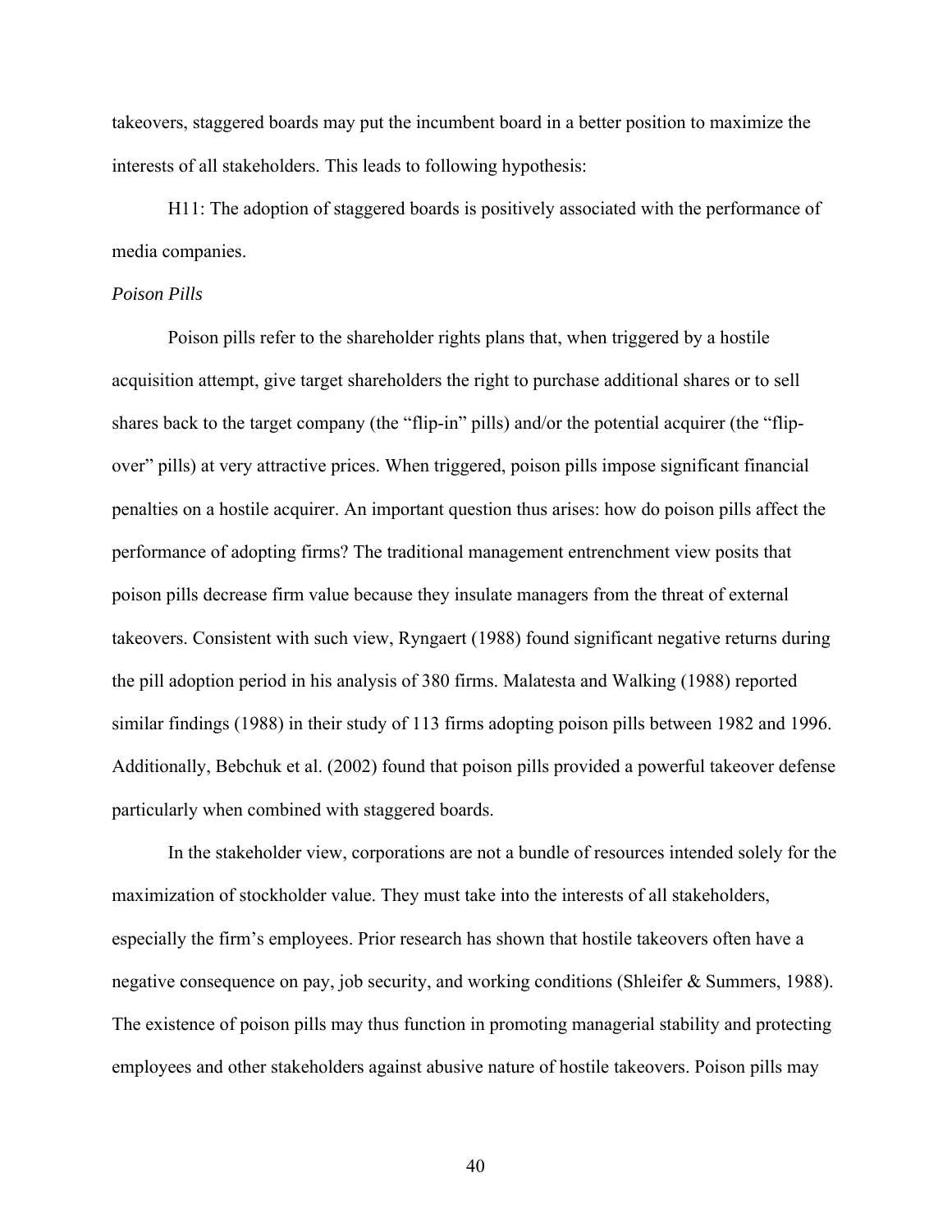takeovers, staggered boards may put the incumbent board in a better position to maximize the interests of all stakeholders. This leads to following hypothesis:

H11: The adoption of staggered boards is positively associated with the performance of media companies.

*Poison Pills*

Poison pills refer to the shareholder rights plans that, when triggered by a hostile acquisition attempt, give target shareholders the right to purchase additional shares or to sell shares back to the target company (the "flip-in" pills) and/or the potential acquirer (the "flip-over" pills) at very attractive prices. When triggered, poison pills impose significant financial penalties on a hostile acquirer. An important question thus arises: how do poison pills affect the performance of adopting firms? The traditional management entrenchment view posits that poison pills decrease firm value because they insulate managers from the threat of external takeovers. Consistent with such view, Ryngaert (1988) found significant negative returns during the pill adoption period in his analysis of 380 firms. Malatesta and Walking (1988) reported similar findings (1988) in their study of 113 firms adopting poison pills between 1982 and 1996. Additionally, Bebchuk et al. (2002) found that poison pills provided a powerful takeover defense particularly when combined with staggered boards.

In the stakeholder view, corporations are not a bundle of resources intended solely for the maximization of stockholder value. They must take into the interests of all stakeholders, especially the firm's employees. Prior research has shown that hostile takeovers often have a negative consequence on pay, job security, and working conditions (Shleifer & Summers, 1988). The existence of poison pills may thus function in promoting managerial stability and protecting employees and other stakeholders against abusive nature of hostile takeovers. Poison pills may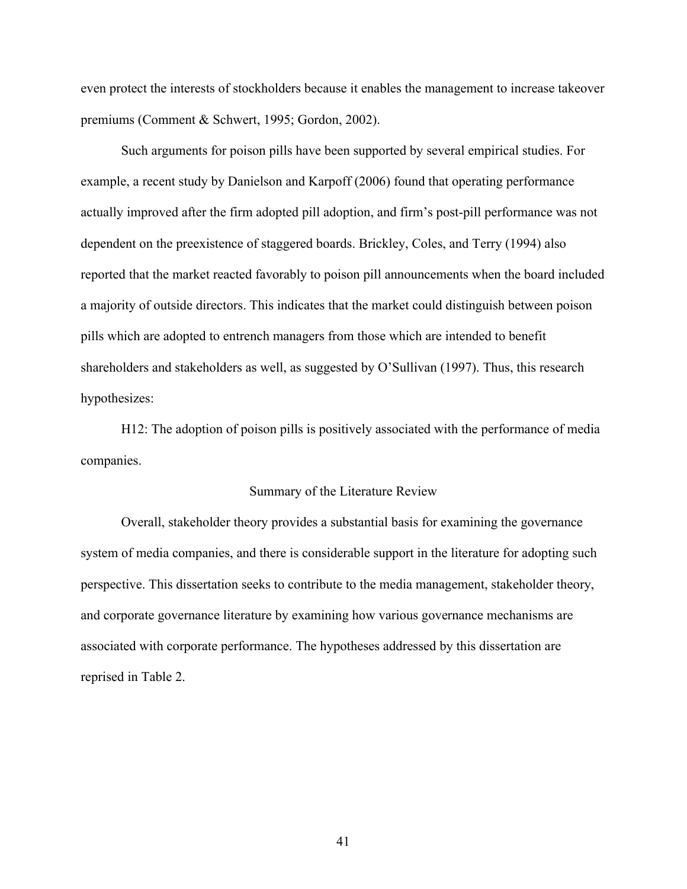even protect the interests of stockholders because it enables the management to increase takeover premiums (Comment & Schwert, 1995; Gordon, 2002).

Such arguments for poison pills have been supported by several empirical studies. For example, a recent study by Danielson and Karpoff (2006) found that operating performance actually improved after the firm adopted pill adoption, and firm's post-pill performance was not dependent on the preexistence of staggered boards. Brickley, Coles, and Terry (1994) also reported that the market reacted favorably to poison pill announcements when the board included a majority of outside directors. This indicates that the market could distinguish between poison pills which are adopted to entrench managers from those which are intended to benefit shareholders and stakeholders as well, as suggested by O'Sullivan (1997). Thus, this research hypothesizes:

H12: The adoption of poison pills is positively associated with the performance of media companies.

## Summary of the Literature Review

Overall, stakeholder theory provides a substantial basis for examining the governance system of media companies, and there is considerable support in the literature for adopting such perspective. This dissertation seeks to contribute to the media management, stakeholder theory, and corporate governance literature by examining how various governance mechanisms are associated with corporate performance. The hypotheses addressed by this dissertation are reprised in Table 2.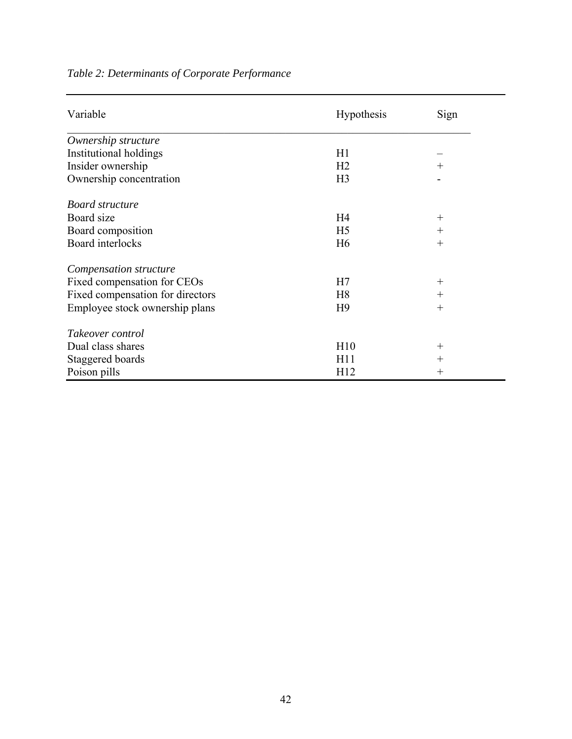*Table 2: Determinants of Corporate Performance*

| Variable | Hypothesis | Sign |
|---|---|---|
| *Ownership structure* | | |
| Institutional holdings | H1 | – |
| Insider ownership | H2 | + |
| Ownership concentration | H3 | - |
| *Board structure* | | |
| Board size | H4 | + |
| Board composition | H5 | + |
| Board interlocks | H6 | + |
| *Compensation structure* | | |
| Fixed compensation for CEOs | H7 | + |
| Fixed compensation for directors | H8 | + |
| Employee stock ownership plans | H9 | + |
| *Takeover control* | | |
| Dual class shares | H10 | + |
| Staggered boards | H11 | + |
| Poison pills | H12 | + |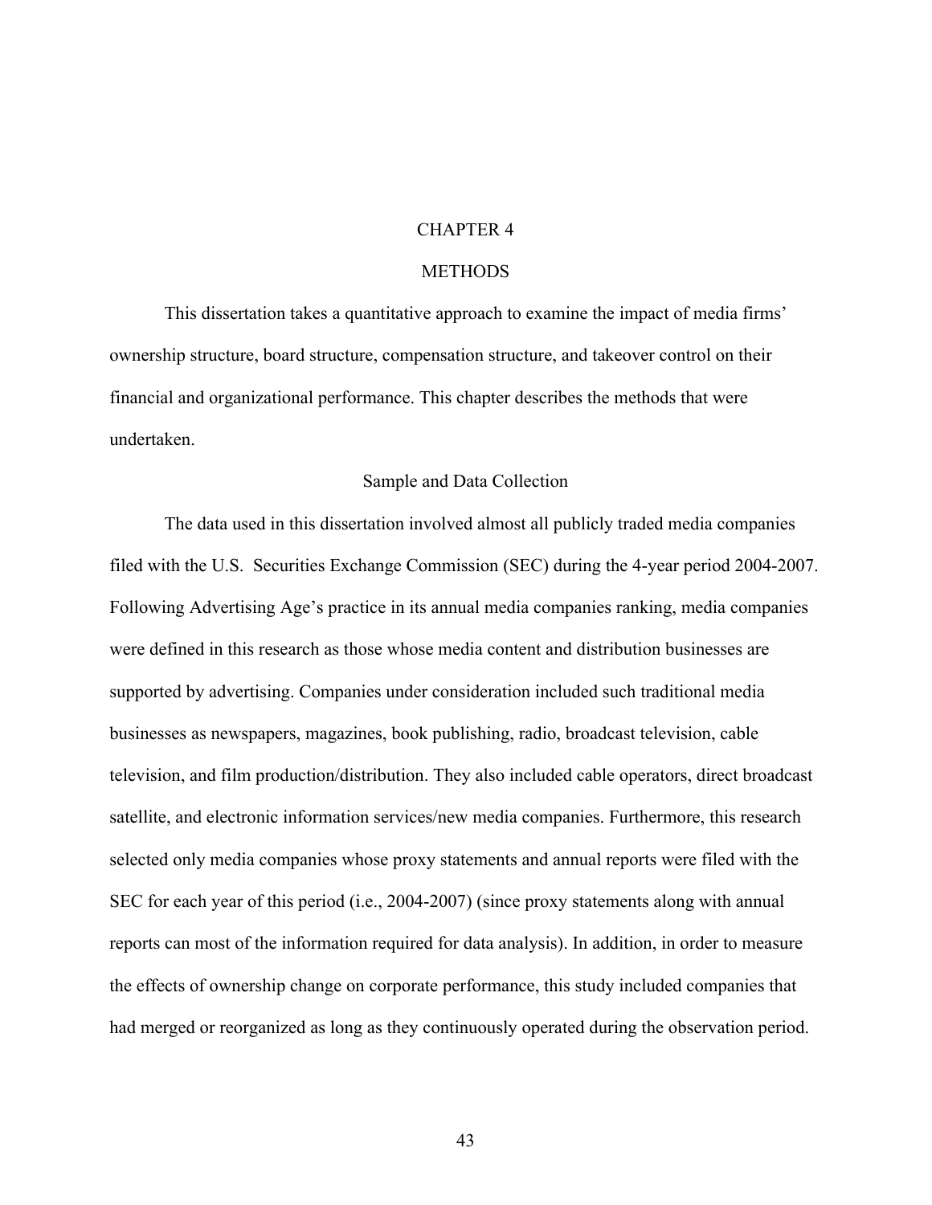# CHAPTER 4

# METHODS

This dissertation takes a quantitative approach to examine the impact of media firms' ownership structure, board structure, compensation structure, and takeover control on their financial and organizational performance. This chapter describes the methods that were undertaken.

## Sample and Data Collection

The data used in this dissertation involved almost all publicly traded media companies filed with the U.S. Securities Exchange Commission (SEC) during the 4-year period 2004-2007. Following Advertising Age's practice in its annual media companies ranking, media companies were defined in this research as those whose media content and distribution businesses are supported by advertising. Companies under consideration included such traditional media businesses as newspapers, magazines, book publishing, radio, broadcast television, cable television, and film production/distribution. They also included cable operators, direct broadcast satellite, and electronic information services/new media companies. Furthermore, this research selected only media companies whose proxy statements and annual reports were filed with the SEC for each year of this period (i.e., 2004-2007) (since proxy statements along with annual reports can most of the information required for data analysis). In addition, in order to measure the effects of ownership change on corporate performance, this study included companies that had merged or reorganized as long as they continuously operated during the observation period.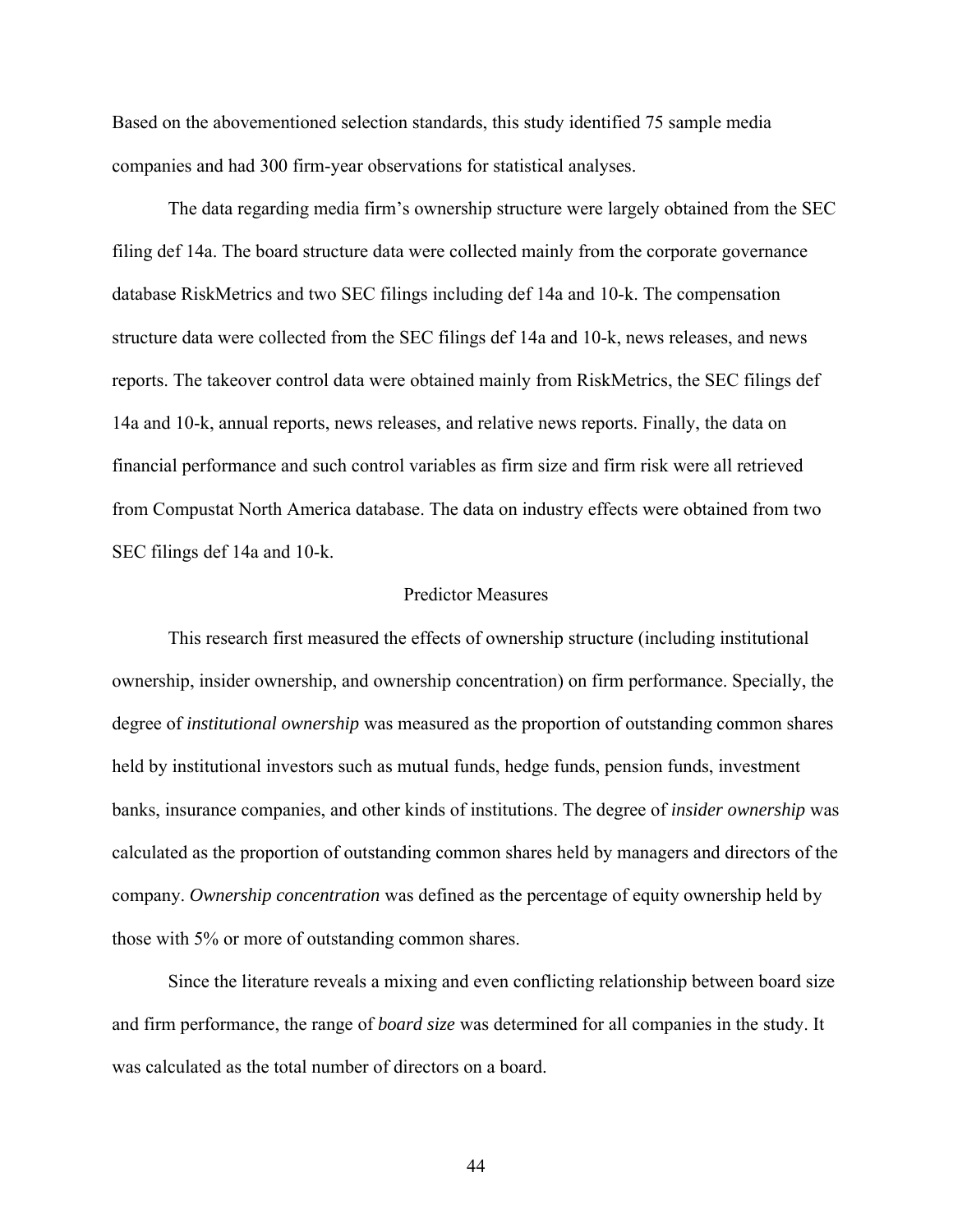Based on the abovementioned selection standards, this study identified 75 sample media companies and had 300 firm-year observations for statistical analyses.

The data regarding media firm's ownership structure were largely obtained from the SEC filing def 14a. The board structure data were collected mainly from the corporate governance database RiskMetrics and two SEC filings including def 14a and 10-k. The compensation structure data were collected from the SEC filings def 14a and 10-k, news releases, and news reports. The takeover control data were obtained mainly from RiskMetrics, the SEC filings def 14a and 10-k, annual reports, news releases, and relative news reports. Finally, the data on financial performance and such control variables as firm size and firm risk were all retrieved from Compustat North America database. The data on industry effects were obtained from two SEC filings def 14a and 10-k.

## Predictor Measures

This research first measured the effects of ownership structure (including institutional ownership, insider ownership, and ownership concentration) on firm performance. Specially, the degree of *institutional ownership* was measured as the proportion of outstanding common shares held by institutional investors such as mutual funds, hedge funds, pension funds, investment banks, insurance companies, and other kinds of institutions. The degree of *insider ownership* was calculated as the proportion of outstanding common shares held by managers and directors of the company. *Ownership concentration* was defined as the percentage of equity ownership held by those with 5% or more of outstanding common shares.

Since the literature reveals a mixing and even conflicting relationship between board size and firm performance, the range of *board size* was determined for all companies in the study. It was calculated as the total number of directors on a board.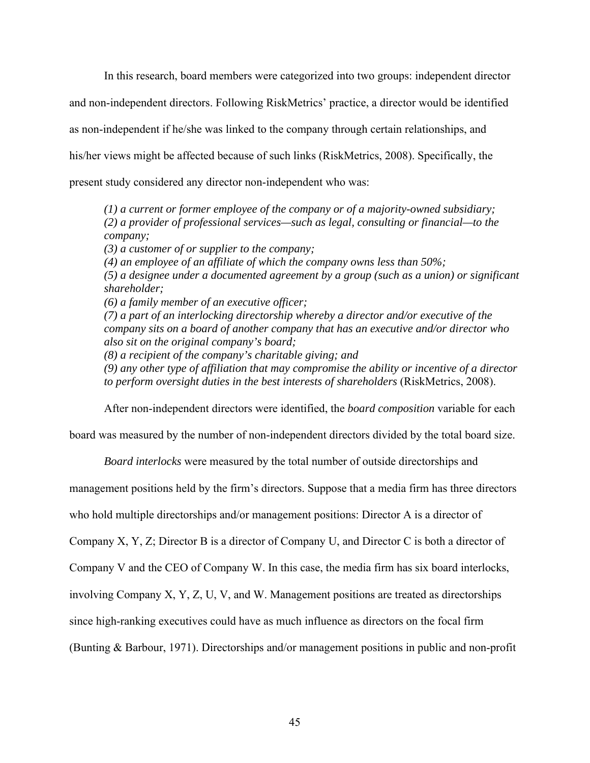In this research, board members were categorized into two groups: independent director and non-independent directors. Following RiskMetrics' practice, a director would be identified as non-independent if he/she was linked to the company through certain relationships, and his/her views might be affected because of such links (RiskMetrics, 2008). Specifically, the present study considered any director non-independent who was:

> *(1) a current or former employee of the company or of a majority-owned subsidiary;*
> *(2) a provider of professional services—such as legal, consulting or financial—to the company;*
> *(3) a customer of or supplier to the company;*
> *(4) an employee of an affiliate of which the company owns less than 50%;*
> *(5) a designee under a documented agreement by a group (such as a union) or significant shareholder;*
> *(6) a family member of an executive officer;*
> *(7) a part of an interlocking directorship whereby a director and/or executive of the company sits on a board of another company that has an executive and/or director who also sit on the original company's board;*
> *(8) a recipient of the company's charitable giving; and*
> *(9) any other type of affiliation that may compromise the ability or incentive of a director to perform oversight duties in the best interests of shareholders* (RiskMetrics, 2008).

After non-independent directors were identified, the *board composition* variable for each board was measured by the number of non-independent directors divided by the total board size.

*Board interlocks* were measured by the total number of outside directorships and management positions held by the firm's directors. Suppose that a media firm has three directors who hold multiple directorships and/or management positions: Director A is a director of Company X, Y, Z; Director B is a director of Company U, and Director C is both a director of Company V and the CEO of Company W. In this case, the media firm has six board interlocks, involving Company X, Y, Z, U, V, and W. Management positions are treated as directorships since high-ranking executives could have as much influence as directors on the focal firm (Bunting & Barbour, 1971). Directorships and/or management positions in public and non-profit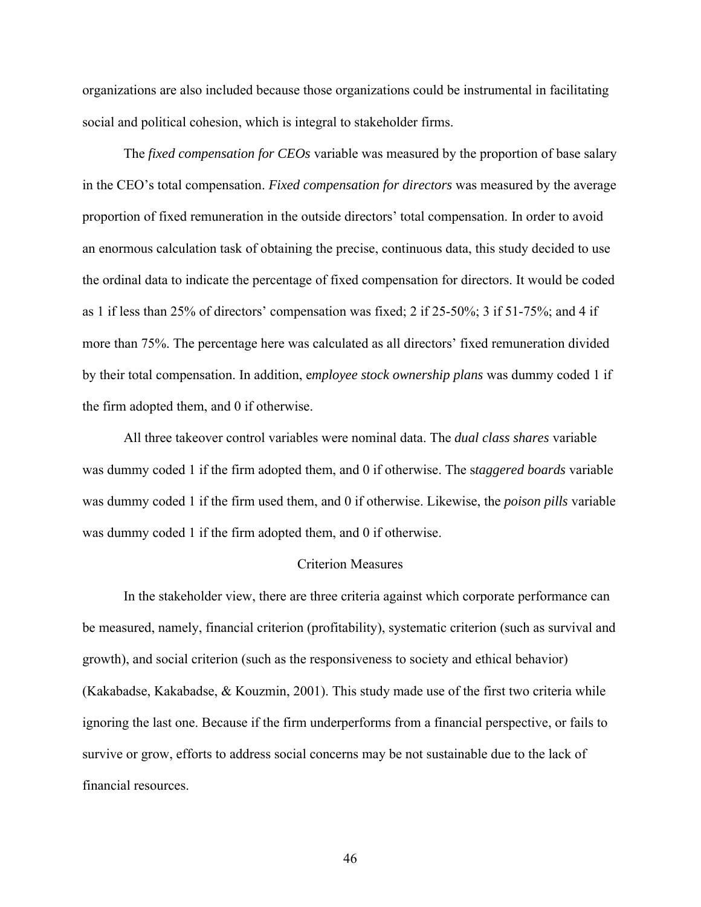organizations are also included because those organizations could be instrumental in facilitating social and political cohesion, which is integral to stakeholder firms.

The *fixed compensation for CEOs* variable was measured by the proportion of base salary in the CEO's total compensation. *Fixed compensation for directors* was measured by the average proportion of fixed remuneration in the outside directors' total compensation. In order to avoid an enormous calculation task of obtaining the precise, continuous data, this study decided to use the ordinal data to indicate the percentage of fixed compensation for directors. It would be coded as 1 if less than 25% of directors' compensation was fixed; 2 if 25-50%; 3 if 51-75%; and 4 if more than 75%. The percentage here was calculated as all directors' fixed remuneration divided by their total compensation. In addition, e*mployee stock ownership plans* was dummy coded 1 if the firm adopted them, and 0 if otherwise.

All three takeover control variables were nominal data. The *dual class shares* variable was dummy coded 1 if the firm adopted them, and 0 if otherwise. The s*taggered boards* variable was dummy coded 1 if the firm used them, and 0 if otherwise. Likewise, the *poison pills* variable was dummy coded 1 if the firm adopted them, and 0 if otherwise.

## Criterion Measures

In the stakeholder view, there are three criteria against which corporate performance can be measured, namely, financial criterion (profitability), systematic criterion (such as survival and growth), and social criterion (such as the responsiveness to society and ethical behavior) (Kakabadse, Kakabadse, & Kouzmin, 2001). This study made use of the first two criteria while ignoring the last one. Because if the firm underperforms from a financial perspective, or fails to survive or grow, efforts to address social concerns may be not sustainable due to the lack of financial resources.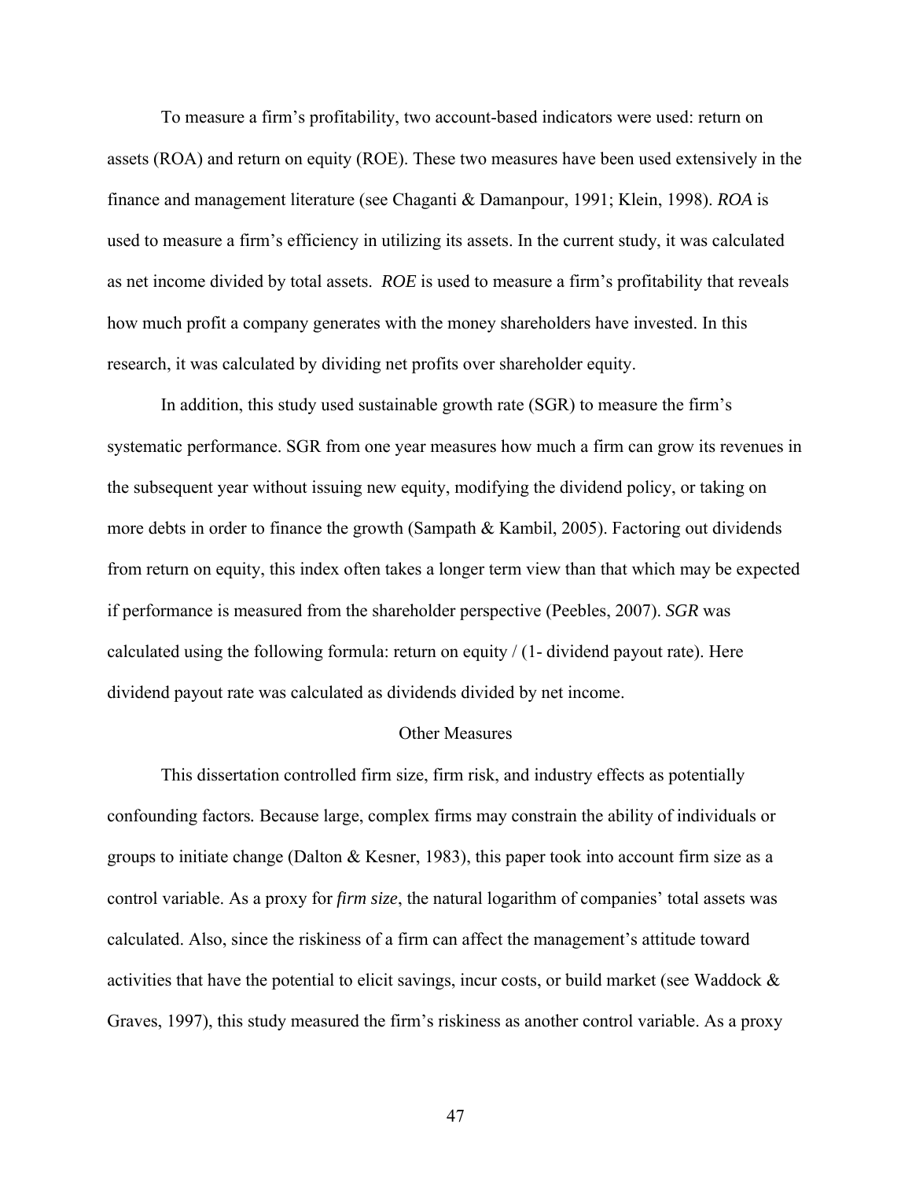To measure a firm's profitability, two account-based indicators were used: return on assets (ROA) and return on equity (ROE). These two measures have been used extensively in the finance and management literature (see Chaganti & Damanpour, 1991; Klein, 1998). *ROA* is used to measure a firm's efficiency in utilizing its assets. In the current study, it was calculated as net income divided by total assets. *ROE* is used to measure a firm's profitability that reveals how much profit a company generates with the money shareholders have invested. In this research, it was calculated by dividing net profits over shareholder equity.

In addition, this study used sustainable growth rate (SGR) to measure the firm's systematic performance. SGR from one year measures how much a firm can grow its revenues in the subsequent year without issuing new equity, modifying the dividend policy, or taking on more debts in order to finance the growth (Sampath & Kambil, 2005). Factoring out dividends from return on equity, this index often takes a longer term view than that which may be expected if performance is measured from the shareholder perspective (Peebles, 2007). *SGR* was calculated using the following formula: return on equity / (1- dividend payout rate). Here dividend payout rate was calculated as dividends divided by net income.

## Other Measures

This dissertation controlled firm size, firm risk, and industry effects as potentially confounding factors. Because large, complex firms may constrain the ability of individuals or groups to initiate change (Dalton & Kesner, 1983), this paper took into account firm size as a control variable. As a proxy for *firm size*, the natural logarithm of companies' total assets was calculated. Also, since the riskiness of a firm can affect the management's attitude toward activities that have the potential to elicit savings, incur costs, or build market (see Waddock & Graves, 1997), this study measured the firm's riskiness as another control variable. As a proxy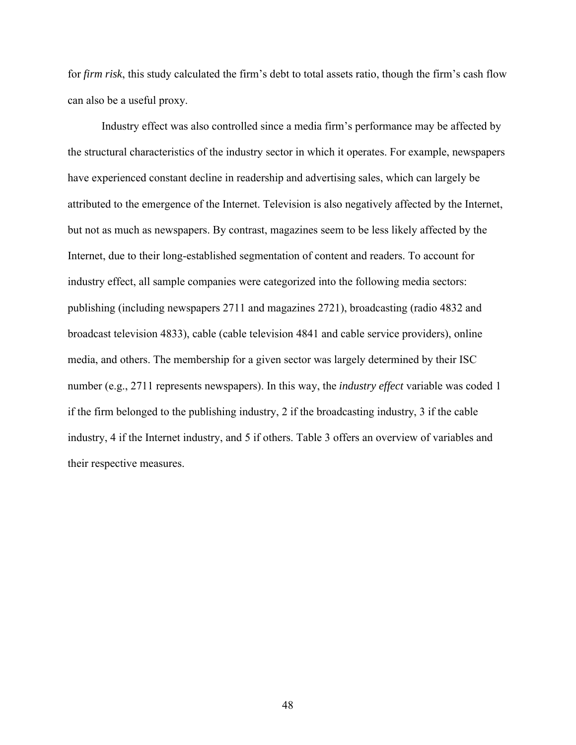for *firm risk*, this study calculated the firm's debt to total assets ratio, though the firm's cash flow can also be a useful proxy.

Industry effect was also controlled since a media firm's performance may be affected by the structural characteristics of the industry sector in which it operates. For example, newspapers have experienced constant decline in readership and advertising sales, which can largely be attributed to the emergence of the Internet. Television is also negatively affected by the Internet, but not as much as newspapers. By contrast, magazines seem to be less likely affected by the Internet, due to their long-established segmentation of content and readers. To account for industry effect, all sample companies were categorized into the following media sectors: publishing (including newspapers 2711 and magazines 2721), broadcasting (radio 4832 and broadcast television 4833), cable (cable television 4841 and cable service providers), online media, and others. The membership for a given sector was largely determined by their ISC number (e.g., 2711 represents newspapers). In this way, the *industry effect* variable was coded 1 if the firm belonged to the publishing industry, 2 if the broadcasting industry, 3 if the cable industry, 4 if the Internet industry, and 5 if others. Table 3 offers an overview of variables and their respective measures.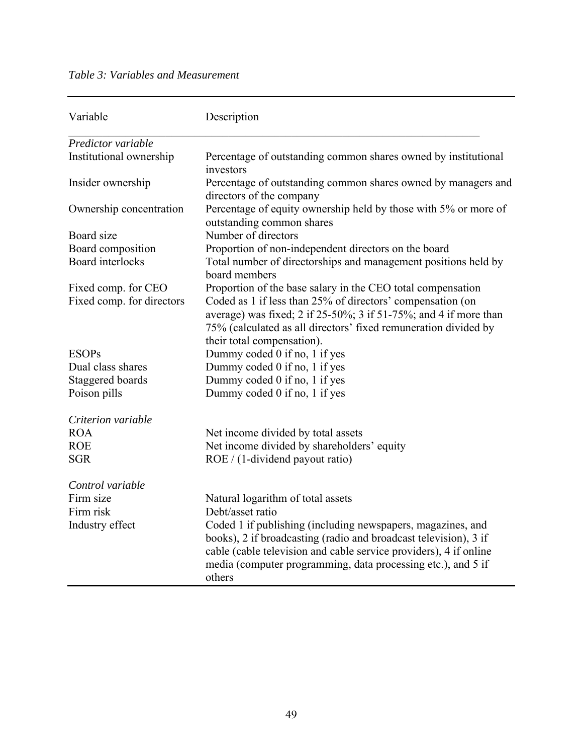*Table 3: Variables and Measurement*

| Variable | Description |
|---|---|
| *Predictor variable* | |
| Institutional ownership | Percentage of outstanding common shares owned by institutional investors |
| Insider ownership | Percentage of outstanding common shares owned by managers and directors of the company |
| Ownership concentration | Percentage of equity ownership held by those with 5% or more of outstanding common shares |
| Board size | Number of directors |
| Board composition | Proportion of non-independent directors on the board |
| Board interlocks | Total number of directorships and management positions held by board members |
| Fixed comp. for CEO | Proportion of the base salary in the CEO total compensation |
| Fixed comp. for directors | Coded as 1 if less than 25% of directors' compensation (on average) was fixed; 2 if 25-50%; 3 if 51-75%; and 4 if more than 75% (calculated as all directors' fixed remuneration divided by their total compensation). |
| ESOPs | Dummy coded 0 if no, 1 if yes |
| Dual class shares | Dummy coded 0 if no, 1 if yes |
| Staggered boards | Dummy coded 0 if no, 1 if yes |
| Poison pills | Dummy coded 0 if no, 1 if yes |
| *Criterion variable* | |
| ROA | Net income divided by total assets |
| ROE | Net income divided by shareholders' equity |
| SGR | ROE / (1-dividend payout ratio) |
| *Control variable* | |
| Firm size | Natural logarithm of total assets |
| Firm risk | Debt/asset ratio |
| Industry effect | Coded 1 if publishing (including newspapers, magazines, and books), 2 if broadcasting (radio and broadcast television), 3 if cable (cable television and cable service providers), 4 if online media (computer programming, data processing etc.), and 5 if others |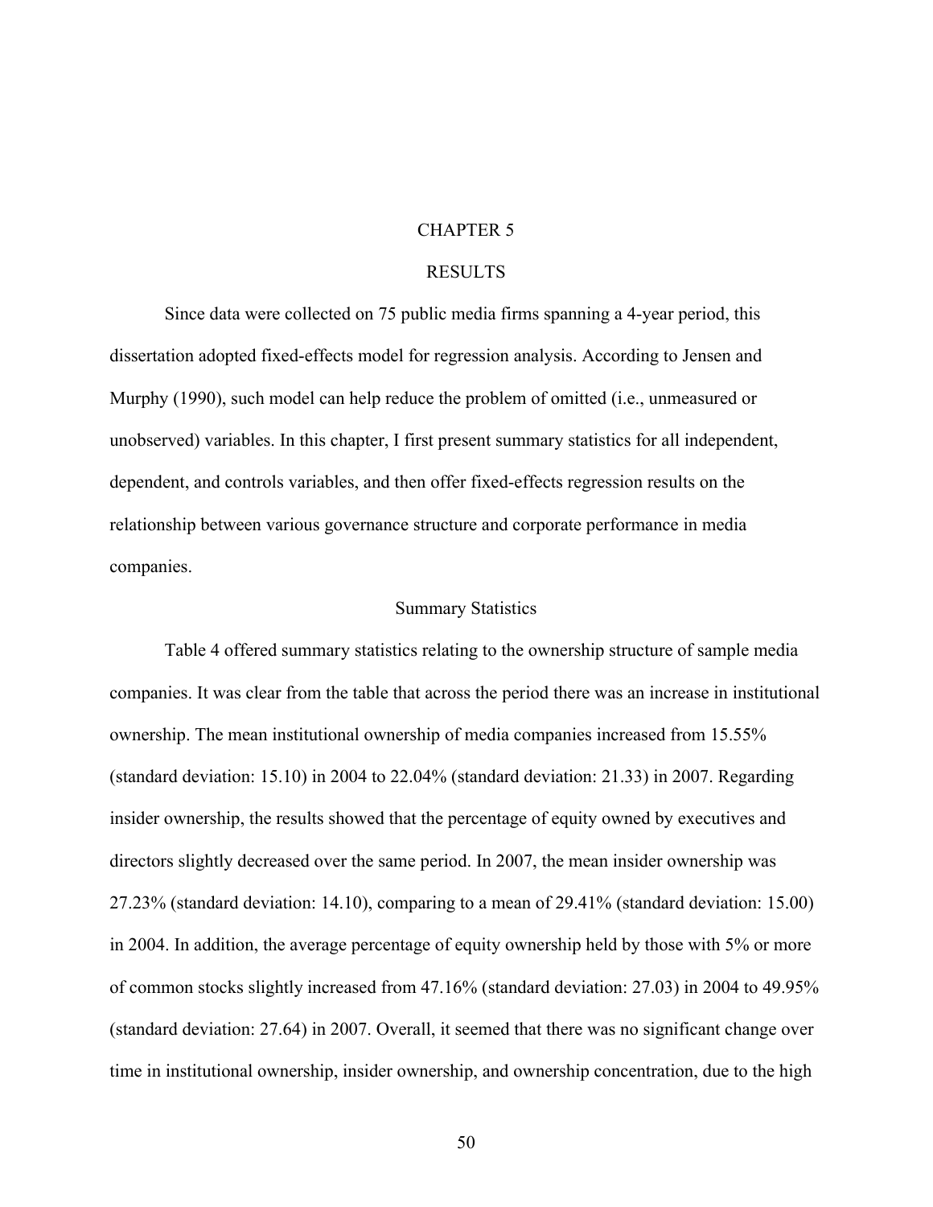# CHAPTER 5

# RESULTS

Since data were collected on 75 public media firms spanning a 4-year period, this dissertation adopted fixed-effects model for regression analysis. According to Jensen and Murphy (1990), such model can help reduce the problem of omitted (i.e., unmeasured or unobserved) variables. In this chapter, I first present summary statistics for all independent, dependent, and controls variables, and then offer fixed-effects regression results on the relationship between various governance structure and corporate performance in media companies.

## Summary Statistics

Table 4 offered summary statistics relating to the ownership structure of sample media companies. It was clear from the table that across the period there was an increase in institutional ownership. The mean institutional ownership of media companies increased from 15.55% (standard deviation: 15.10) in 2004 to 22.04% (standard deviation: 21.33) in 2007. Regarding insider ownership, the results showed that the percentage of equity owned by executives and directors slightly decreased over the same period. In 2007, the mean insider ownership was 27.23% (standard deviation: 14.10), comparing to a mean of 29.41% (standard deviation: 15.00) in 2004. In addition, the average percentage of equity ownership held by those with 5% or more of common stocks slightly increased from 47.16% (standard deviation: 27.03) in 2004 to 49.95% (standard deviation: 27.64) in 2007. Overall, it seemed that there was no significant change over time in institutional ownership, insider ownership, and ownership concentration, due to the high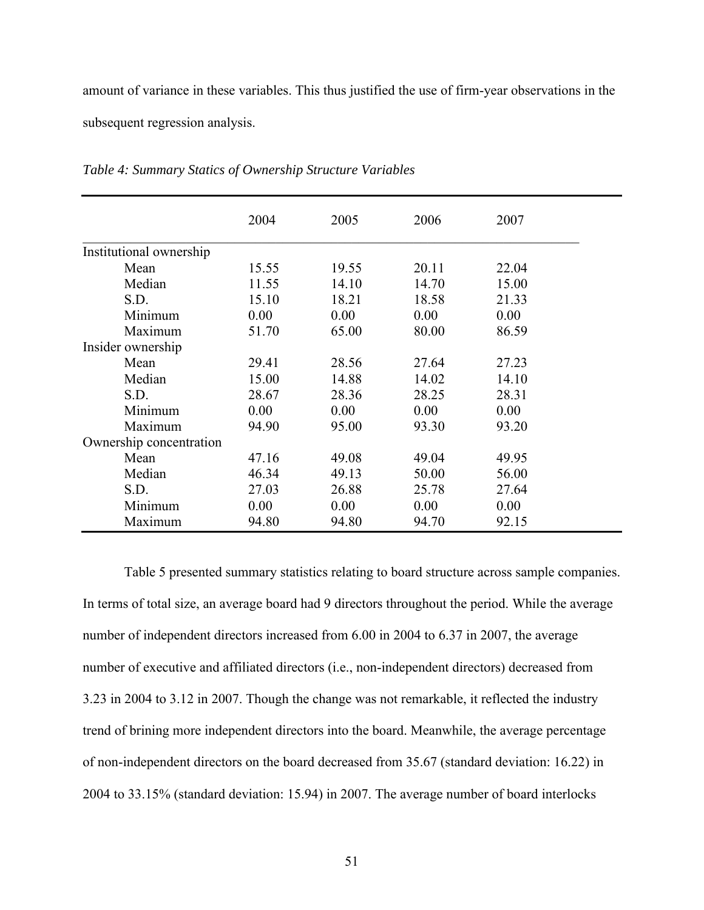amount of variance in these variables. This thus justified the use of firm-year observations in the subsequent regression analysis.

*Table 4: Summary Statics of Ownership Structure Variables*

| | 2004 | 2005 | 2006 | 2007 |
|---|---|---|---|---|
| Institutional ownership | | | | |
| Mean | 15.55 | 19.55 | 20.11 | 22.04 |
| Median | 11.55 | 14.10 | 14.70 | 15.00 |
| S.D. | 15.10 | 18.21 | 18.58 | 21.33 |
| Minimum | 0.00 | 0.00 | 0.00 | 0.00 |
| Maximum | 51.70 | 65.00 | 80.00 | 86.59 |
| Insider ownership | | | | |
| Mean | 29.41 | 28.56 | 27.64 | 27.23 |
| Median | 15.00 | 14.88 | 14.02 | 14.10 |
| S.D. | 28.67 | 28.36 | 28.25 | 28.31 |
| Minimum | 0.00 | 0.00 | 0.00 | 0.00 |
| Maximum | 94.90 | 95.00 | 93.30 | 93.20 |
| Ownership concentration | | | | |
| Mean | 47.16 | 49.08 | 49.04 | 49.95 |
| Median | 46.34 | 49.13 | 50.00 | 56.00 |
| S.D. | 27.03 | 26.88 | 25.78 | 27.64 |
| Minimum | 0.00 | 0.00 | 0.00 | 0.00 |
| Maximum | 94.80 | 94.80 | 94.70 | 92.15 |

Table 5 presented summary statistics relating to board structure across sample companies. In terms of total size, an average board had 9 directors throughout the period. While the average number of independent directors increased from 6.00 in 2004 to 6.37 in 2007, the average number of executive and affiliated directors (i.e., non-independent directors) decreased from 3.23 in 2004 to 3.12 in 2007. Though the change was not remarkable, it reflected the industry trend of brining more independent directors into the board. Meanwhile, the average percentage of non-independent directors on the board decreased from 35.67 (standard deviation: 16.22) in 2004 to 33.15% (standard deviation: 15.94) in 2007. The average number of board interlocks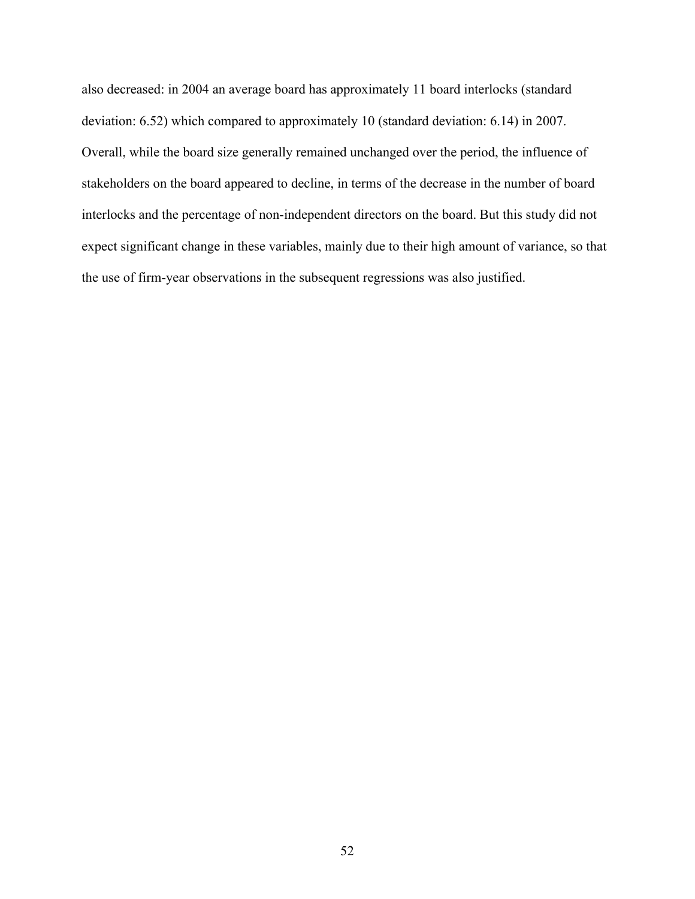also decreased: in 2004 an average board has approximately 11 board interlocks (standard deviation: 6.52) which compared to approximately 10 (standard deviation: 6.14) in 2007. Overall, while the board size generally remained unchanged over the period, the influence of stakeholders on the board appeared to decline, in terms of the decrease in the number of board interlocks and the percentage of non-independent directors on the board. But this study did not expect significant change in these variables, mainly due to their high amount of variance, so that the use of firm-year observations in the subsequent regressions was also justified.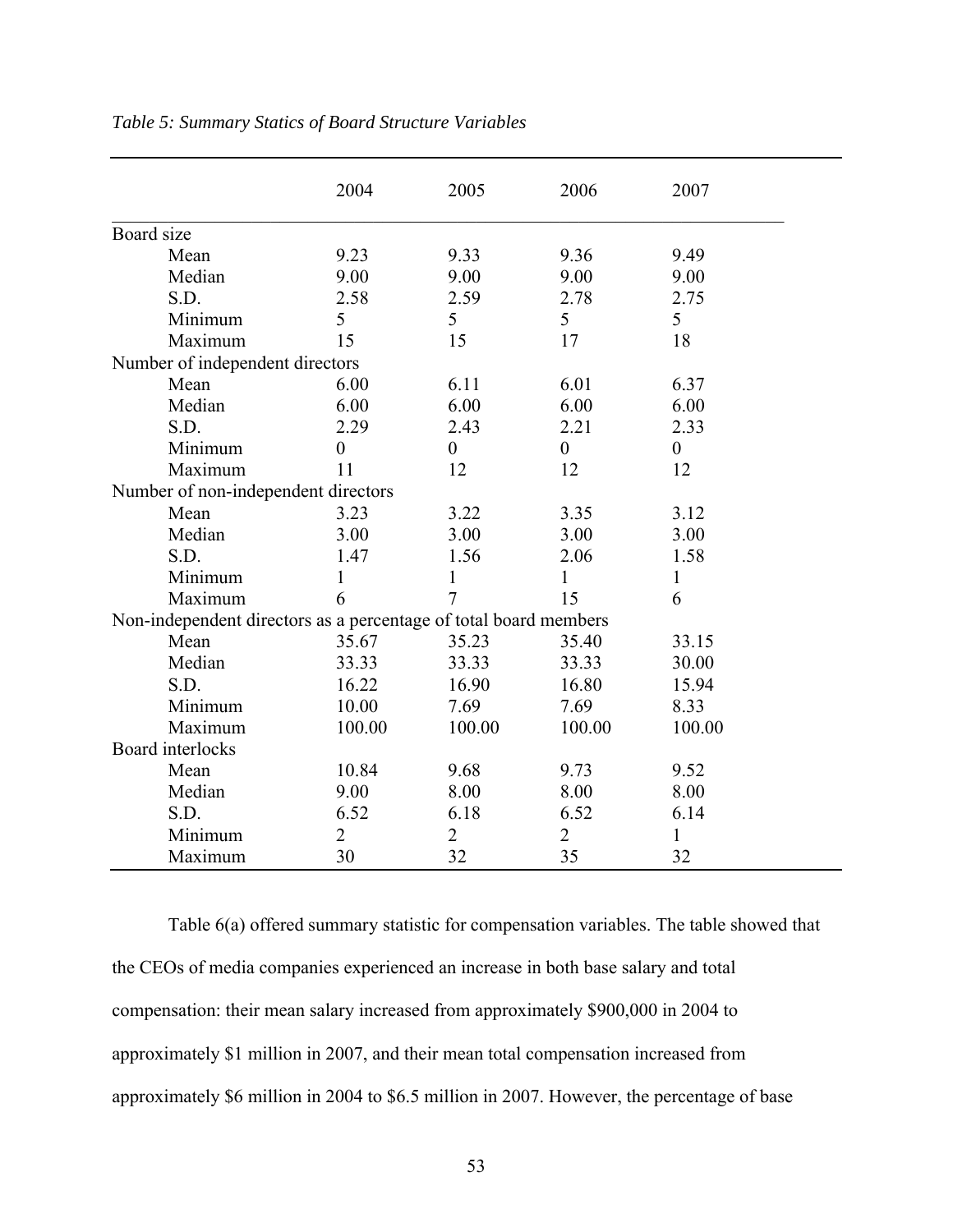*Table 5: Summary Statics of Board Structure Variables*

| | 2004 | 2005 | 2006 | 2007 |
|---|---|---|---|---|
| Board size | | | | |
| Mean | 9.23 | 9.33 | 9.36 | 9.49 |
| Median | 9.00 | 9.00 | 9.00 | 9.00 |
| S.D. | 2.58 | 2.59 | 2.78 | 2.75 |
| Minimum | 5 | 5 | 5 | 5 |
| Maximum | 15 | 15 | 17 | 18 |
| Number of independent directors | | | | |
| Mean | 6.00 | 6.11 | 6.01 | 6.37 |
| Median | 6.00 | 6.00 | 6.00 | 6.00 |
| S.D. | 2.29 | 2.43 | 2.21 | 2.33 |
| Minimum | 0 | 0 | 0 | 0 |
| Maximum | 11 | 12 | 12 | 12 |
| Number of non-independent directors | | | | |
| Mean | 3.23 | 3.22 | 3.35 | 3.12 |
| Median | 3.00 | 3.00 | 3.00 | 3.00 |
| S.D. | 1.47 | 1.56 | 2.06 | 1.58 |
| Minimum | 1 | 1 | 1 | 1 |
| Maximum | 6 | 7 | 15 | 6 |
| Non-independent directors as a percentage of total board members | | | | |
| Mean | 35.67 | 35.23 | 35.40 | 33.15 |
| Median | 33.33 | 33.33 | 33.33 | 30.00 |
| S.D. | 16.22 | 16.90 | 16.80 | 15.94 |
| Minimum | 10.00 | 7.69 | 7.69 | 8.33 |
| Maximum | 100.00 | 100.00 | 100.00 | 100.00 |
| Board interlocks | | | | |
| Mean | 10.84 | 9.68 | 9.73 | 9.52 |
| Median | 9.00 | 8.00 | 8.00 | 8.00 |
| S.D. | 6.52 | 6.18 | 6.52 | 6.14 |
| Minimum | 2 | 2 | 2 | 1 |
| Maximum | 30 | 32 | 35 | 32 |

Table 6(a) offered summary statistic for compensation variables. The table showed that the CEOs of media companies experienced an increase in both base salary and total compensation: their mean salary increased from approximately $900,000 in 2004 to approximately $1 million in 2007, and their mean total compensation increased from approximately $6 million in 2004 to $6.5 million in 2007. However, the percentage of base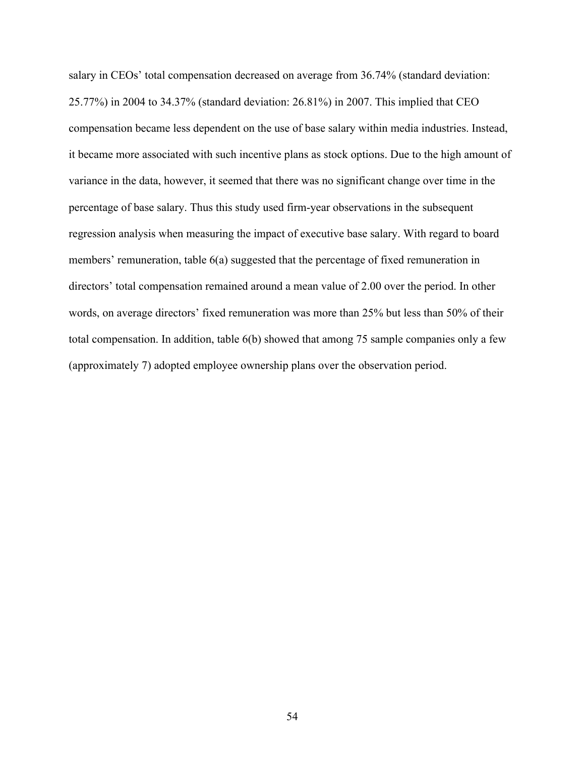salary in CEOs' total compensation decreased on average from 36.74% (standard deviation: 25.77%) in 2004 to 34.37% (standard deviation: 26.81%) in 2007. This implied that CEO compensation became less dependent on the use of base salary within media industries. Instead, it became more associated with such incentive plans as stock options. Due to the high amount of variance in the data, however, it seemed that there was no significant change over time in the percentage of base salary. Thus this study used firm-year observations in the subsequent regression analysis when measuring the impact of executive base salary. With regard to board members' remuneration, table 6(a) suggested that the percentage of fixed remuneration in directors' total compensation remained around a mean value of 2.00 over the period. In other words, on average directors' fixed remuneration was more than 25% but less than 50% of their total compensation. In addition, table 6(b) showed that among 75 sample companies only a few (approximately 7) adopted employee ownership plans over the observation period.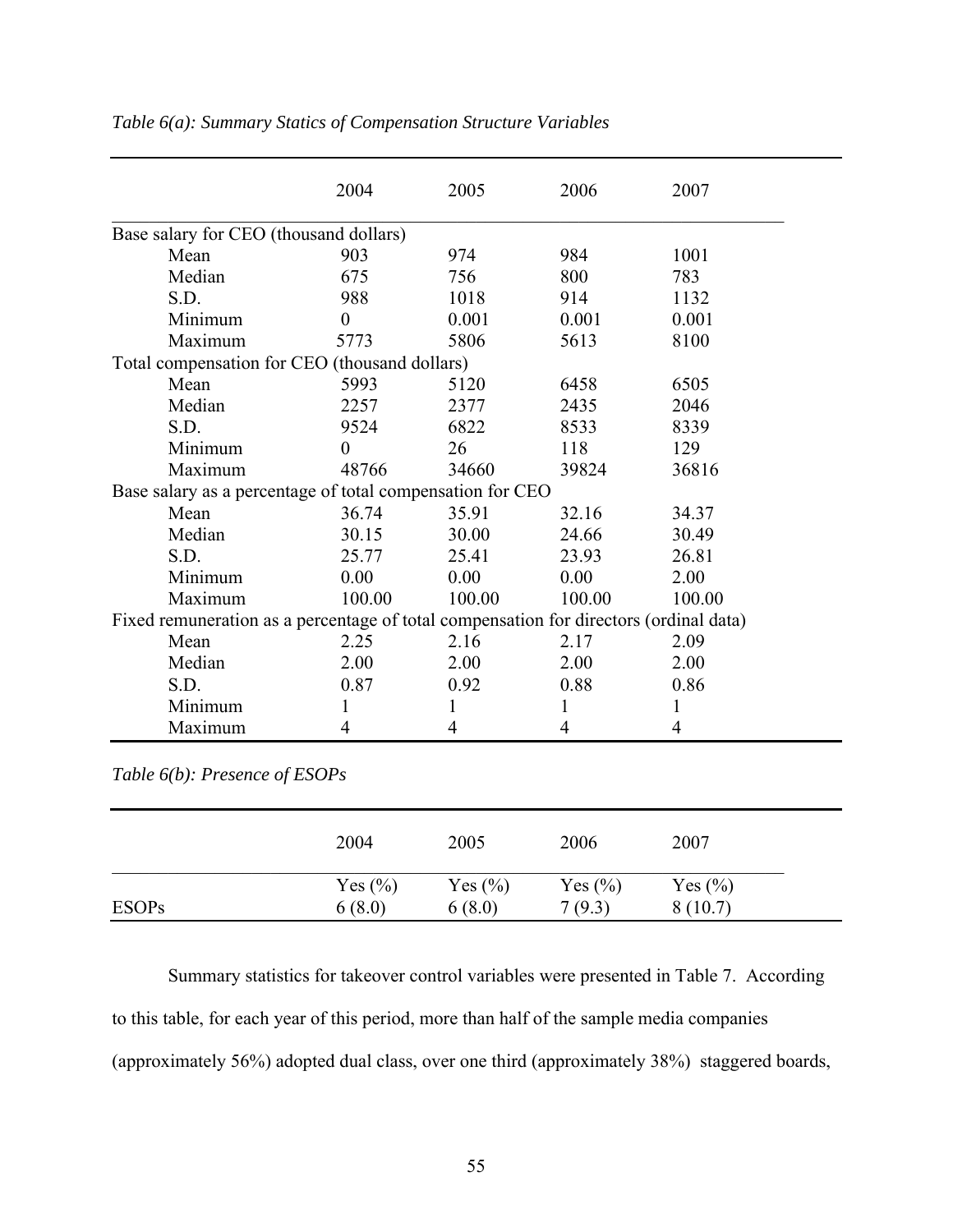*Table 6(a): Summary Statics of Compensation Structure Variables*

| | 2004 | 2005 | 2006 | 2007 |
|---|---|---|---|---|
| Base salary for CEO (thousand dollars) | | | | |
| Mean | 903 | 974 | 984 | 1001 |
| Median | 675 | 756 | 800 | 783 |
| S.D. | 988 | 1018 | 914 | 1132 |
| Minimum | 0 | 0.001 | 0.001 | 0.001 |
| Maximum | 5773 | 5806 | 5613 | 8100 |
| Total compensation for CEO (thousand dollars) | | | | |
| Mean | 5993 | 5120 | 6458 | 6505 |
| Median | 2257 | 2377 | 2435 | 2046 |
| S.D. | 9524 | 6822 | 8533 | 8339 |
| Minimum | 0 | 26 | 118 | 129 |
| Maximum | 48766 | 34660 | 39824 | 36816 |
| Base salary as a percentage of total compensation for CEO | | | | |
| Mean | 36.74 | 35.91 | 32.16 | 34.37 |
| Median | 30.15 | 30.00 | 24.66 | 30.49 |
| S.D. | 25.77 | 25.41 | 23.93 | 26.81 |
| Minimum | 0.00 | 0.00 | 0.00 | 2.00 |
| Maximum | 100.00 | 100.00 | 100.00 | 100.00 |
| Fixed remuneration as a percentage of total compensation for directors (ordinal data) | | | | |
| Mean | 2.25 | 2.16 | 2.17 | 2.09 |
| Median | 2.00 | 2.00 | 2.00 | 2.00 |
| S.D. | 0.87 | 0.92 | 0.88 | 0.86 |
| Minimum | 1 | 1 | 1 | 1 |
| Maximum | 4 | 4 | 4 | 4 |

*Table 6(b): Presence of ESOPs*

| | 2004 | 2005 | 2006 | 2007 |
|---|---|---|---|---|
| | Yes (%) | Yes (%) | Yes (%) | Yes (%) |
| ESOPs | 6 (8.0) | 6 (8.0) | 7 (9.3) | 8 (10.7) |

Summary statistics for takeover control variables were presented in Table 7. According to this table, for each year of this period, more than half of the sample media companies (approximately 56%) adopted dual class, over one third (approximately 38%) staggered boards,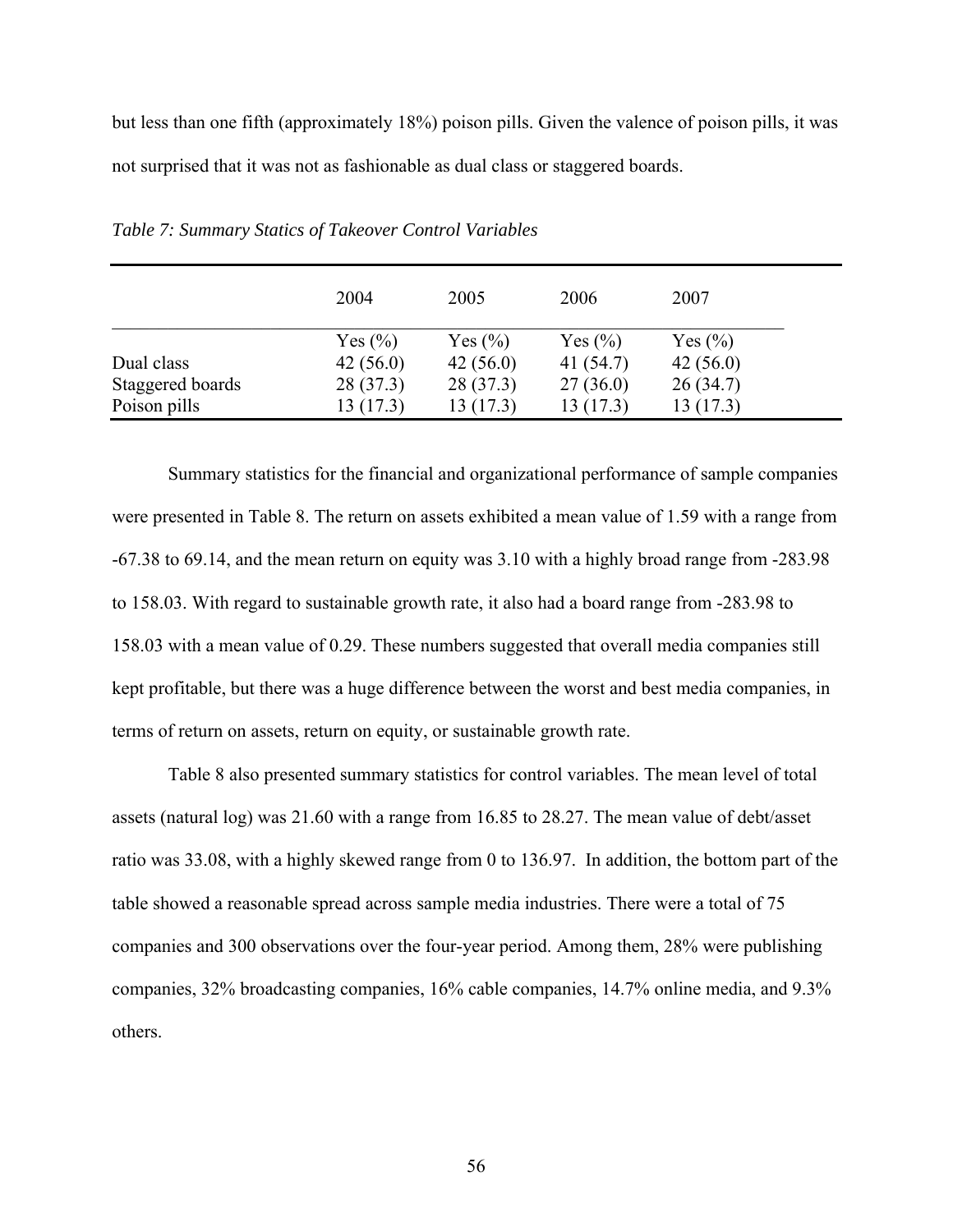but less than one fifth (approximately 18%) poison pills. Given the valence of poison pills, it was not surprised that it was not as fashionable as dual class or staggered boards.

*Table 7: Summary Statics of Takeover Control Variables*

| | 2004 | 2005 | 2006 | 2007 |
|---|---|---|---|---|
| | Yes (%) | Yes (%) | Yes (%) | Yes (%) |
| Dual class | 42 (56.0) | 42 (56.0) | 41 (54.7) | 42 (56.0) |
| Staggered boards | 28 (37.3) | 28 (37.3) | 27 (36.0) | 26 (34.7) |
| Poison pills | 13 (17.3) | 13 (17.3) | 13 (17.3) | 13 (17.3) |

Summary statistics for the financial and organizational performance of sample companies were presented in Table 8. The return on assets exhibited a mean value of 1.59 with a range from -67.38 to 69.14, and the mean return on equity was 3.10 with a highly broad range from -283.98 to 158.03. With regard to sustainable growth rate, it also had a board range from -283.98 to 158.03 with a mean value of 0.29. These numbers suggested that overall media companies still kept profitable, but there was a huge difference between the worst and best media companies, in terms of return on assets, return on equity, or sustainable growth rate.

Table 8 also presented summary statistics for control variables. The mean level of total assets (natural log) was 21.60 with a range from 16.85 to 28.27. The mean value of debt/asset ratio was 33.08, with a highly skewed range from 0 to 136.97. In addition, the bottom part of the table showed a reasonable spread across sample media industries. There were a total of 75 companies and 300 observations over the four-year period. Among them, 28% were publishing companies, 32% broadcasting companies, 16% cable companies, 14.7% online media, and 9.3% others.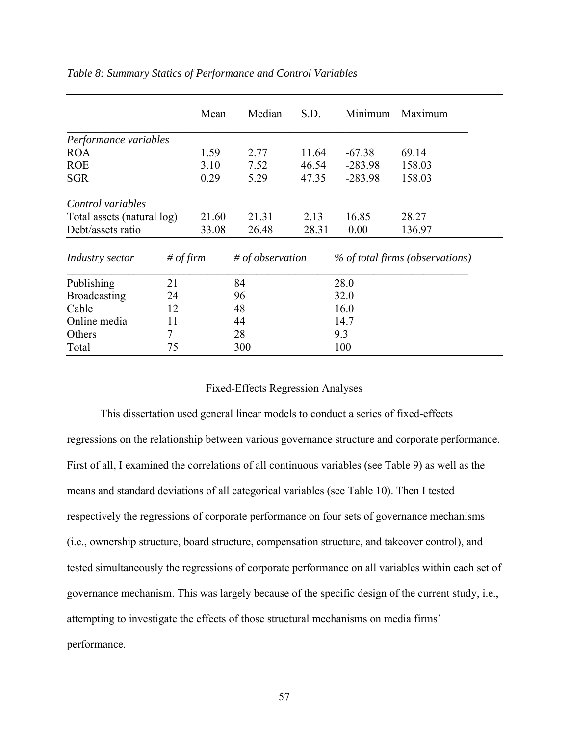*Table 8: Summary Statics of Performance and Control Variables*

| | Mean | Median | S.D. | Minimum | Maximum |
|---|---|---|---|---|---|
| *Performance variables* | | | | | |
| ROA | 1.59 | 2.77 | 11.64 | -67.38 | 69.14 |
| ROE | 3.10 | 7.52 | 46.54 | -283.98 | 158.03 |
| SGR | 0.29 | 5.29 | 47.35 | -283.98 | 158.03 |
| *Control variables* | | | | | |
| Total assets (natural log) | 21.60 | 21.31 | 2.13 | 16.85 | 28.27 |
| Debt/assets ratio | 33.08 | 26.48 | 28.31 | 0.00 | 136.97 |

| *Industry sector* | *# of firm* | *# of observation* | *% of total firms (observations)* |
|---|---|---|---|
| Publishing | 21 | 84 | 28.0 |
| Broadcasting | 24 | 96 | 32.0 |
| Cable | 12 | 48 | 16.0 |
| Online media | 11 | 44 | 14.7 |
| Others | 7 | 28 | 9.3 |
| Total | 75 | 300 | 100 |

## Fixed-Effects Regression Analyses

This dissertation used general linear models to conduct a series of fixed-effects regressions on the relationship between various governance structure and corporate performance. First of all, I examined the correlations of all continuous variables (see Table 9) as well as the means and standard deviations of all categorical variables (see Table 10). Then I tested respectively the regressions of corporate performance on four sets of governance mechanisms (i.e., ownership structure, board structure, compensation structure, and takeover control), and tested simultaneously the regressions of corporate performance on all variables within each set of governance mechanism. This was largely because of the specific design of the current study, i.e., attempting to investigate the effects of those structural mechanisms on media firms' performance.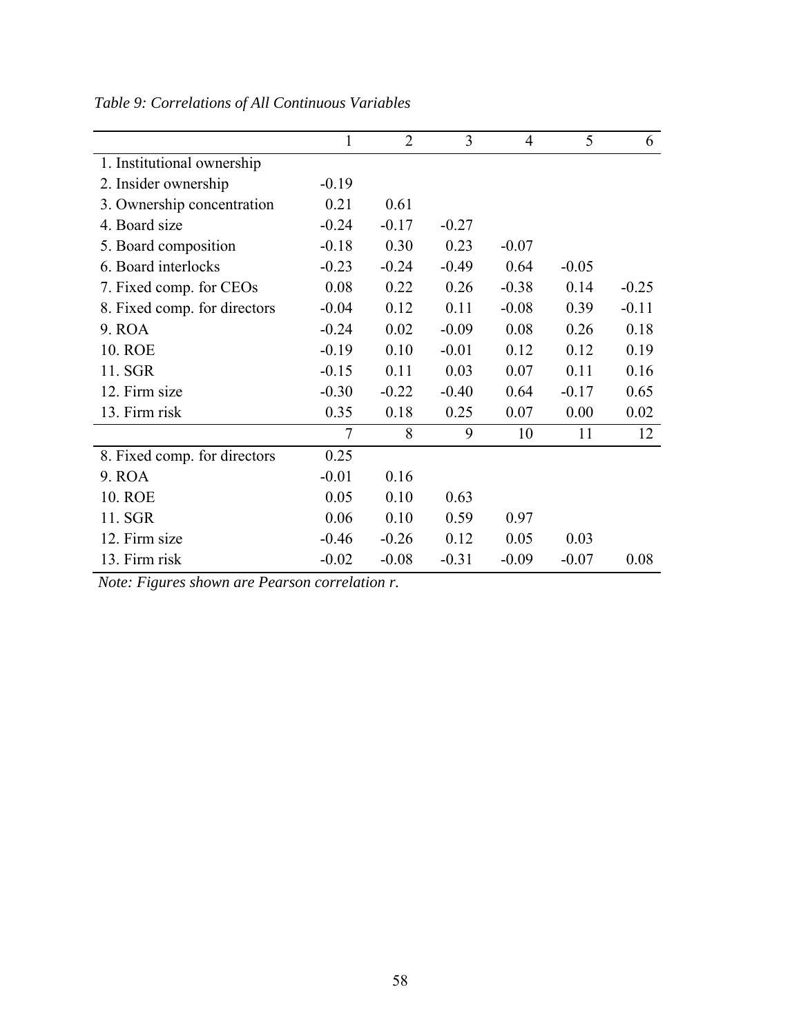*Table 9: Correlations of All Continuous Variables*

| | 1 | 2 | 3 | 4 | 5 | 6 |
|---|---|---|---|---|---|---|
| 1. Institutional ownership | | | | | | |
| 2. Insider ownership | -0.19 | | | | | |
| 3. Ownership concentration | 0.21 | 0.61 | | | | |
| 4. Board size | -0.24 | -0.17 | -0.27 | | | |
| 5. Board composition | -0.18 | 0.30 | 0.23 | -0.07 | | |
| 6. Board interlocks | -0.23 | -0.24 | -0.49 | 0.64 | -0.05 | |
| 7. Fixed comp. for CEOs | 0.08 | 0.22 | 0.26 | -0.38 | 0.14 | -0.25 |
| 8. Fixed comp. for directors | -0.04 | 0.12 | 0.11 | -0.08 | 0.39 | -0.11 |
| 9. ROA | -0.24 | 0.02 | -0.09 | 0.08 | 0.26 | 0.18 |
| 10. ROE | -0.19 | 0.10 | -0.01 | 0.12 | 0.12 | 0.19 |
| 11. SGR | -0.15 | 0.11 | 0.03 | 0.07 | 0.11 | 0.16 |
| 12. Firm size | -0.30 | -0.22 | -0.40 | 0.64 | -0.17 | 0.65 |
| 13. Firm risk | 0.35 | 0.18 | 0.25 | 0.07 | 0.00 | 0.02 |
| | **7** | **8** | **9** | **10** | **11** | **12** |
| 8. Fixed comp. for directors | 0.25 | | | | | |
| 9. ROA | -0.01 | 0.16 | | | | |
| 10. ROE | 0.05 | 0.10 | 0.63 | | | |
| 11. SGR | 0.06 | 0.10 | 0.59 | 0.97 | | |
| 12. Firm size | -0.46 | -0.26 | 0.12 | 0.05 | 0.03 | |
| 13. Firm risk | -0.02 | -0.08 | -0.31 | -0.09 | -0.07 | 0.08 |

*Note: Figures shown are Pearson correlation r.*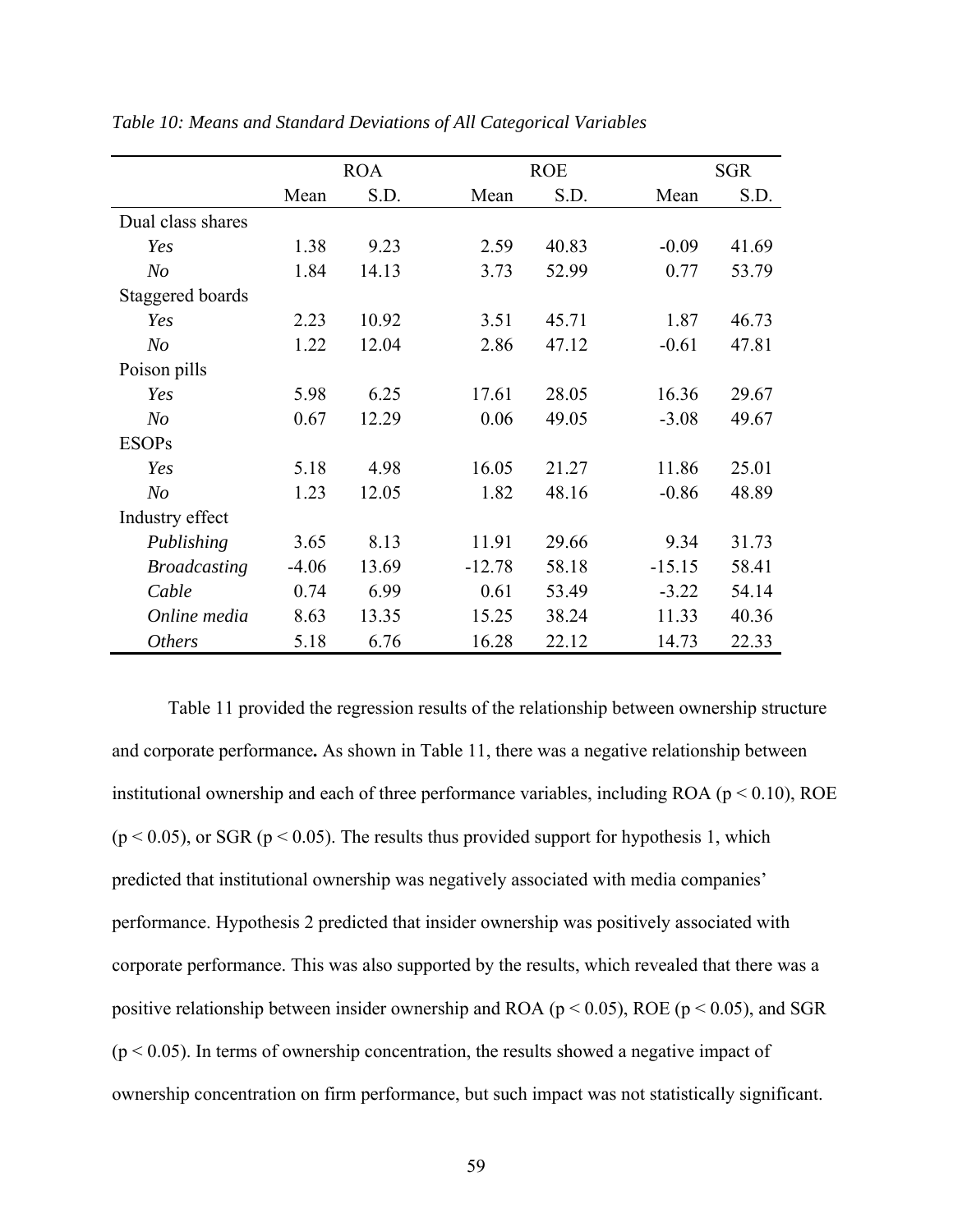*Table 10: Means and Standard Deviations of All Categorical Variables*

| | ROA | | ROE | | SGR | |
|---|---|---|---|---|---|---|
| | Mean | S.D. | Mean | S.D. | Mean | S.D. |
| Dual class shares | | | | | | |
| *Yes* | 1.38 | 9.23 | 2.59 | 40.83 | -0.09 | 41.69 |
| *No* | 1.84 | 14.13 | 3.73 | 52.99 | 0.77 | 53.79 |
| Staggered boards | | | | | | |
| *Yes* | 2.23 | 10.92 | 3.51 | 45.71 | 1.87 | 46.73 |
| *No* | 1.22 | 12.04 | 2.86 | 47.12 | -0.61 | 47.81 |
| Poison pills | | | | | | |
| *Yes* | 5.98 | 6.25 | 17.61 | 28.05 | 16.36 | 29.67 |
| *No* | 0.67 | 12.29 | 0.06 | 49.05 | -3.08 | 49.67 |
| ESOPs | | | | | | |
| *Yes* | 5.18 | 4.98 | 16.05 | 21.27 | 11.86 | 25.01 |
| *No* | 1.23 | 12.05 | 1.82 | 48.16 | -0.86 | 48.89 |
| Industry effect | | | | | | |
| *Publishing* | 3.65 | 8.13 | 11.91 | 29.66 | 9.34 | 31.73 |
| *Broadcasting* | -4.06 | 13.69 | -12.78 | 58.18 | -15.15 | 58.41 |
| *Cable* | 0.74 | 6.99 | 0.61 | 53.49 | -3.22 | 54.14 |
| *Online media* | 8.63 | 13.35 | 15.25 | 38.24 | 11.33 | 40.36 |
| *Others* | 5.18 | 6.76 | 16.28 | 22.12 | 14.73 | 22.33 |

Table 11 provided the regression results of the relationship between ownership structure and corporate performance**.** As shown in Table 11, there was a negative relationship between institutional ownership and each of three performance variables, including ROA ($p < 0.10$), ROE ($p < 0.05$), or SGR ($p < 0.05$). The results thus provided support for hypothesis 1, which predicted that institutional ownership was negatively associated with media companies' performance. Hypothesis 2 predicted that insider ownership was positively associated with corporate performance. This was also supported by the results, which revealed that there was a positive relationship between insider ownership and ROA ($p < 0.05$), ROE ($p < 0.05$), and SGR ($p < 0.05$). In terms of ownership concentration, the results showed a negative impact of ownership concentration on firm performance, but such impact was not statistically significant.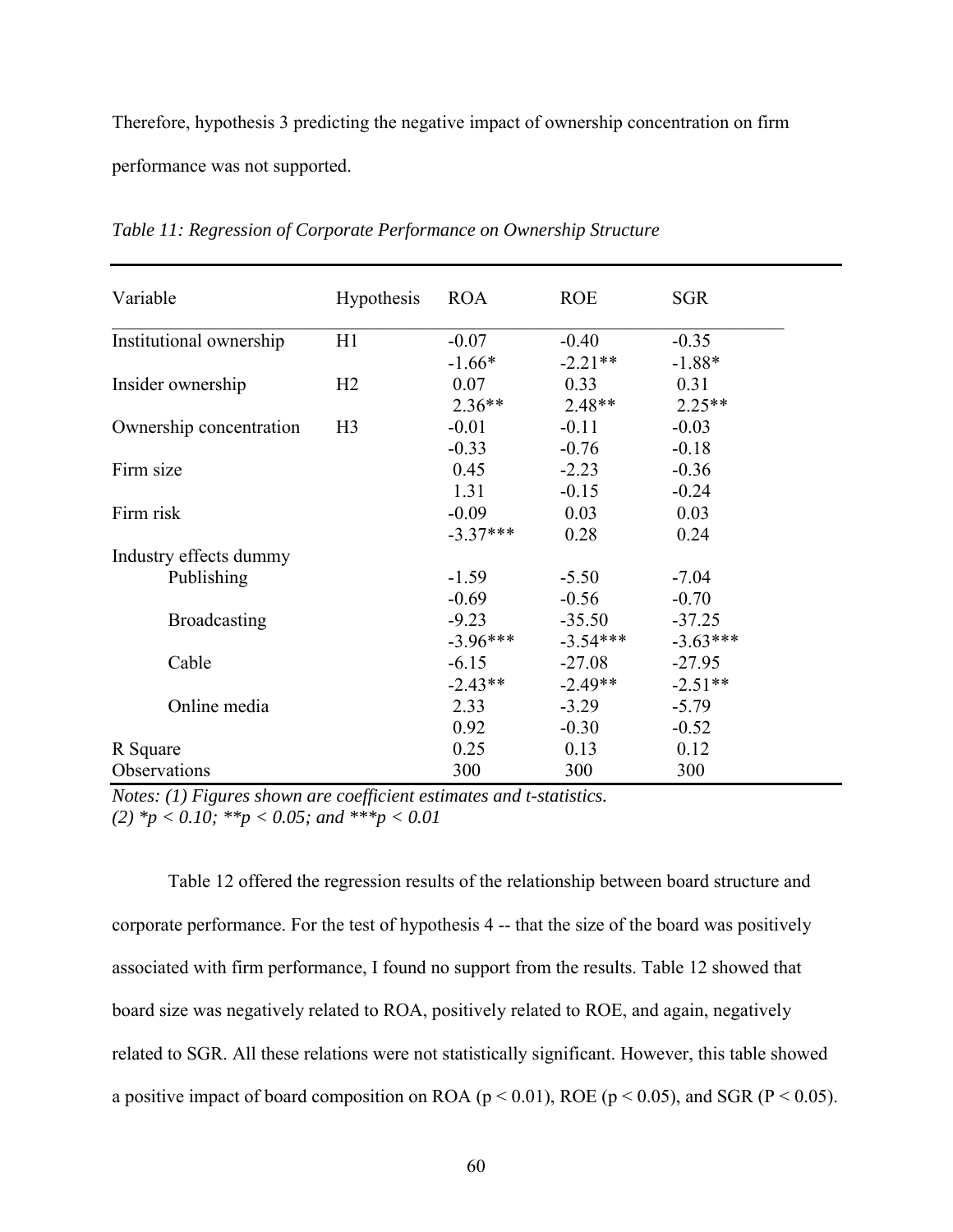Therefore, hypothesis 3 predicting the negative impact of ownership concentration on firm performance was not supported.

*Table 11: Regression of Corporate Performance on Ownership Structure*

| Variable | Hypothesis | ROA | ROE | SGR |
|---|---|---|---|---|
| Institutional ownership | H1 | -0.07 | -0.40 | -0.35 |
| | | -1.66* | -2.21** | -1.88* |
| Insider ownership | H2 | 0.07 | 0.33 | 0.31 |
| | | 2.36** | 2.48** | 2.25** |
| Ownership concentration | H3 | -0.01 | -0.11 | -0.03 |
| | | -0.33 | -0.76 | -0.18 |
| Firm size | | 0.45 | -2.23 | -0.36 |
| | | 1.31 | -0.15 | -0.24 |
| Firm risk | | -0.09 | 0.03 | 0.03 |
| | | -3.37*** | 0.28 | 0.24 |
| Industry effects dummy | | | | |
| Publishing | | -1.59 | -5.50 | -7.04 |
| | | -0.69 | -0.56 | -0.70 |
| Broadcasting | | -9.23 | -35.50 | -37.25 |
| | | -3.96*** | -3.54*** | -3.63*** |
| Cable | | -6.15 | -27.08 | -27.95 |
| | | -2.43** | -2.49** | -2.51** |
| Online media | | 2.33 | -3.29 | -5.79 |
| | | 0.92 | -0.30 | -0.52 |
| R Square | | 0.25 | 0.13 | 0.12 |
| Observations | | 300 | 300 | 300 |

*Notes: (1) Figures shown are coefficient estimates and t-statistics.*
*(2) *p < 0.10; **p < 0.05; and ***p < 0.01*

Table 12 offered the regression results of the relationship between board structure and corporate performance. For the test of hypothesis 4 -- that the size of the board was positively associated with firm performance, I found no support from the results. Table 12 showed that board size was negatively related to ROA, positively related to ROE, and again, negatively related to SGR. All these relations were not statistically significant. However, this table showed a positive impact of board composition on ROA ($p < 0.01$), ROE ($p < 0.05$), and SGR ($P < 0.05$).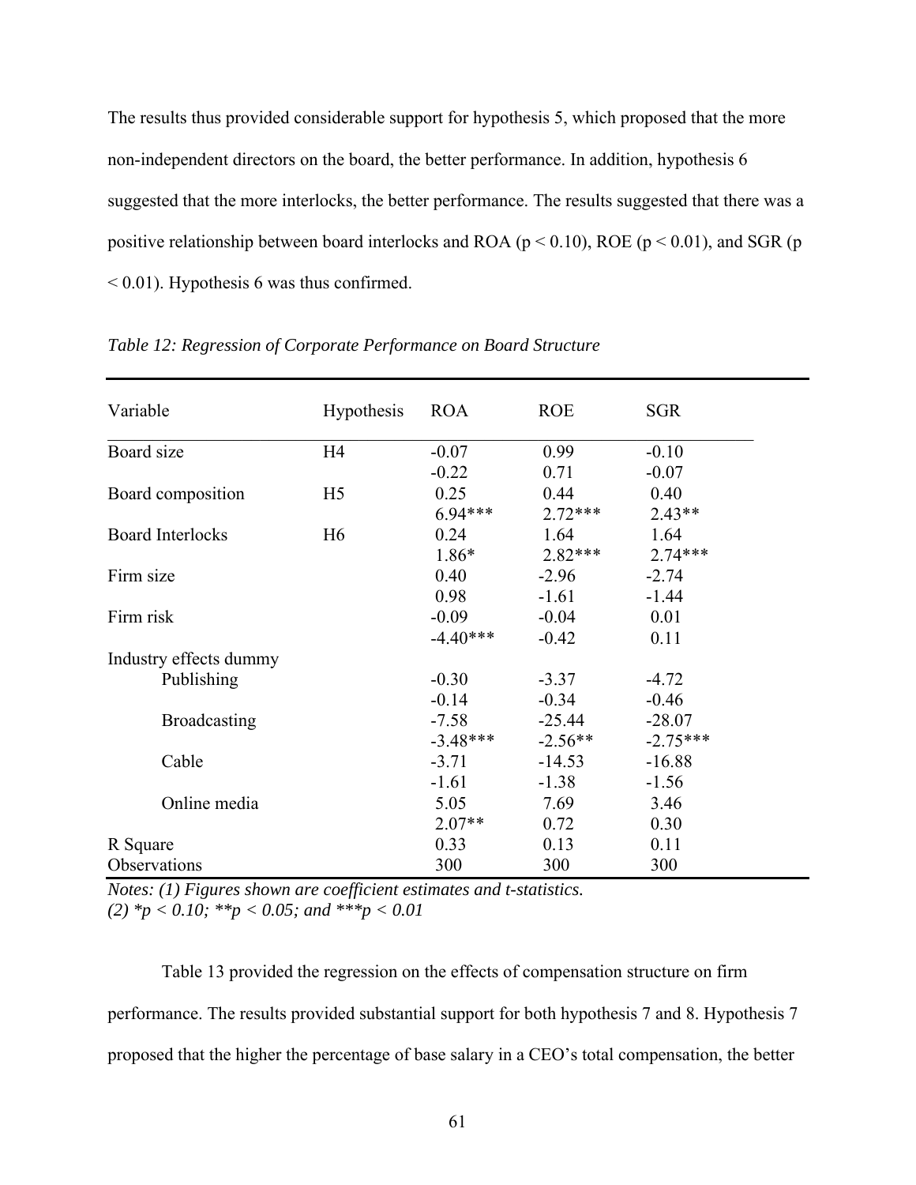The results thus provided considerable support for hypothesis 5, which proposed that the more non-independent directors on the board, the better performance. In addition, hypothesis 6 suggested that the more interlocks, the better performance. The results suggested that there was a positive relationship between board interlocks and ROA ($p < 0.10$), ROE ($p < 0.01$), and SGR ($p < 0.01$). Hypothesis 6 was thus confirmed.

*Table 12: Regression of Corporate Performance on Board Structure*

| Variable | Hypothesis | ROA | ROE | SGR |
|---|---|---|---|---|
| Board size | H4 | -0.07 | 0.99 | -0.10 |
| | | -0.22 | 0.71 | -0.07 |
| Board composition | H5 | 0.25 | 0.44 | 0.40 |
| | | 6.94*** | 2.72*** | 2.43** |
| Board Interlocks | H6 | 0.24 | 1.64 | 1.64 |
| | | 1.86* | 2.82*** | 2.74*** |
| Firm size | | 0.40 | -2.96 | -2.74 |
| | | 0.98 | -1.61 | -1.44 |
| Firm risk | | -0.09 | -0.04 | 0.01 |
| | | -4.40*** | -0.42 | 0.11 |
| Industry effects dummy | | | | |
| Publishing | | -0.30 | -3.37 | -4.72 |
| | | -0.14 | -0.34 | -0.46 |
| Broadcasting | | -7.58 | -25.44 | -28.07 |
| | | -3.48*** | -2.56** | -2.75*** |
| Cable | | -3.71 | -14.53 | -16.88 |
| | | -1.61 | -1.38 | -1.56 |
| Online media | | 5.05 | 7.69 | 3.46 |
| | | 2.07** | 0.72 | 0.30 |
| R Square | | 0.33 | 0.13 | 0.11 |
| Observations | | 300 | 300 | 300 |

*Notes: (1) Figures shown are coefficient estimates and t-statistics.*
*(2) *p < 0.10; **p < 0.05; and ***p < 0.01*

Table 13 provided the regression on the effects of compensation structure on firm performance. The results provided substantial support for both hypothesis 7 and 8. Hypothesis 7 proposed that the higher the percentage of base salary in a CEO's total compensation, the better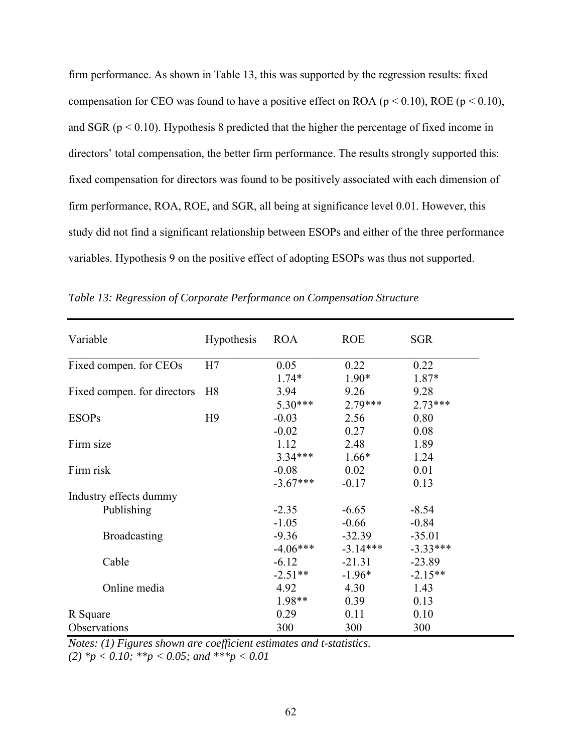firm performance. As shown in Table 13, this was supported by the regression results: fixed compensation for CEO was found to have a positive effect on ROA ($p < 0.10$), ROE ($p < 0.10$), and SGR ($p < 0.10$). Hypothesis 8 predicted that the higher the percentage of fixed income in directors' total compensation, the better firm performance. The results strongly supported this: fixed compensation for directors was found to be positively associated with each dimension of firm performance, ROA, ROE, and SGR, all being at significance level 0.01. However, this study did not find a significant relationship between ESOPs and either of the three performance variables. Hypothesis 9 on the positive effect of adopting ESOPs was thus not supported.

*Table 13: Regression of Corporate Performance on Compensation Structure*

| Variable | Hypothesis | ROA | ROE | SGR |
|---|---|---|---|---|
| Fixed compen. for CEOs | H7 | 0.05 | 0.22 | 0.22 |
| | | 1.74* | 1.90* | 1.87* |
| Fixed compen. for directors | H8 | 3.94 | 9.26 | 9.28 |
| | | 5.30*** | 2.79*** | 2.73*** |
| ESOPs | H9 | -0.03 | 2.56 | 0.80 |
| | | -0.02 | 0.27 | 0.08 |
| Firm size | | 1.12 | 2.48 | 1.89 |
| | | 3.34*** | 1.66* | 1.24 |
| Firm risk | | -0.08 | 0.02 | 0.01 |
| | | -3.67*** | -0.17 | 0.13 |
| Industry effects dummy | | | | |
| Publishing | | -2.35 | -6.65 | -8.54 |
| | | -1.05 | -0.66 | -0.84 |
| Broadcasting | | -9.36 | -32.39 | -35.01 |
| | | -4.06*** | -3.14*** | -3.33*** |
| Cable | | -6.12 | -21.31 | -23.89 |
| | | -2.51** | -1.96* | -2.15** |
| Online media | | 4.92 | 4.30 | 1.43 |
| | | 1.98** | 0.39 | 0.13 |
| R Square | | 0.29 | 0.11 | 0.10 |
| Observations | | 300 | 300 | 300 |

*Notes: (1) Figures shown are coefficient estimates and t-statistics.*
*(2) *$p < 0.10$; **$p < 0.05$; and ***$p < 0.01$*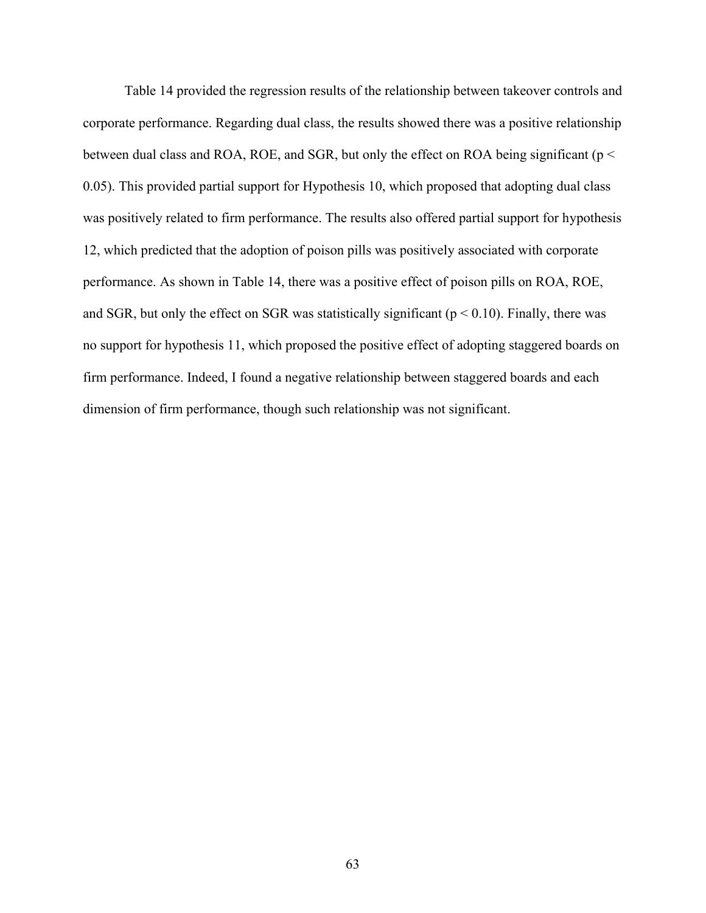Table 14 provided the regression results of the relationship between takeover controls and corporate performance. Regarding dual class, the results showed there was a positive relationship between dual class and ROA, ROE, and SGR, but only the effect on ROA being significant ($p < 0.05$). This provided partial support for Hypothesis 10, which proposed that adopting dual class was positively related to firm performance. The results also offered partial support for hypothesis 12, which predicted that the adoption of poison pills was positively associated with corporate performance. As shown in Table 14, there was a positive effect of poison pills on ROA, ROE, and SGR, but only the effect on SGR was statistically significant ($p < 0.10$). Finally, there was no support for hypothesis 11, which proposed the positive effect of adopting staggered boards on firm performance. Indeed, I found a negative relationship between staggered boards and each dimension of firm performance, though such relationship was not significant.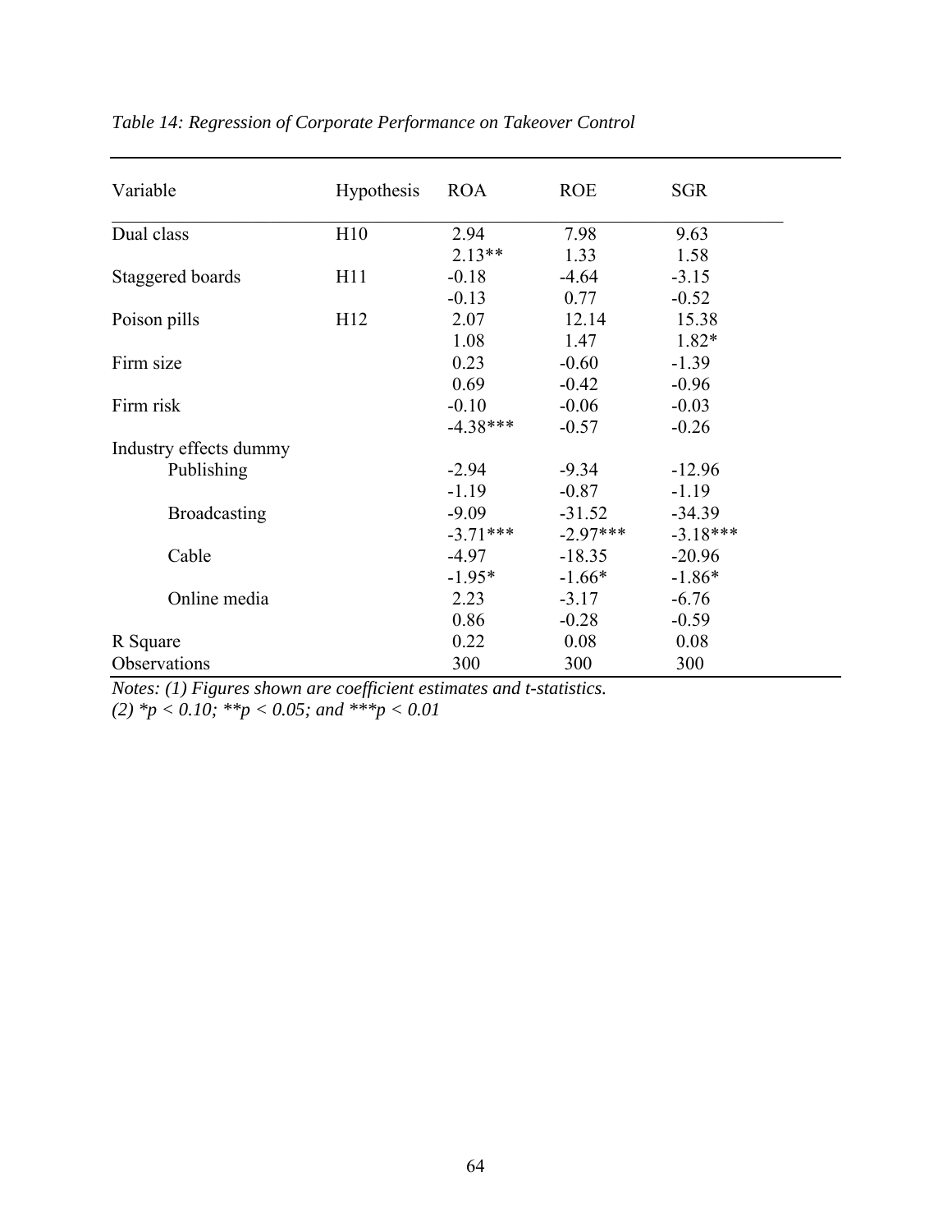*Table 14: Regression of Corporate Performance on Takeover Control*

| Variable | Hypothesis | ROA | ROE | SGR |
|---|---|---|---|---|
| Dual class | H10 | 2.94 | 7.98 | 9.63 |
| | | 2.13** | 1.33 | 1.58 |
| Staggered boards | H11 | -0.18 | -4.64 | -3.15 |
| | | -0.13 | 0.77 | -0.52 |
| Poison pills | H12 | 2.07 | 12.14 | 15.38 |
| | | 1.08 | 1.47 | 1.82* |
| Firm size | | 0.23 | -0.60 | -1.39 |
| | | 0.69 | -0.42 | -0.96 |
| Firm risk | | -0.10 | -0.06 | -0.03 |
| | | -4.38*** | -0.57 | -0.26 |
| Industry effects dummy | | | | |
| Publishing | | -2.94 | -9.34 | -12.96 |
| | | -1.19 | -0.87 | -1.19 |
| Broadcasting | | -9.09 | -31.52 | -34.39 |
| | | -3.71*** | -2.97*** | -3.18*** |
| Cable | | -4.97 | -18.35 | -20.96 |
| | | -1.95* | -1.66* | -1.86* |
| Online media | | 2.23 | -3.17 | -6.76 |
| | | 0.86 | -0.28 | -0.59 |
| R Square | | 0.22 | 0.08 | 0.08 |
| Observations | | 300 | 300 | 300 |

*Notes: (1) Figures shown are coefficient estimates and t-statistics.*
*(2) *p < 0.10; **p < 0.05; and ***p < 0.01*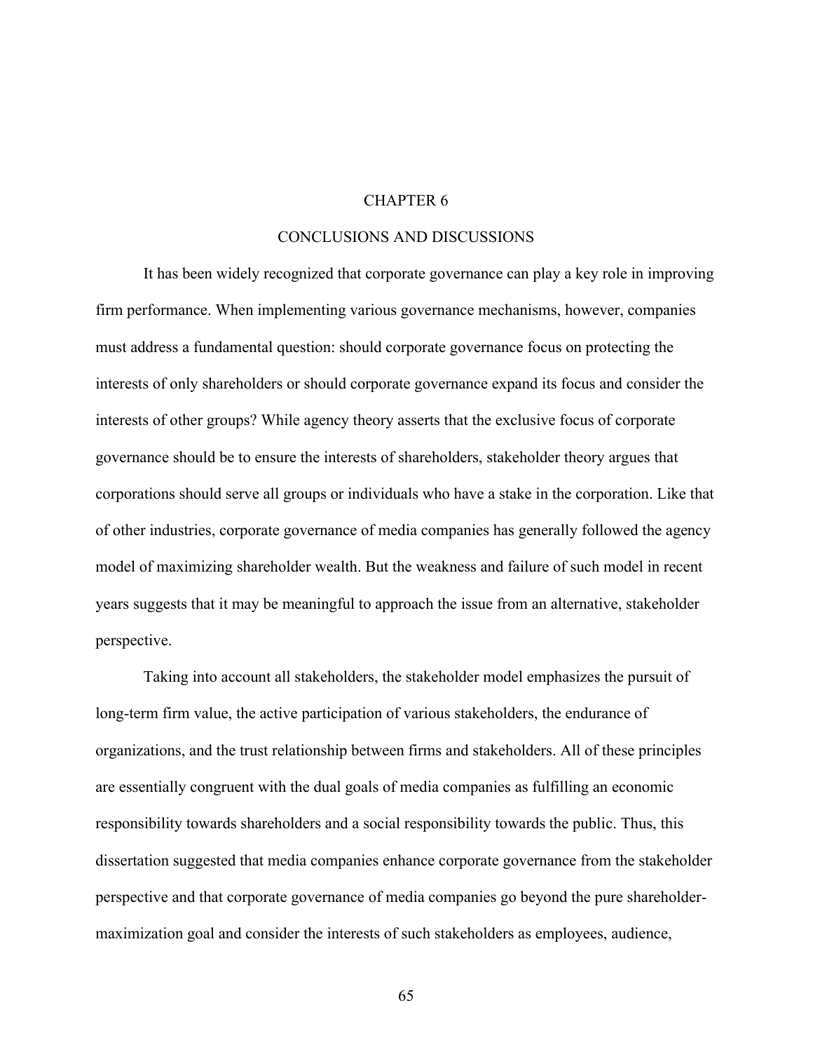# CHAPTER 6

# CONCLUSIONS AND DISCUSSIONS

It has been widely recognized that corporate governance can play a key role in improving firm performance. When implementing various governance mechanisms, however, companies must address a fundamental question: should corporate governance focus on protecting the interests of only shareholders or should corporate governance expand its focus and consider the interests of other groups? While agency theory asserts that the exclusive focus of corporate governance should be to ensure the interests of shareholders, stakeholder theory argues that corporations should serve all groups or individuals who have a stake in the corporation. Like that of other industries, corporate governance of media companies has generally followed the agency model of maximizing shareholder wealth. But the weakness and failure of such model in recent years suggests that it may be meaningful to approach the issue from an alternative, stakeholder perspective.

Taking into account all stakeholders, the stakeholder model emphasizes the pursuit of long-term firm value, the active participation of various stakeholders, the endurance of organizations, and the trust relationship between firms and stakeholders. All of these principles are essentially congruent with the dual goals of media companies as fulfilling an economic responsibility towards shareholders and a social responsibility towards the public. Thus, this dissertation suggested that media companies enhance corporate governance from the stakeholder perspective and that corporate governance of media companies go beyond the pure shareholder-maximization goal and consider the interests of such stakeholders as employees, audience,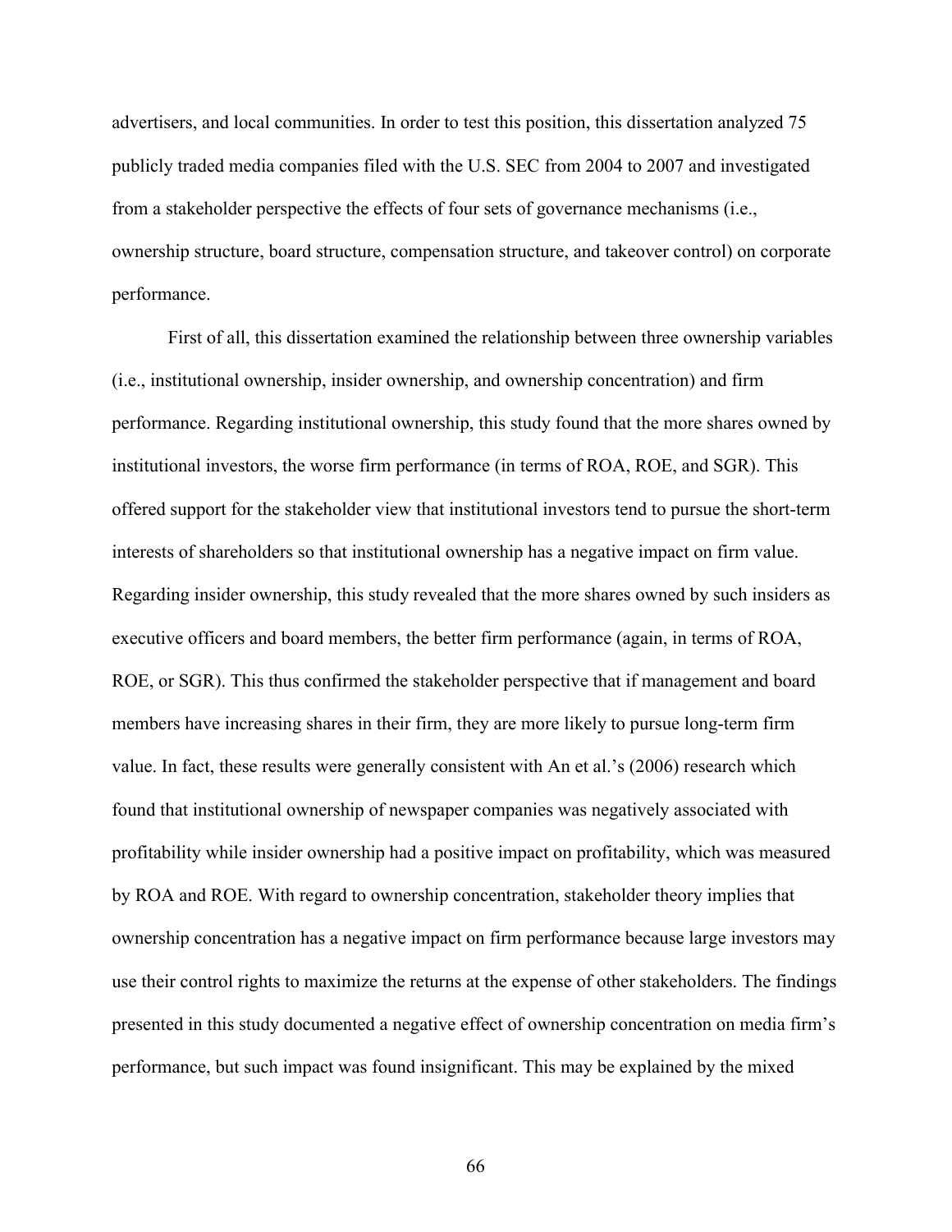advertisers, and local communities. In order to test this position, this dissertation analyzed 75 publicly traded media companies filed with the U.S. SEC from 2004 to 2007 and investigated from a stakeholder perspective the effects of four sets of governance mechanisms (i.e., ownership structure, board structure, compensation structure, and takeover control) on corporate performance.

First of all, this dissertation examined the relationship between three ownership variables (i.e., institutional ownership, insider ownership, and ownership concentration) and firm performance. Regarding institutional ownership, this study found that the more shares owned by institutional investors, the worse firm performance (in terms of ROA, ROE, and SGR). This offered support for the stakeholder view that institutional investors tend to pursue the short-term interests of shareholders so that institutional ownership has a negative impact on firm value. Regarding insider ownership, this study revealed that the more shares owned by such insiders as executive officers and board members, the better firm performance (again, in terms of ROA, ROE, or SGR). This thus confirmed the stakeholder perspective that if management and board members have increasing shares in their firm, they are more likely to pursue long-term firm value. In fact, these results were generally consistent with An et al.'s (2006) research which found that institutional ownership of newspaper companies was negatively associated with profitability while insider ownership had a positive impact on profitability, which was measured by ROA and ROE. With regard to ownership concentration, stakeholder theory implies that ownership concentration has a negative impact on firm performance because large investors may use their control rights to maximize the returns at the expense of other stakeholders. The findings presented in this study documented a negative effect of ownership concentration on media firm's performance, but such impact was found insignificant. This may be explained by the mixed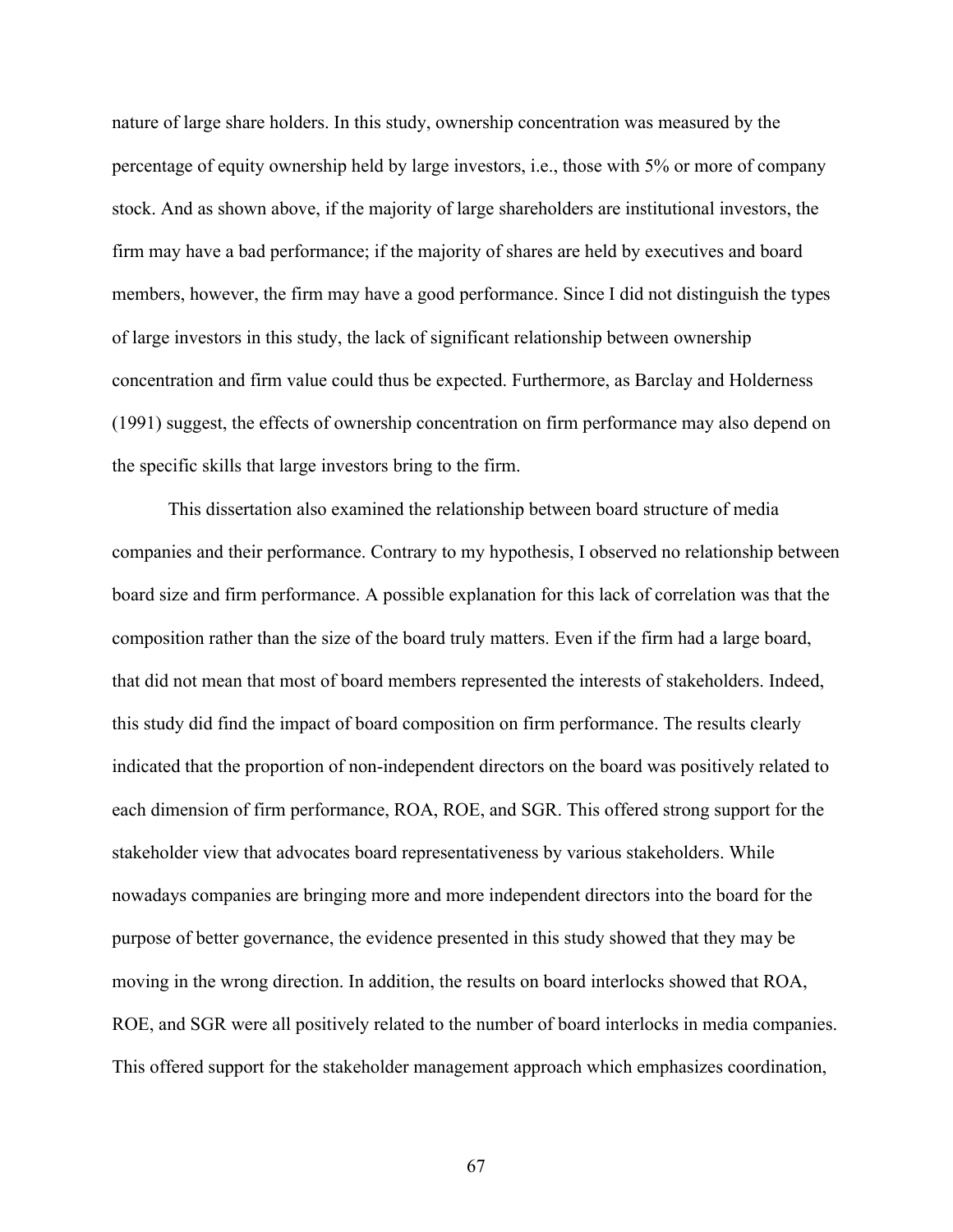nature of large share holders. In this study, ownership concentration was measured by the percentage of equity ownership held by large investors, i.e., those with 5% or more of company stock. And as shown above, if the majority of large shareholders are institutional investors, the firm may have a bad performance; if the majority of shares are held by executives and board members, however, the firm may have a good performance. Since I did not distinguish the types of large investors in this study, the lack of significant relationship between ownership concentration and firm value could thus be expected. Furthermore, as Barclay and Holderness (1991) suggest, the effects of ownership concentration on firm performance may also depend on the specific skills that large investors bring to the firm.

This dissertation also examined the relationship between board structure of media companies and their performance. Contrary to my hypothesis, I observed no relationship between board size and firm performance. A possible explanation for this lack of correlation was that the composition rather than the size of the board truly matters. Even if the firm had a large board, that did not mean that most of board members represented the interests of stakeholders. Indeed, this study did find the impact of board composition on firm performance. The results clearly indicated that the proportion of non-independent directors on the board was positively related to each dimension of firm performance, ROA, ROE, and SGR. This offered strong support for the stakeholder view that advocates board representativeness by various stakeholders. While nowadays companies are bringing more and more independent directors into the board for the purpose of better governance, the evidence presented in this study showed that they may be moving in the wrong direction. In addition, the results on board interlocks showed that ROA, ROE, and SGR were all positively related to the number of board interlocks in media companies. This offered support for the stakeholder management approach which emphasizes coordination,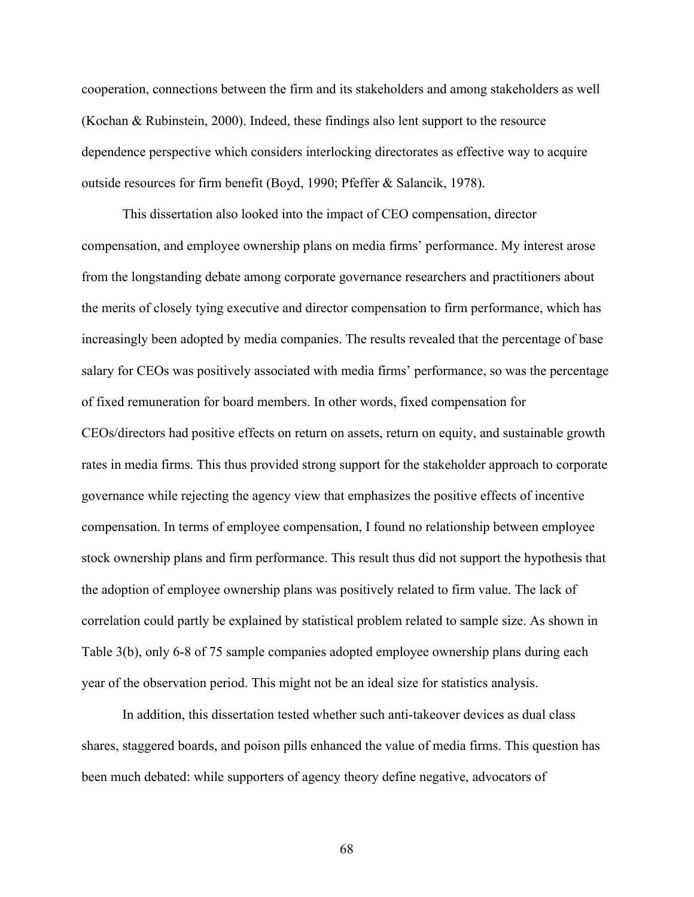cooperation, connections between the firm and its stakeholders and among stakeholders as well (Kochan & Rubinstein, 2000). Indeed, these findings also lent support to the resource dependence perspective which considers interlocking directorates as effective way to acquire outside resources for firm benefit (Boyd, 1990; Pfeffer & Salancik, 1978).

This dissertation also looked into the impact of CEO compensation, director compensation, and employee ownership plans on media firms' performance. My interest arose from the longstanding debate among corporate governance researchers and practitioners about the merits of closely tying executive and director compensation to firm performance, which has increasingly been adopted by media companies. The results revealed that the percentage of base salary for CEOs was positively associated with media firms' performance, so was the percentage of fixed remuneration for board members. In other words, fixed compensation for CEOs/directors had positive effects on return on assets, return on equity, and sustainable growth rates in media firms. This thus provided strong support for the stakeholder approach to corporate governance while rejecting the agency view that emphasizes the positive effects of incentive compensation. In terms of employee compensation, I found no relationship between employee stock ownership plans and firm performance. This result thus did not support the hypothesis that the adoption of employee ownership plans was positively related to firm value. The lack of correlation could partly be explained by statistical problem related to sample size. As shown in Table 3(b), only 6-8 of 75 sample companies adopted employee ownership plans during each year of the observation period. This might not be an ideal size for statistics analysis.

In addition, this dissertation tested whether such anti-takeover devices as dual class shares, staggered boards, and poison pills enhanced the value of media firms. This question has been much debated: while supporters of agency theory define negative, advocators of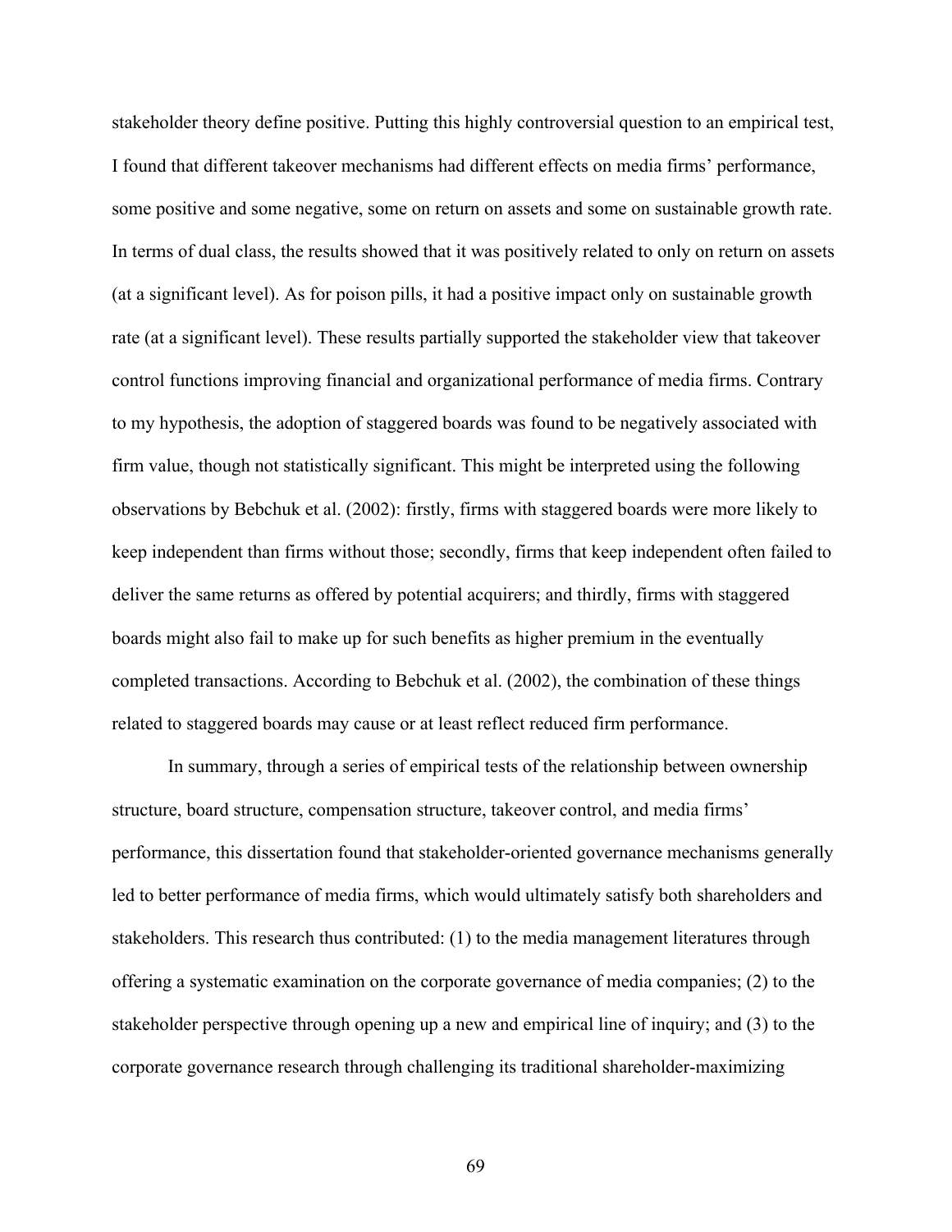stakeholder theory define positive. Putting this highly controversial question to an empirical test, I found that different takeover mechanisms had different effects on media firms' performance, some positive and some negative, some on return on assets and some on sustainable growth rate. In terms of dual class, the results showed that it was positively related to only on return on assets (at a significant level). As for poison pills, it had a positive impact only on sustainable growth rate (at a significant level). These results partially supported the stakeholder view that takeover control functions improving financial and organizational performance of media firms. Contrary to my hypothesis, the adoption of staggered boards was found to be negatively associated with firm value, though not statistically significant. This might be interpreted using the following observations by Bebchuk et al. (2002): firstly, firms with staggered boards were more likely to keep independent than firms without those; secondly, firms that keep independent often failed to deliver the same returns as offered by potential acquirers; and thirdly, firms with staggered boards might also fail to make up for such benefits as higher premium in the eventually completed transactions. According to Bebchuk et al. (2002), the combination of these things related to staggered boards may cause or at least reflect reduced firm performance.

In summary, through a series of empirical tests of the relationship between ownership structure, board structure, compensation structure, takeover control, and media firms' performance, this dissertation found that stakeholder-oriented governance mechanisms generally led to better performance of media firms, which would ultimately satisfy both shareholders and stakeholders. This research thus contributed: (1) to the media management literatures through offering a systematic examination on the corporate governance of media companies; (2) to the stakeholder perspective through opening up a new and empirical line of inquiry; and (3) to the corporate governance research through challenging its traditional shareholder-maximizing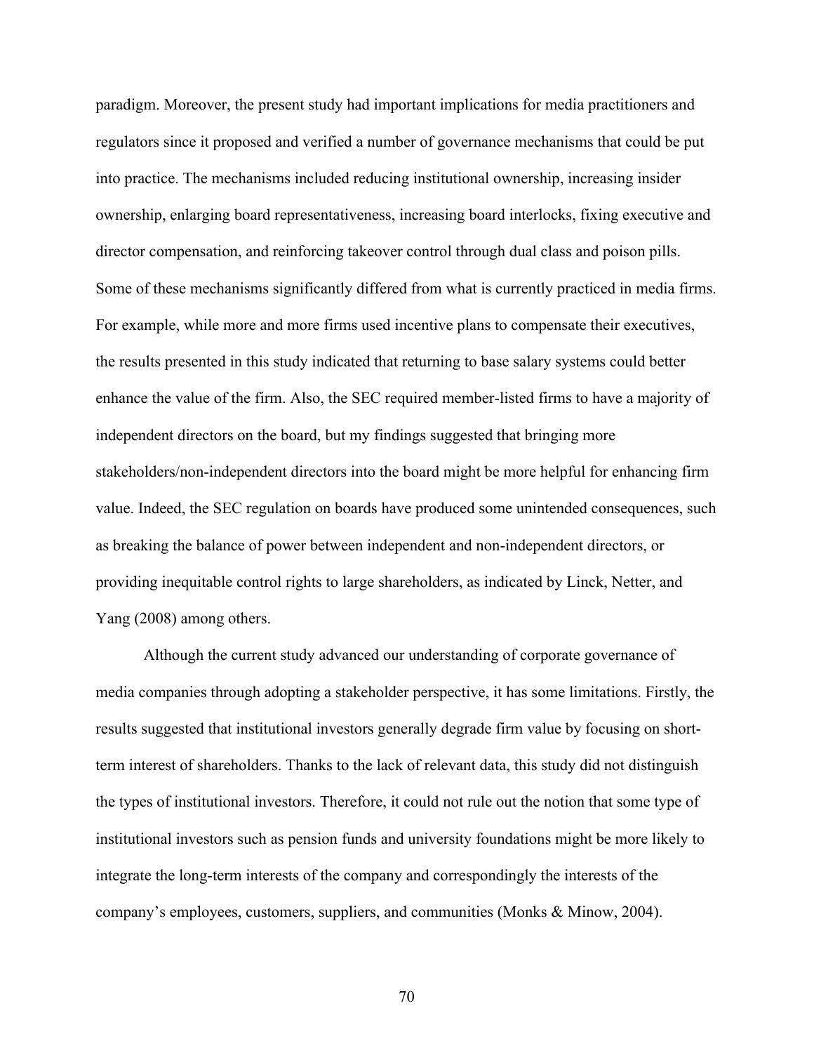paradigm. Moreover, the present study had important implications for media practitioners and regulators since it proposed and verified a number of governance mechanisms that could be put into practice. The mechanisms included reducing institutional ownership, increasing insider ownership, enlarging board representativeness, increasing board interlocks, fixing executive and director compensation, and reinforcing takeover control through dual class and poison pills. Some of these mechanisms significantly differed from what is currently practiced in media firms. For example, while more and more firms used incentive plans to compensate their executives, the results presented in this study indicated that returning to base salary systems could better enhance the value of the firm. Also, the SEC required member-listed firms to have a majority of independent directors on the board, but my findings suggested that bringing more stakeholders/non-independent directors into the board might be more helpful for enhancing firm value. Indeed, the SEC regulation on boards have produced some unintended consequences, such as breaking the balance of power between independent and non-independent directors, or providing inequitable control rights to large shareholders, as indicated by Linck, Netter, and Yang (2008) among others.

Although the current study advanced our understanding of corporate governance of media companies through adopting a stakeholder perspective, it has some limitations. Firstly, the results suggested that institutional investors generally degrade firm value by focusing on short-term interest of shareholders. Thanks to the lack of relevant data, this study did not distinguish the types of institutional investors. Therefore, it could not rule out the notion that some type of institutional investors such as pension funds and university foundations might be more likely to integrate the long-term interests of the company and correspondingly the interests of the company's employees, customers, suppliers, and communities (Monks & Minow, 2004).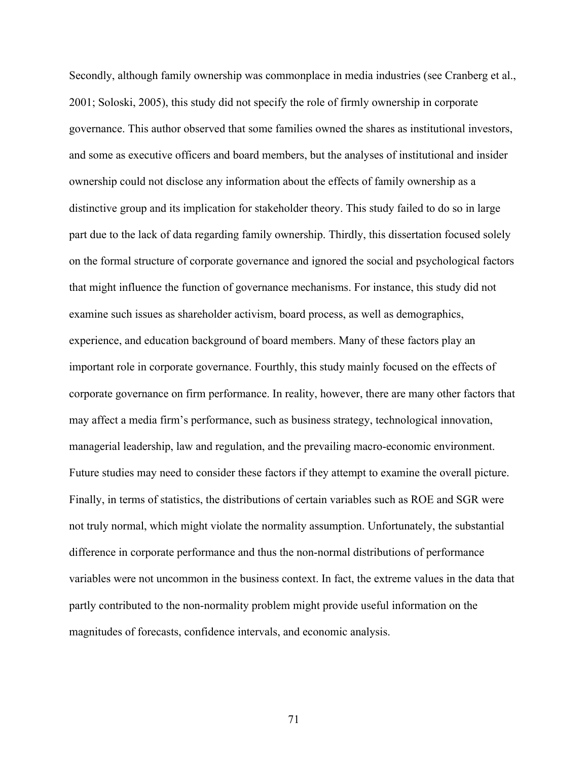Secondly, although family ownership was commonplace in media industries (see Cranberg et al., 2001; Soloski, 2005), this study did not specify the role of firmly ownership in corporate governance. This author observed that some families owned the shares as institutional investors, and some as executive officers and board members, but the analyses of institutional and insider ownership could not disclose any information about the effects of family ownership as a distinctive group and its implication for stakeholder theory. This study failed to do so in large part due to the lack of data regarding family ownership. Thirdly, this dissertation focused solely on the formal structure of corporate governance and ignored the social and psychological factors that might influence the function of governance mechanisms. For instance, this study did not examine such issues as shareholder activism, board process, as well as demographics, experience, and education background of board members. Many of these factors play an important role in corporate governance. Fourthly, this study mainly focused on the effects of corporate governance on firm performance. In reality, however, there are many other factors that may affect a media firm's performance, such as business strategy, technological innovation, managerial leadership, law and regulation, and the prevailing macro-economic environment. Future studies may need to consider these factors if they attempt to examine the overall picture. Finally, in terms of statistics, the distributions of certain variables such as ROE and SGR were not truly normal, which might violate the normality assumption. Unfortunately, the substantial difference in corporate performance and thus the non-normal distributions of performance variables were not uncommon in the business context. In fact, the extreme values in the data that partly contributed to the non-normality problem might provide useful information on the magnitudes of forecasts, confidence intervals, and economic analysis.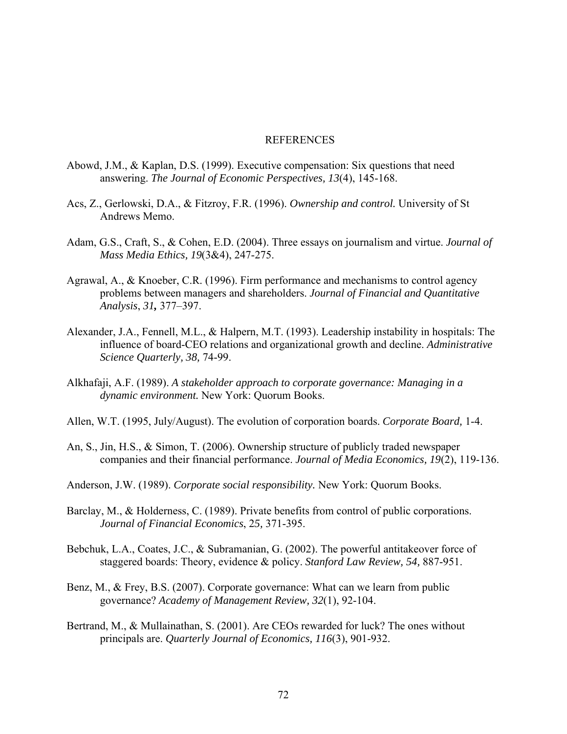# REFERENCES

Abowd, J.M., & Kaplan, D.S. (1999). Executive compensation: Six questions that need answering. *The Journal of Economic Perspectives, 13*(4), 145-168.

Acs, Z., Gerlowski, D.A., & Fitzroy, F.R. (1996). *Ownership and control.* University of St Andrews Memo.

Adam, G.S., Craft, S., & Cohen, E.D. (2004). Three essays on journalism and virtue. *Journal of Mass Media Ethics, 19*(3&4), 247-275.

Agrawal, A., & Knoeber, C.R. (1996). Firm performance and mechanisms to control agency problems between managers and shareholders. *Journal of Financial and Quantitative Analysis*, *31***,** 377–397.

Alexander, J.A., Fennell, M.L., & Halpern, M.T. (1993). Leadership instability in hospitals: The influence of board-CEO relations and organizational growth and decline. *Administrative Science Quarterly, 38,* 74-99.

Alkhafaji, A.F. (1989). *A stakeholder approach to corporate governance: Managing in a dynamic environment.* New York: Quorum Books.

Allen, W.T. (1995, July/August). The evolution of corporation boards. *Corporate Board,* 1-4.

An, S., Jin, H.S., & Simon, T. (2006). Ownership structure of publicly traded newspaper companies and their financial performance. *Journal of Media Economics, 19*(2), 119-136.

Anderson, J.W. (1989). *Corporate social responsibility.* New York: Quorum Books.

Barclay, M., & Holderness, C. (1989). Private benefits from control of public corporations. *Journal of Financial Economics*, 2*5,* 371-395.

Bebchuk, L.A., Coates, J.C., & Subramanian, G. (2002). The powerful antitakeover force of staggered boards: Theory, evidence & policy. *Stanford Law Review, 54,* 887-951.

Benz, M., & Frey, B.S. (2007). Corporate governance: What can we learn from public governance? *Academy of Management Review, 32*(1), 92-104.

Bertrand, M., & Mullainathan, S. (2001). Are CEOs rewarded for luck? The ones without principals are. *Quarterly Journal of Economics, 116*(3), 901-932.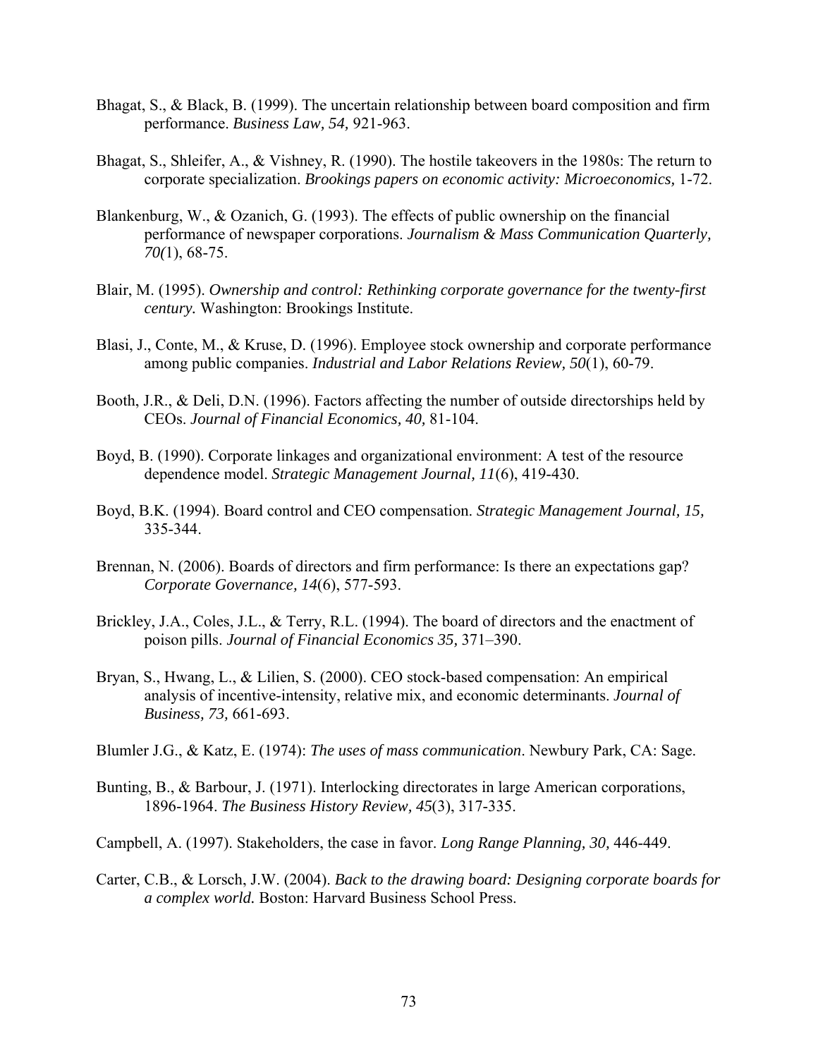Bhagat, S., & Black, B. (1999). The uncertain relationship between board composition and firm performance. *Business Law, 54,* 921-963.

Bhagat, S., Shleifer, A., & Vishney, R. (1990). The hostile takeovers in the 1980s: The return to corporate specialization. *Brookings papers on economic activity: Microeconomics,* 1-72.

Blankenburg, W., & Ozanich, G. (1993). The effects of public ownership on the financial performance of newspaper corporations. *Journalism & Mass Communication Quarterly, 70(*1), 68-75.

Blair, M. (1995). *Ownership and control: Rethinking corporate governance for the twenty-first century.* Washington: Brookings Institute.

Blasi, J., Conte, M., & Kruse, D. (1996). Employee stock ownership and corporate performance among public companies. *Industrial and Labor Relations Review, 50*(1), 60-79.

Booth, J.R., & Deli, D.N. (1996). Factors affecting the number of outside directorships held by CEOs. *Journal of Financial Economics, 40,* 81-104.

Boyd, B. (1990). Corporate linkages and organizational environment: A test of the resource dependence model. *Strategic Management Journal, 11*(6), 419-430.

Boyd, B.K. (1994). Board control and CEO compensation. *Strategic Management Journal, 15,* 335-344.

Brennan, N. (2006). Boards of directors and firm performance: Is there an expectations gap? *Corporate Governance, 14*(6), 577-593.

Brickley, J.A., Coles, J.L., & Terry, R.L. (1994). The board of directors and the enactment of poison pills. *Journal of Financial Economics 35,* 371–390.

Bryan, S., Hwang, L., & Lilien, S. (2000). CEO stock-based compensation: An empirical analysis of incentive-intensity, relative mix, and economic determinants. *Journal of Business, 73,* 661-693.

Blumler J.G., & Katz, E. (1974): *The uses of mass communication*. Newbury Park, CA: Sage.

Bunting, B., & Barbour, J. (1971). Interlocking directorates in large American corporations, 1896-1964. *The Business History Review, 45*(3), 317-335.

Campbell, A. (1997). Stakeholders, the case in favor. *Long Range Planning, 30,* 446-449.

Carter, C.B., & Lorsch, J.W. (2004). *Back to the drawing board: Designing corporate boards for a complex world.* Boston: Harvard Business School Press.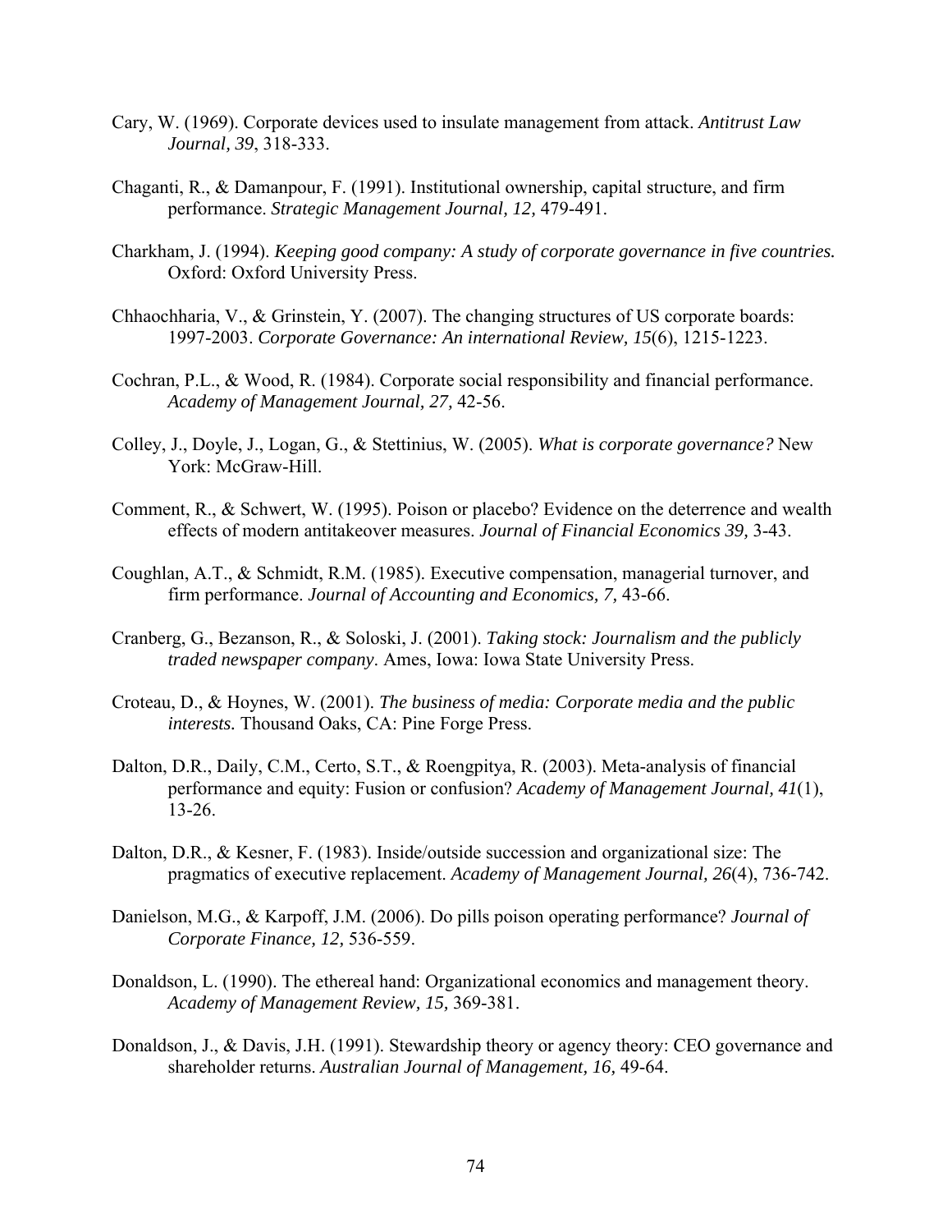Cary, W. (1969). Corporate devices used to insulate management from attack. *Antitrust Law Journal, 39*, 318-333.

Chaganti, R., & Damanpour, F. (1991). Institutional ownership, capital structure, and firm performance. *Strategic Management Journal, 12,* 479-491.

Charkham, J. (1994). *Keeping good company: A study of corporate governance in five countries.* Oxford: Oxford University Press.

Chhaochharia, V., & Grinstein, Y. (2007). The changing structures of US corporate boards: 1997-2003. *Corporate Governance: An international Review, 15*(6), 1215-1223.

Cochran, P.L., & Wood, R. (1984). Corporate social responsibility and financial performance. *Academy of Management Journal, 27,* 42-56.

Colley, J., Doyle, J., Logan, G., & Stettinius, W. (2005). *What is corporate governance?* New York: McGraw-Hill.

Comment, R., & Schwert, W. (1995). Poison or placebo? Evidence on the deterrence and wealth effects of modern antitakeover measures. *Journal of Financial Economics 39,* 3-43.

Coughlan, A.T., & Schmidt, R.M. (1985). Executive compensation, managerial turnover, and firm performance. *Journal of Accounting and Economics, 7,* 43-66.

Cranberg, G., Bezanson, R., & Soloski, J. (2001). *Taking stock: Journalism and the publicly traded newspaper company*. Ames, Iowa: Iowa State University Press.

Croteau, D., & Hoynes, W. (2001). *The business of media: Corporate media and the public interests.* Thousand Oaks, CA: Pine Forge Press.

Dalton, D.R., Daily, C.M., Certo, S.T., & Roengpitya, R. (2003). Meta-analysis of financial performance and equity: Fusion or confusion? *Academy of Management Journal, 41*(1), 13-26.

Dalton, D.R., & Kesner, F. (1983). Inside/outside succession and organizational size: The pragmatics of executive replacement. *Academy of Management Journal, 26*(4), 736-742.

Danielson, M.G., & Karpoff, J.M. (2006). Do pills poison operating performance? *Journal of Corporate Finance, 12,* 536-559.

Donaldson, L. (1990). The ethereal hand: Organizational economics and management theory. *Academy of Management Review, 15,* 369-381.

Donaldson, J., & Davis, J.H. (1991). Stewardship theory or agency theory: CEO governance and shareholder returns. *Australian Journal of Management, 16,* 49-64.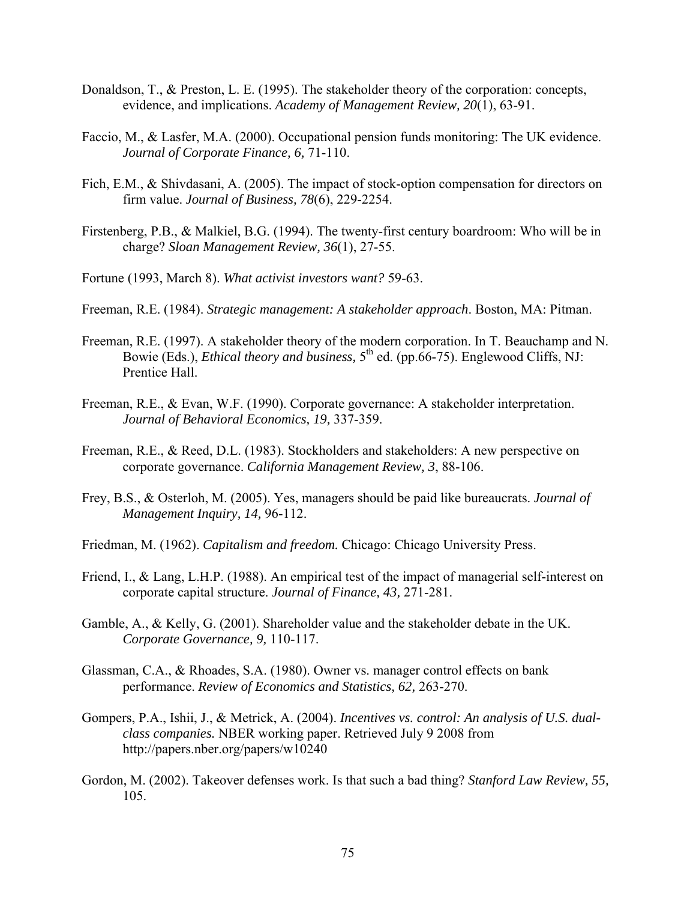Donaldson, T., & Preston, L. E. (1995). The stakeholder theory of the corporation: concepts, evidence, and implications. *Academy of Management Review, 20*(1), 63-91.

Faccio, M., & Lasfer, M.A. (2000). Occupational pension funds monitoring: The UK evidence. *Journal of Corporate Finance, 6,* 71-110.

Fich, E.M., & Shivdasani, A. (2005). The impact of stock-option compensation for directors on firm value. *Journal of Business, 78*(6), 229-2254.

Firstenberg, P.B., & Malkiel, B.G. (1994). The twenty-first century boardroom: Who will be in charge? *Sloan Management Review, 36*(1), 27-55.

Fortune (1993, March 8). *What activist investors want?* 59-63.

Freeman, R.E. (1984). *Strategic management: A stakeholder approach*. Boston, MA: Pitman.

Freeman, R.E. (1997). A stakeholder theory of the modern corporation. In T. Beauchamp and N. Bowie (Eds.), *Ethical theory and business,* 5th ed. (pp.66-75). Englewood Cliffs, NJ: Prentice Hall.

Freeman, R.E., & Evan, W.F. (1990). Corporate governance: A stakeholder interpretation. *Journal of Behavioral Economics, 19,* 337-359.

Freeman, R.E., & Reed, D.L. (1983). Stockholders and stakeholders: A new perspective on corporate governance. *California Management Review, 3*, 88-106.

Frey, B.S., & Osterloh, M. (2005). Yes, managers should be paid like bureaucrats. *Journal of Management Inquiry, 14,* 96-112.

Friedman, M. (1962). *Capitalism and freedom.* Chicago: Chicago University Press.

Friend, I., & Lang, L.H.P. (1988). An empirical test of the impact of managerial self-interest on corporate capital structure. *Journal of Finance, 43,* 271-281.

Gamble, A., & Kelly, G. (2001). Shareholder value and the stakeholder debate in the UK. *Corporate Governance, 9,* 110-117.

Glassman, C.A., & Rhoades, S.A. (1980). Owner vs. manager control effects on bank performance. *Review of Economics and Statistics, 62,* 263-270.

Gompers, P.A., Ishii, J., & Metrick, A. (2004). *Incentives vs. control: An analysis of U.S. dual-class companies.* NBER working paper. Retrieved July 9 2008 from http://papers.nber.org/papers/w10240

Gordon, M. (2002). Takeover defenses work. Is that such a bad thing? *Stanford Law Review, 55,* 105.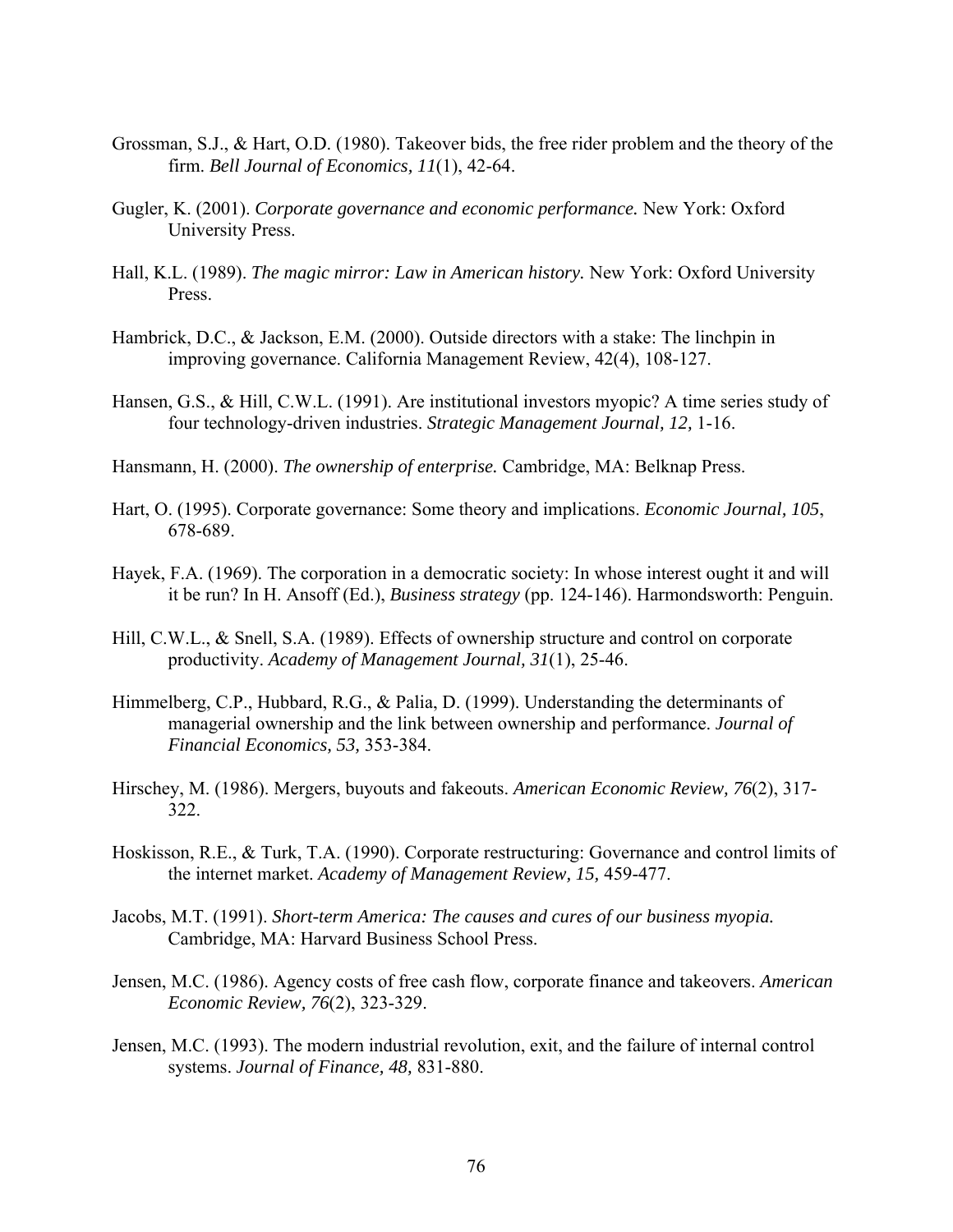Grossman, S.J., & Hart, O.D. (1980). Takeover bids, the free rider problem and the theory of the firm. *Bell Journal of Economics, 11*(1), 42-64.

Gugler, K. (2001). *Corporate governance and economic performance.* New York: Oxford University Press.

Hall, K.L. (1989). *The magic mirror: Law in American history.* New York: Oxford University Press.

Hambrick, D.C., & Jackson, E.M. (2000). Outside directors with a stake: The linchpin in improving governance. California Management Review, 42(4), 108-127.

Hansen, G.S., & Hill, C.W.L. (1991). Are institutional investors myopic? A time series study of four technology-driven industries. *Strategic Management Journal, 12,* 1-16.

Hansmann, H. (2000). *The ownership of enterprise.* Cambridge, MA: Belknap Press.

Hart, O. (1995). Corporate governance: Some theory and implications. *Economic Journal, 105*, 678-689.

Hayek, F.A. (1969). The corporation in a democratic society: In whose interest ought it and will it be run? In H. Ansoff (Ed.), *Business strategy* (pp. 124-146). Harmondsworth: Penguin.

Hill, C.W.L., & Snell, S.A. (1989). Effects of ownership structure and control on corporate productivity. *Academy of Management Journal, 31*(1), 25-46.

Himmelberg, C.P., Hubbard, R.G., & Palia, D. (1999). Understanding the determinants of managerial ownership and the link between ownership and performance. *Journal of Financial Economics, 53,* 353-384.

Hirschey, M. (1986). Mergers, buyouts and fakeouts. *American Economic Review, 76*(2), 317-322.

Hoskisson, R.E., & Turk, T.A. (1990). Corporate restructuring: Governance and control limits of the internet market. *Academy of Management Review, 15,* 459-477.

Jacobs, M.T. (1991). *Short-term America: The causes and cures of our business myopia.* Cambridge, MA: Harvard Business School Press.

Jensen, M.C. (1986). Agency costs of free cash flow, corporate finance and takeovers. *American Economic Review, 76*(2), 323-329.

Jensen, M.C. (1993). The modern industrial revolution, exit, and the failure of internal control systems. *Journal of Finance, 48,* 831-880.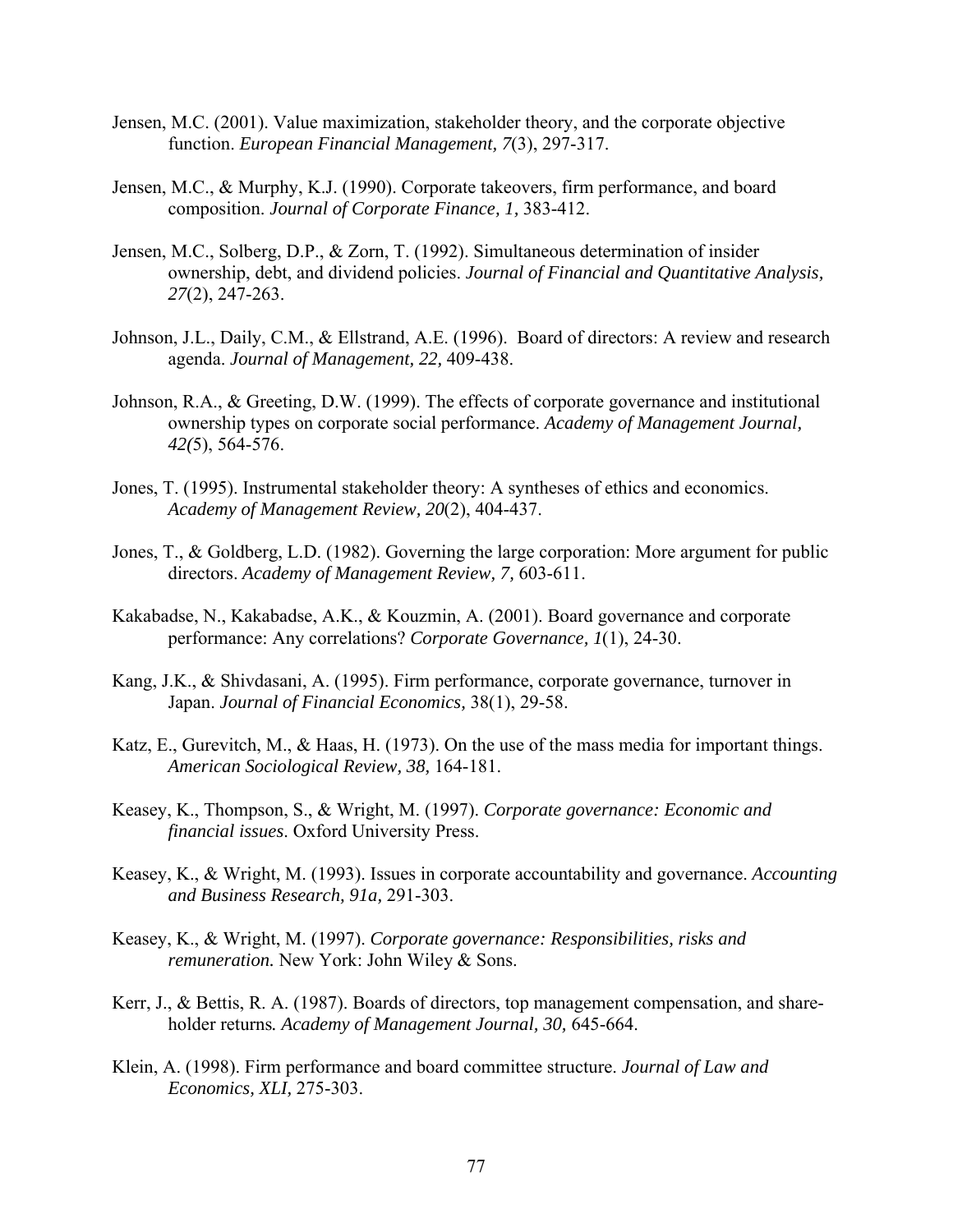Jensen, M.C. (2001). Value maximization, stakeholder theory, and the corporate objective function. *European Financial Management, 7*(3), 297-317.

Jensen, M.C., & Murphy, K.J. (1990). Corporate takeovers, firm performance, and board composition. *Journal of Corporate Finance, 1,* 383-412.

Jensen, M.C., Solberg, D.P., & Zorn, T. (1992). Simultaneous determination of insider ownership, debt, and dividend policies. *Journal of Financial and Quantitative Analysis, 27*(2), 247-263.

Johnson, J.L., Daily, C.M., & Ellstrand, A.E. (1996). Board of directors: A review and research agenda. *Journal of Management, 22,* 409-438.

Johnson, R.A., & Greeting, D.W. (1999). The effects of corporate governance and institutional ownership types on corporate social performance. *Academy of Management Journal, 42(*5), 564-576.

Jones, T. (1995). Instrumental stakeholder theory: A syntheses of ethics and economics. *Academy of Management Review, 20*(2), 404-437.

Jones, T., & Goldberg, L.D. (1982). Governing the large corporation: More argument for public directors. *Academy of Management Review, 7,* 603-611.

Kakabadse, N., Kakabadse, A.K., & Kouzmin, A. (2001). Board governance and corporate performance: Any correlations? *Corporate Governance, 1*(1), 24-30.

Kang, J.K., & Shivdasani, A. (1995). Firm performance, corporate governance, turnover in Japan. *Journal of Financial Economics,* 38(1), 29-58.

Katz, E., Gurevitch, M., & Haas, H. (1973). On the use of the mass media for important things. *American Sociological Review, 38,* 164-181.

Keasey, K., Thompson, S., & Wright, M. (1997). *Corporate governance: Economic and financial issues*. Oxford University Press.

Keasey, K., & Wright, M. (1993). Issues in corporate accountability and governance. *Accounting and Business Research, 91a,* 291-303.

Keasey, K., & Wright, M. (1997). *Corporate governance: Responsibilities, risks and remuneration.* New York: John Wiley & Sons.

Kerr, J., & Bettis, R. A. (1987). Boards of directors, top management compensation, and share-holder returns*. Academy of Management Journal, 30,* 645-664.

Klein, A. (1998). Firm performance and board committee structure. *Journal of Law and Economics, XLI,* 275-303.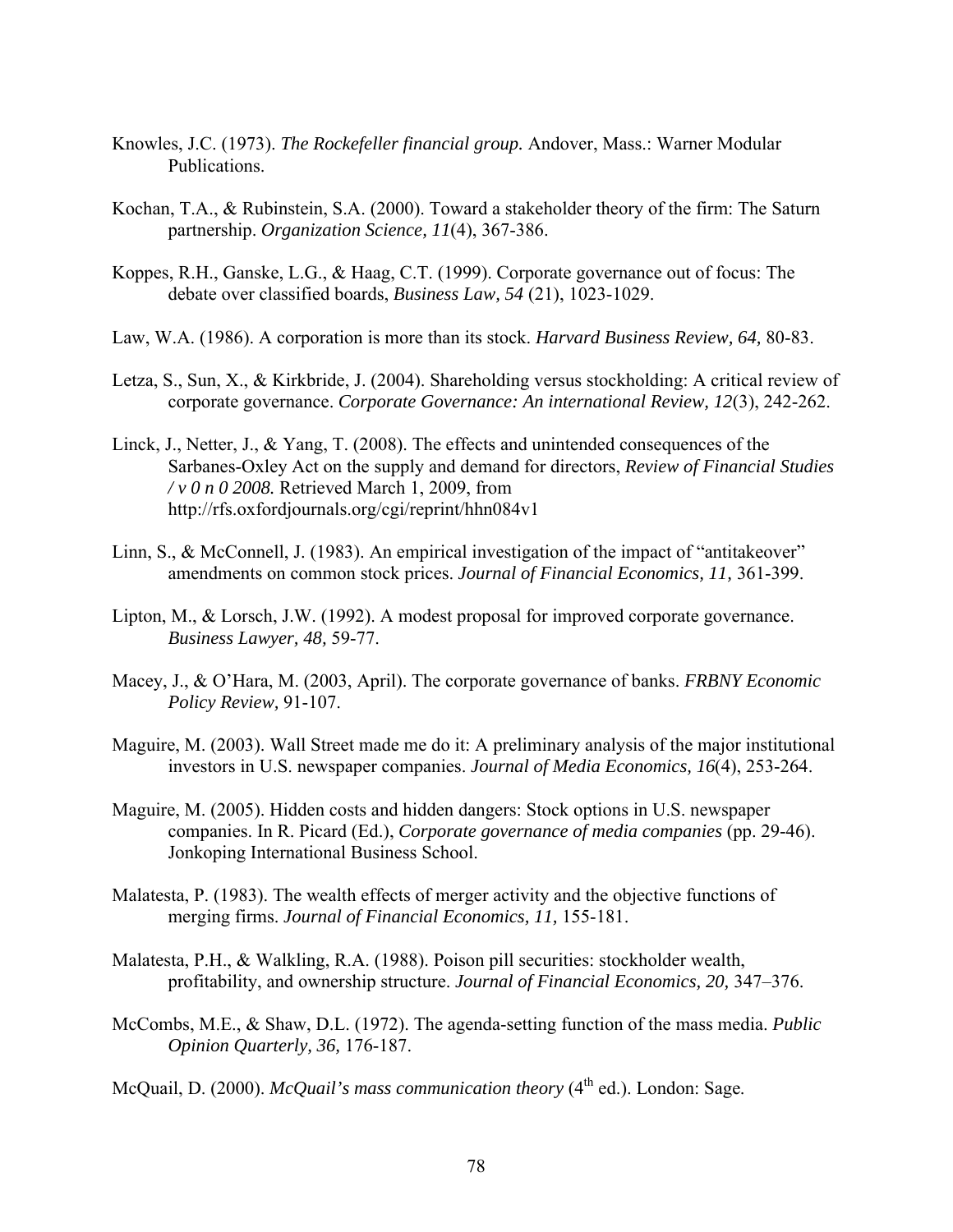Knowles, J.C. (1973). *The Rockefeller financial group.* Andover, Mass.: Warner Modular Publications.

Kochan, T.A., & Rubinstein, S.A. (2000). Toward a stakeholder theory of the firm: The Saturn partnership. *Organization Science, 11*(4), 367-386.

Koppes, R.H., Ganske, L.G., & Haag, C.T. (1999). Corporate governance out of focus: The debate over classified boards, *Business Law, 54* (21), 1023-1029.

Law, W.A. (1986). A corporation is more than its stock. *Harvard Business Review, 64,* 80-83.

Letza, S., Sun, X., & Kirkbride, J. (2004). Shareholding versus stockholding: A critical review of corporate governance. *Corporate Governance: An international Review, 12*(3), 242-262.

Linck, J., Netter, J., & Yang, T. (2008). The effects and unintended consequences of the Sarbanes-Oxley Act on the supply and demand for directors, *Review of Financial Studies / v 0 n 0 2008.* Retrieved March 1, 2009, from http://rfs.oxfordjournals.org/cgi/reprint/hhn084v1

Linn, S., & McConnell, J. (1983). An empirical investigation of the impact of "antitakeover" amendments on common stock prices. *Journal of Financial Economics, 11,* 361-399.

Lipton, M., & Lorsch, J.W. (1992). A modest proposal for improved corporate governance. *Business Lawyer, 48,* 59-77.

Macey, J., & O'Hara, M. (2003, April). The corporate governance of banks. *FRBNY Economic Policy Review,* 91-107.

Maguire, M. (2003). Wall Street made me do it: A preliminary analysis of the major institutional investors in U.S. newspaper companies. *Journal of Media Economics, 16*(4), 253-264.

Maguire, M. (2005). Hidden costs and hidden dangers: Stock options in U.S. newspaper companies. In R. Picard (Ed.), *Corporate governance of media companies* (pp. 29-46). Jonkoping International Business School.

Malatesta, P. (1983). The wealth effects of merger activity and the objective functions of merging firms. *Journal of Financial Economics, 11,* 155-181.

Malatesta, P.H., & Walkling, R.A. (1988). Poison pill securities: stockholder wealth, profitability, and ownership structure. *Journal of Financial Economics, 20,* 347–376.

McCombs, M.E., & Shaw, D.L. (1972). The agenda-setting function of the mass media. *Public Opinion Quarterly, 36,* 176-187.

McQuail, D. (2000). *McQuail's mass communication theory* (4th ed.). London: Sage.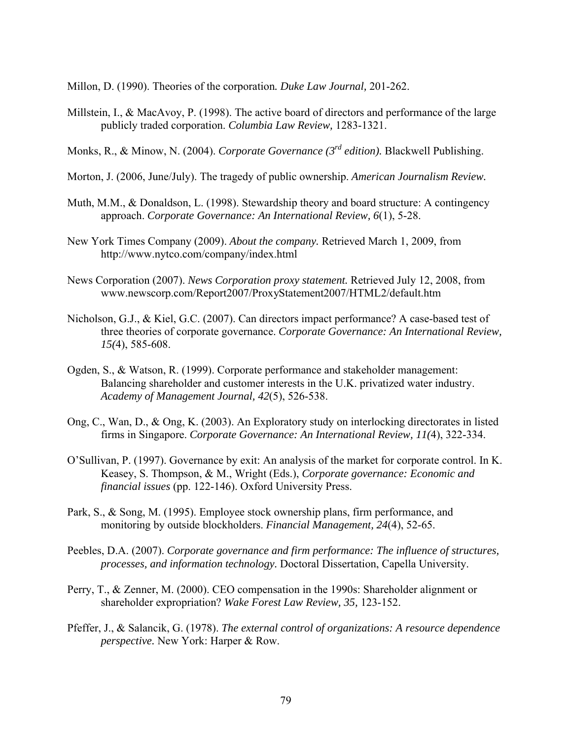Millon, D. (1990). Theories of the corporation*. Duke Law Journal,* 201-262.

Millstein, I., & MacAvoy, P. (1998). The active board of directors and performance of the large publicly traded corporation. *Columbia Law Review,* 1283-1321.

Monks, R., & Minow, N. (2004). *Corporate Governance (3rd edition).* Blackwell Publishing.

Morton, J. (2006, June/July). The tragedy of public ownership. *American Journalism Review.*

Muth, M.M., & Donaldson, L. (1998). Stewardship theory and board structure: A contingency approach. *Corporate Governance: An International Review, 6*(1), 5-28.

New York Times Company (2009). *About the company.* Retrieved March 1, 2009, from http://www.nytco.com/company/index.html

News Corporation (2007). *News Corporation proxy statement.* Retrieved July 12, 2008, from www.newscorp.com/Report2007/ProxyStatement2007/HTML2/default.htm

Nicholson, G.J., & Kiel, G.C. (2007). Can directors impact performance? A case-based test of three theories of corporate governance. *Corporate Governance: An International Review, 15(*4), 585-608.

Ogden, S., & Watson, R. (1999). Corporate performance and stakeholder management: Balancing shareholder and customer interests in the U.K. privatized water industry. *Academy of Management Journal, 42*(5), 526-538.

Ong, C., Wan, D., & Ong, K. (2003). An Exploratory study on interlocking directorates in listed firms in Singapore. *Corporate Governance: An International Review, 11(*4), 322-334.

O'Sullivan, P. (1997). Governance by exit: An analysis of the market for corporate control. In K. Keasey, S. Thompson, & M., Wright (Eds.), *Corporate governance: Economic and financial issues* (pp. 122-146). Oxford University Press.

Park, S., & Song, M. (1995). Employee stock ownership plans, firm performance, and monitoring by outside blockholders. *Financial Management, 24*(4), 52-65.

Peebles, D.A. (2007). *Corporate governance and firm performance: The influence of structures, processes, and information technology.* Doctoral Dissertation, Capella University.

Perry, T., & Zenner, M. (2000). CEO compensation in the 1990s: Shareholder alignment or shareholder expropriation? *Wake Forest Law Review, 35,* 123-152.

Pfeffer, J., & Salancik, G. (1978). *The external control of organizations: A resource dependence perspective.* New York: Harper & Row.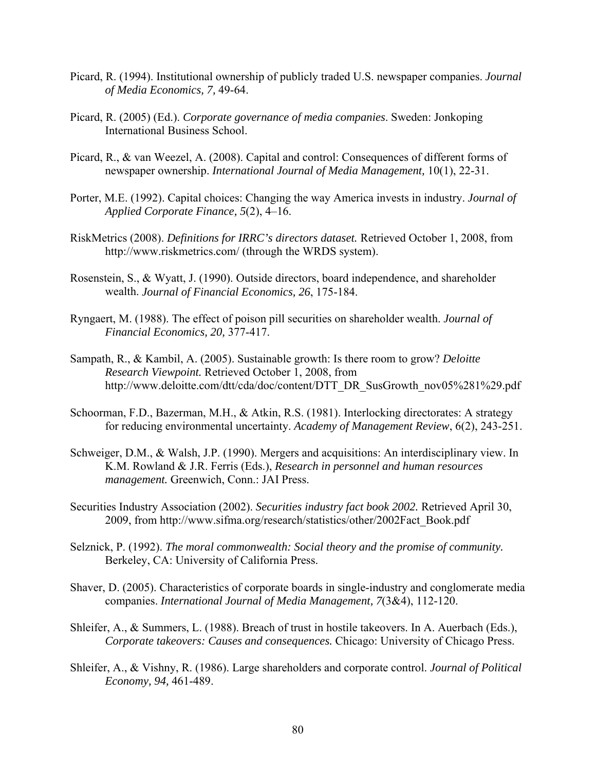Picard, R. (1994). Institutional ownership of publicly traded U.S. newspaper companies. *Journal of Media Economics, 7,* 49-64.

Picard, R. (2005) (Ed.). *Corporate governance of media companies*. Sweden: Jonkoping International Business School.

Picard, R., & van Weezel, A. (2008). Capital and control: Consequences of different forms of newspaper ownership. *International Journal of Media Management,* 10(1), 22-31.

Porter, M.E. (1992). Capital choices: Changing the way America invests in industry. *Journal of Applied Corporate Finance, 5*(2), 4–16.

RiskMetrics (2008). *Definitions for IRRC's directors dataset.* Retrieved October 1, 2008, from http://www.riskmetrics.com/ (through the WRDS system).

Rosenstein, S., & Wyatt, J. (1990). Outside directors, board independence, and shareholder wealth. *Journal of Financial Economics, 26*, 175-184.

Ryngaert, M. (1988). The effect of poison pill securities on shareholder wealth. *Journal of Financial Economics, 20,* 377-417.

Sampath, R., & Kambil, A. (2005). Sustainable growth: Is there room to grow? *Deloitte Research Viewpoint.* Retrieved October 1, 2008, from http://www.deloitte.com/dtt/cda/doc/content/DTT_DR_SusGrowth_nov05%281%29.pdf

Schoorman, F.D., Bazerman, M.H., & Atkin, R.S. (1981). Interlocking directorates: A strategy for reducing environmental uncertainty. *Academy of Management Review*, 6(2), 243-251.

Schweiger, D.M., & Walsh, J.P. (1990). Mergers and acquisitions: An interdisciplinary view. In K.M. Rowland & J.R. Ferris (Eds.), *Research in personnel and human resources management.* Greenwich, Conn.: JAI Press.

Securities Industry Association (2002). *Securities industry fact book 2002.* Retrieved April 30, 2009, from http://www.sifma.org/research/statistics/other/2002Fact_Book.pdf

Selznick, P. (1992). *The moral commonwealth: Social theory and the promise of community.* Berkeley, CA: University of California Press.

Shaver, D. (2005). Characteristics of corporate boards in single-industry and conglomerate media companies. *International Journal of Media Management, 7*(3&4), 112-120.

Shleifer, A., & Summers, L. (1988). Breach of trust in hostile takeovers. In A. Auerbach (Eds.), *Corporate takeovers: Causes and consequences.* Chicago: University of Chicago Press.

Shleifer, A., & Vishny, R. (1986). Large shareholders and corporate control. *Journal of Political Economy, 94,* 461-489.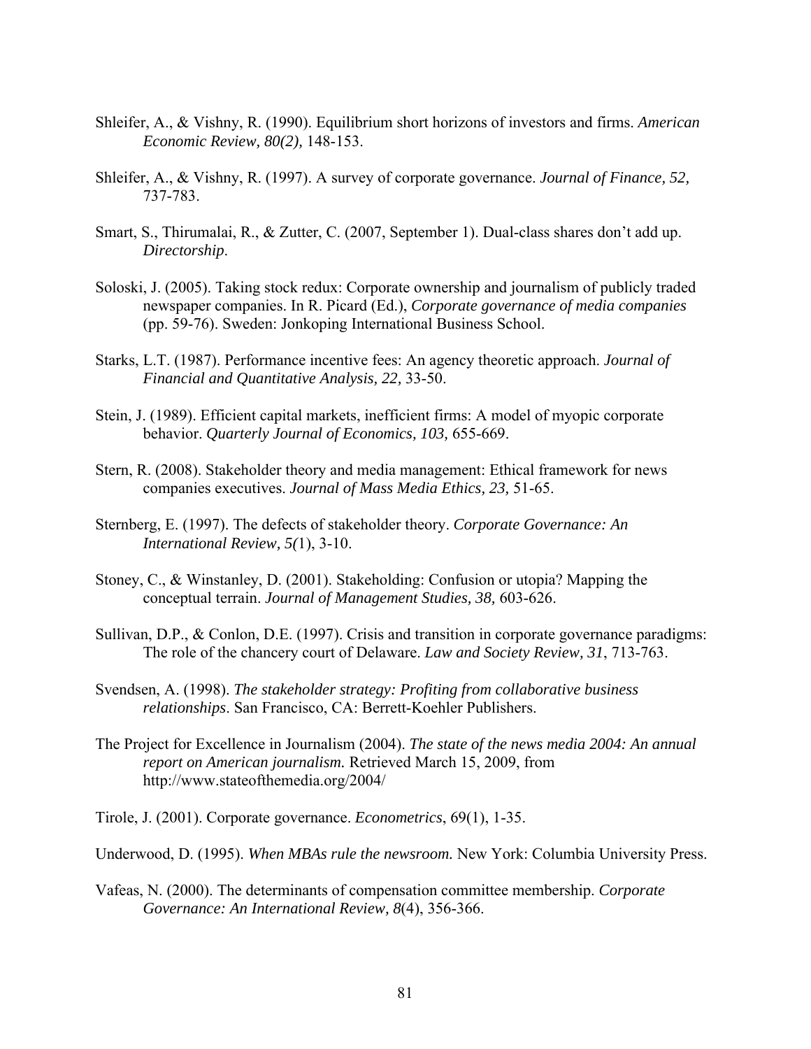Shleifer, A., & Vishny, R. (1990). Equilibrium short horizons of investors and firms. *American Economic Review, 80(2),* 148-153.

Shleifer, A., & Vishny, R. (1997). A survey of corporate governance. *Journal of Finance, 52,* 737-783.

Smart, S., Thirumalai, R., & Zutter, C. (2007, September 1). Dual-class shares don't add up. *Directorship*.

Soloski, J. (2005). Taking stock redux: Corporate ownership and journalism of publicly traded newspaper companies. In R. Picard (Ed.), *Corporate governance of media companies* (pp. 59-76). Sweden: Jonkoping International Business School.

Starks, L.T. (1987). Performance incentive fees: An agency theoretic approach. *Journal of Financial and Quantitative Analysis, 22,* 33-50.

Stein, J. (1989). Efficient capital markets, inefficient firms: A model of myopic corporate behavior. *Quarterly Journal of Economics, 103,* 655-669.

Stern, R. (2008). Stakeholder theory and media management: Ethical framework for news companies executives. *Journal of Mass Media Ethics, 23,* 51-65.

Sternberg, E. (1997). The defects of stakeholder theory. *Corporate Governance: An International Review, 5(*1), 3-10.

Stoney, C., & Winstanley, D. (2001). Stakeholding: Confusion or utopia? Mapping the conceptual terrain. *Journal of Management Studies, 38,* 603-626.

Sullivan, D.P., & Conlon, D.E. (1997). Crisis and transition in corporate governance paradigms: The role of the chancery court of Delaware. *Law and Society Review, 31*, 713-763.

Svendsen, A. (1998). *The stakeholder strategy: Profiting from collaborative business relationships*. San Francisco, CA: Berrett-Koehler Publishers.

The Project for Excellence in Journalism (2004). *The state of the news media 2004: An annual report on American journalism.* Retrieved March 15, 2009, from http://www.stateofthemedia.org/2004/

Tirole, J. (2001). Corporate governance. *Econometrics*, 69(1), 1-35.

Underwood, D. (1995). *When MBAs rule the newsroom.* New York: Columbia University Press.

Vafeas, N. (2000). The determinants of compensation committee membership. *Corporate Governance: An International Review, 8*(4), 356-366.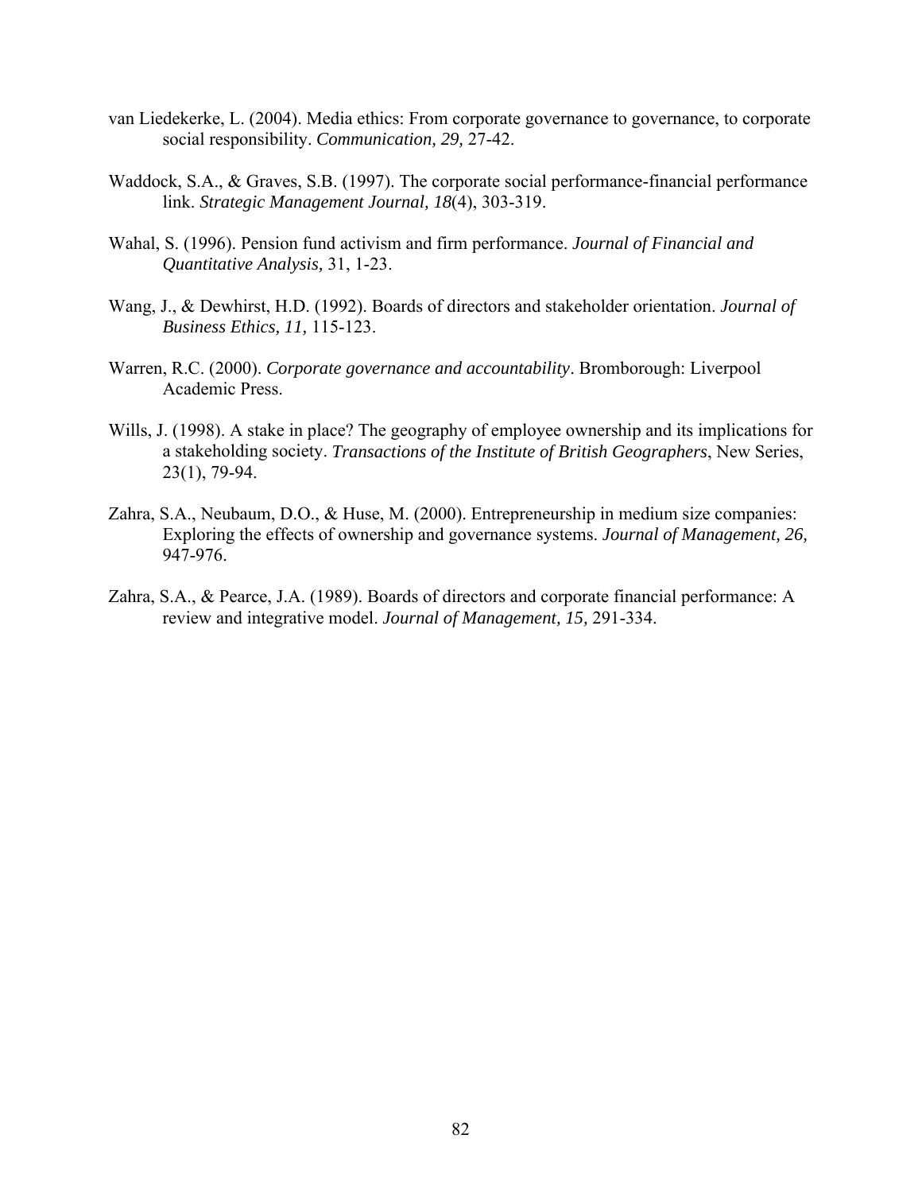van Liedekerke, L. (2004). Media ethics: From corporate governance to governance, to corporate social responsibility. *Communication, 29,* 27-42.

Waddock, S.A., & Graves, S.B. (1997). The corporate social performance-financial performance link. *Strategic Management Journal, 18*(4), 303-319.

Wahal, S. (1996). Pension fund activism and firm performance. *Journal of Financial and Quantitative Analysis,* 31, 1-23.

Wang, J., & Dewhirst, H.D. (1992). Boards of directors and stakeholder orientation. *Journal of Business Ethics, 11,* 115-123.

Warren, R.C. (2000). *Corporate governance and accountability*. Bromborough: Liverpool Academic Press.

Wills, J. (1998). A stake in place? The geography of employee ownership and its implications for a stakeholding society. *Transactions of the Institute of British Geographers*, New Series, 23(1), 79-94.

Zahra, S.A., Neubaum, D.O., & Huse, M. (2000). Entrepreneurship in medium size companies: Exploring the effects of ownership and governance systems. *Journal of Management, 26,* 947-976.

Zahra, S.A., & Pearce, J.A. (1989). Boards of directors and corporate financial performance: A review and integrative model. *Journal of Management, 15,* 291-334.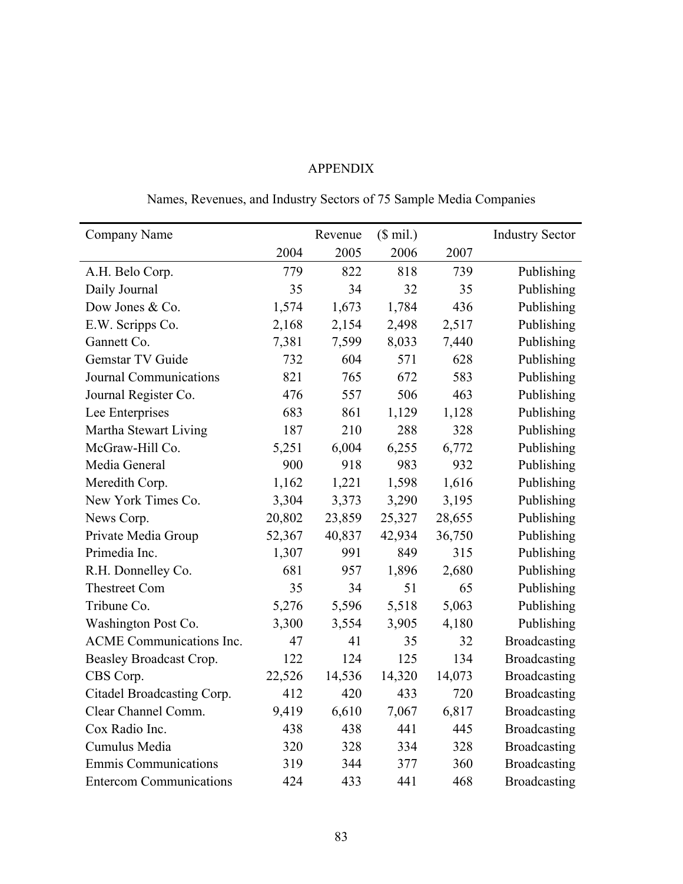# APPENDIX

Names, Revenues, and Industry Sectors of 75 Sample Media Companies

| Company Name | Revenue | ($ mil.) | | | Industry Sector |
|---|---|---|---|---|---|
| | 2004 | 2005 | 2006 | 2007 | |
| A.H. Belo Corp. | 779 | 822 | 818 | 739 | Publishing |
| Daily Journal | 35 | 34 | 32 | 35 | Publishing |
| Dow Jones & Co. | 1,574 | 1,673 | 1,784 | 436 | Publishing |
| E.W. Scripps Co. | 2,168 | 2,154 | 2,498 | 2,517 | Publishing |
| Gannett Co. | 7,381 | 7,599 | 8,033 | 7,440 | Publishing |
| Gemstar TV Guide | 732 | 604 | 571 | 628 | Publishing |
| Journal Communications | 821 | 765 | 672 | 583 | Publishing |
| Journal Register Co. | 476 | 557 | 506 | 463 | Publishing |
| Lee Enterprises | 683 | 861 | 1,129 | 1,128 | Publishing |
| Martha Stewart Living | 187 | 210 | 288 | 328 | Publishing |
| McGraw-Hill Co. | 5,251 | 6,004 | 6,255 | 6,772 | Publishing |
| Media General | 900 | 918 | 983 | 932 | Publishing |
| Meredith Corp. | 1,162 | 1,221 | 1,598 | 1,616 | Publishing |
| New York Times Co. | 3,304 | 3,373 | 3,290 | 3,195 | Publishing |
| News Corp. | 20,802 | 23,859 | 25,327 | 28,655 | Publishing |
| Private Media Group | 52,367 | 40,837 | 42,934 | 36,750 | Publishing |
| Primedia Inc. | 1,307 | 991 | 849 | 315 | Publishing |
| R.H. Donnelley Co. | 681 | 957 | 1,896 | 2,680 | Publishing |
| Thestreet Com | 35 | 34 | 51 | 65 | Publishing |
| Tribune Co. | 5,276 | 5,596 | 5,518 | 5,063 | Publishing |
| Washington Post Co. | 3,300 | 3,554 | 3,905 | 4,180 | Publishing |
| ACME Communications Inc. | 47 | 41 | 35 | 32 | Broadcasting |
| Beasley Broadcast Crop. | 122 | 124 | 125 | 134 | Broadcasting |
| CBS Corp. | 22,526 | 14,536 | 14,320 | 14,073 | Broadcasting |
| Citadel Broadcasting Corp. | 412 | 420 | 433 | 720 | Broadcasting |
| Clear Channel Comm. | 9,419 | 6,610 | 7,067 | 6,817 | Broadcasting |
| Cox Radio Inc. | 438 | 438 | 441 | 445 | Broadcasting |
| Cumulus Media | 320 | 328 | 334 | 328 | Broadcasting |
| Emmis Communications | 319 | 344 | 377 | 360 | Broadcasting |
| Entercom Communications | 424 | 433 | 441 | 468 | Broadcasting |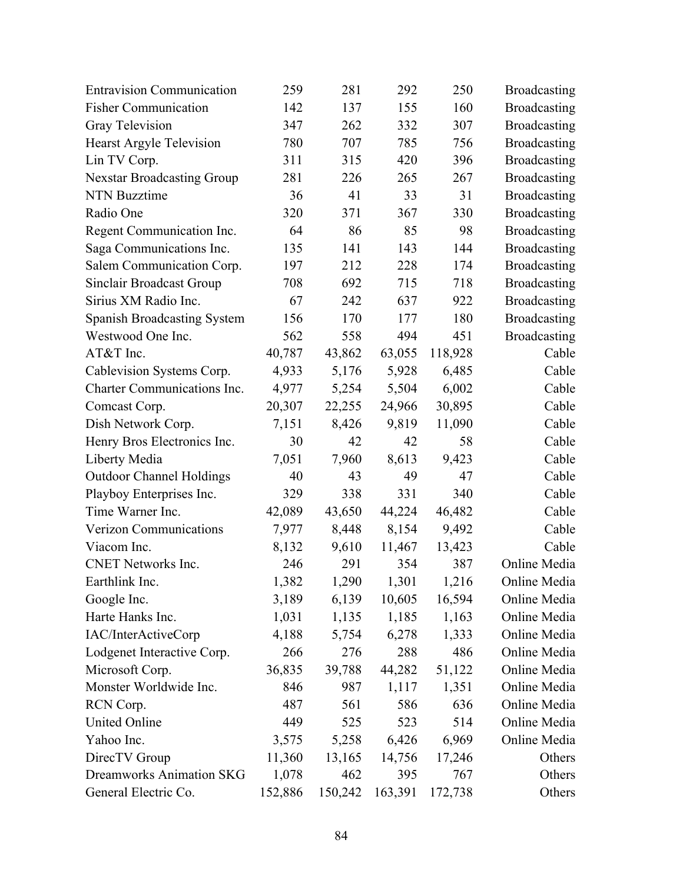| | | | | | |
|---|---|---|---|---|---|
| Entravision Communication | 259 | 281 | 292 | 250 | Broadcasting |
| Fisher Communication | 142 | 137 | 155 | 160 | Broadcasting |
| Gray Television | 347 | 262 | 332 | 307 | Broadcasting |
| Hearst Argyle Television | 780 | 707 | 785 | 756 | Broadcasting |
| Lin TV Corp. | 311 | 315 | 420 | 396 | Broadcasting |
| Nexstar Broadcasting Group | 281 | 226 | 265 | 267 | Broadcasting |
| NTN Buzztime | 36 | 41 | 33 | 31 | Broadcasting |
| Radio One | 320 | 371 | 367 | 330 | Broadcasting |
| Regent Communication Inc. | 64 | 86 | 85 | 98 | Broadcasting |
| Saga Communications Inc. | 135 | 141 | 143 | 144 | Broadcasting |
| Salem Communication Corp. | 197 | 212 | 228 | 174 | Broadcasting |
| Sinclair Broadcast Group | 708 | 692 | 715 | 718 | Broadcasting |
| Sirius XM Radio Inc. | 67 | 242 | 637 | 922 | Broadcasting |
| Spanish Broadcasting System | 156 | 170 | 177 | 180 | Broadcasting |
| Westwood One Inc. | 562 | 558 | 494 | 451 | Broadcasting |
| AT&T Inc. | 40,787 | 43,862 | 63,055 | 118,928 | Cable |
| Cablevision Systems Corp. | 4,933 | 5,176 | 5,928 | 6,485 | Cable |
| Charter Communications Inc. | 4,977 | 5,254 | 5,504 | 6,002 | Cable |
| Comcast Corp. | 20,307 | 22,255 | 24,966 | 30,895 | Cable |
| Dish Network Corp. | 7,151 | 8,426 | 9,819 | 11,090 | Cable |
| Henry Bros Electronics Inc. | 30 | 42 | 42 | 58 | Cable |
| Liberty Media | 7,051 | 7,960 | 8,613 | 9,423 | Cable |
| Outdoor Channel Holdings | 40 | 43 | 49 | 47 | Cable |
| Playboy Enterprises Inc. | 329 | 338 | 331 | 340 | Cable |
| Time Warner Inc. | 42,089 | 43,650 | 44,224 | 46,482 | Cable |
| Verizon Communications | 7,977 | 8,448 | 8,154 | 9,492 | Cable |
| Viacom Inc. | 8,132 | 9,610 | 11,467 | 13,423 | Cable |
| CNET Networks Inc. | 246 | 291 | 354 | 387 | Online Media |
| Earthlink Inc. | 1,382 | 1,290 | 1,301 | 1,216 | Online Media |
| Google Inc. | 3,189 | 6,139 | 10,605 | 16,594 | Online Media |
| Harte Hanks Inc. | 1,031 | 1,135 | 1,185 | 1,163 | Online Media |
| IAC/InterActiveCorp | 4,188 | 5,754 | 6,278 | 1,333 | Online Media |
| Lodgenet Interactive Corp. | 266 | 276 | 288 | 486 | Online Media |
| Microsoft Corp. | 36,835 | 39,788 | 44,282 | 51,122 | Online Media |
| Monster Worldwide Inc. | 846 | 987 | 1,117 | 1,351 | Online Media |
| RCN Corp. | 487 | 561 | 586 | 636 | Online Media |
| United Online | 449 | 525 | 523 | 514 | Online Media |
| Yahoo Inc. | 3,575 | 5,258 | 6,426 | 6,969 | Online Media |
| DirecTV Group | 11,360 | 13,165 | 14,756 | 17,246 | Others |
| Dreamworks Animation SKG | 1,078 | 462 | 395 | 767 | Others |
| General Electric Co. | 152,886 | 150,242 | 163,391 | 172,738 | Others |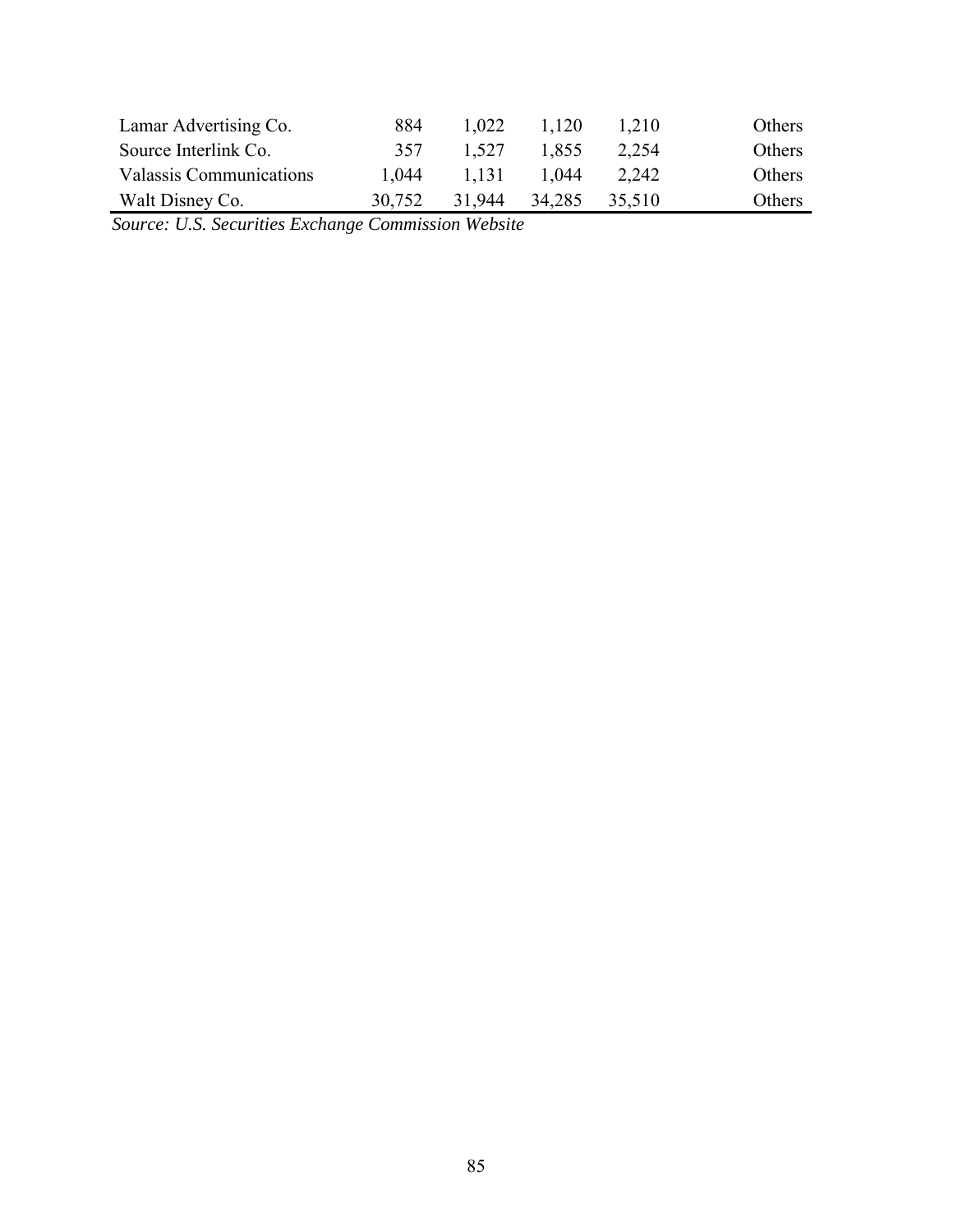| | | | | | |
|---|---|---|---|---|---|
| Lamar Advertising Co. | 884 | 1,022 | 1,120 | 1,210 | Others |
| Source Interlink Co. | 357 | 1,527 | 1,855 | 2,254 | Others |
| Valassis Communications | 1,044 | 1,131 | 1,044 | 2,242 | Others |
| Walt Disney Co. | 30,752 | 31,944 | 34,285 | 35,510 | Others |

*Source: U.S. Securities Exchange Commission Website*